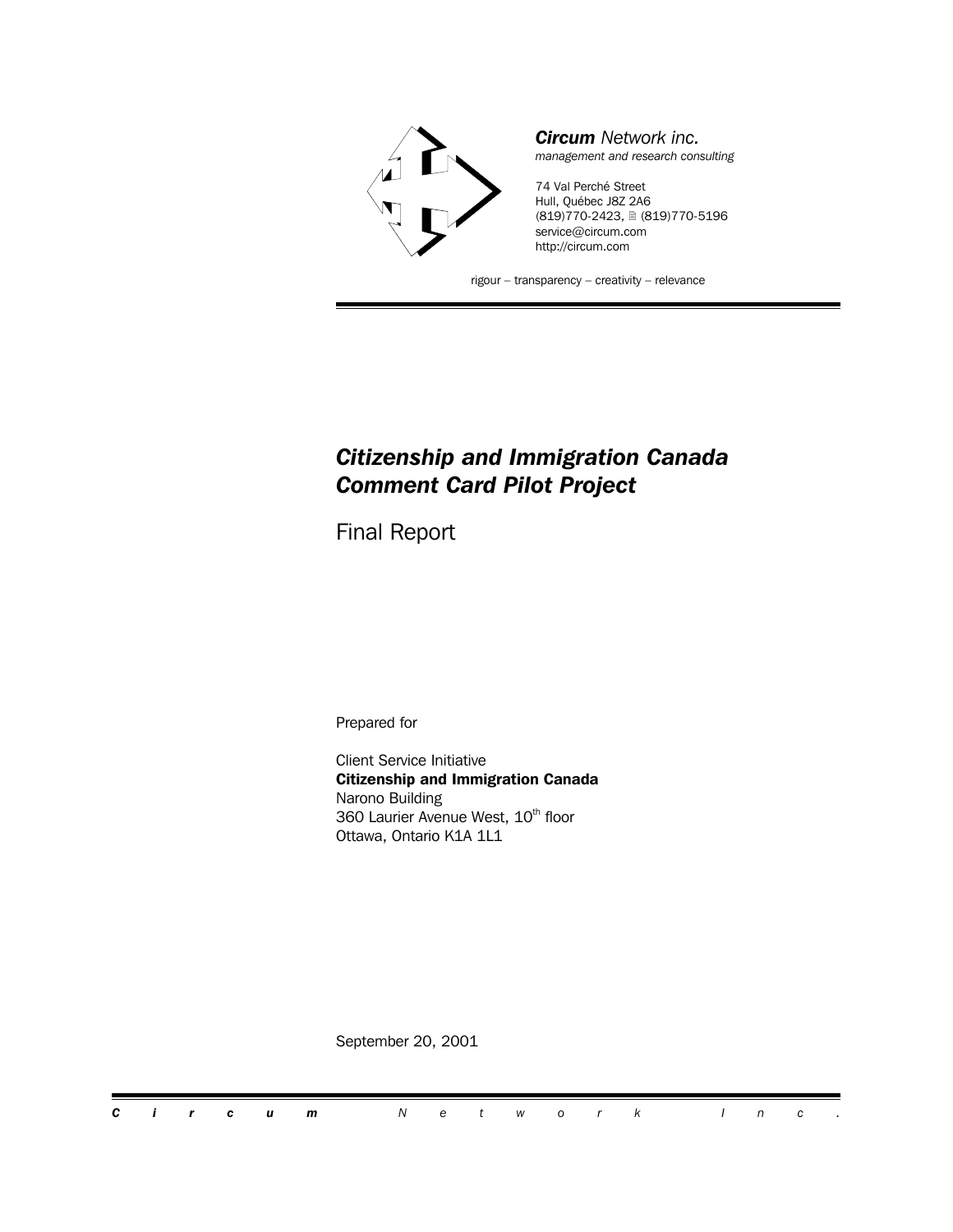***Circum** Network inc.*
*management and research consulting*

74 Val Perché Street
Hull, Québec J8Z 2A6
(819)770-2423, 🖹 (819)770-5196
service@circum.com
http://circum.com

rigour – transparency – creativity – relevance

# *Citizenship and Immigration Canada Comment Card Pilot Project*

## Final Report

Prepared for

Client Service Initiative
**Citizenship and Immigration Canada**
Narono Building
360 Laurier Avenue West, 10th floor
Ottawa, Ontario K1A 1L1

September 20, 2001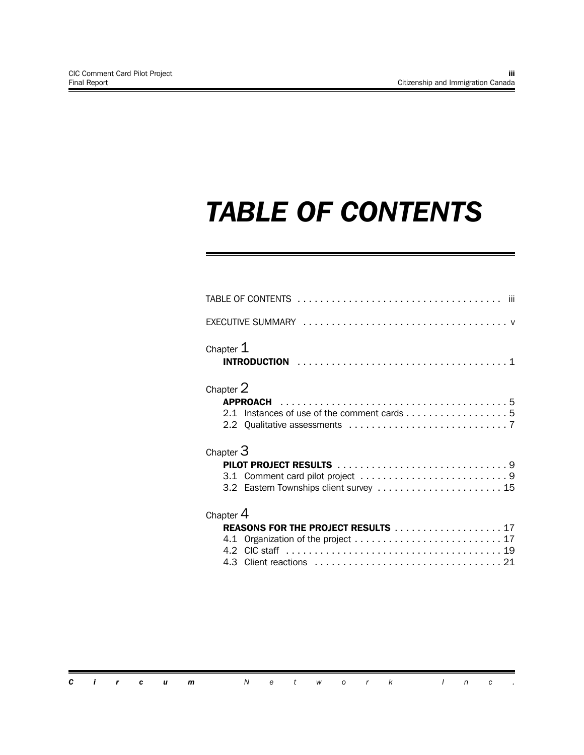# TABLE OF CONTENTS

TABLE OF CONTENTS . . . . . . . . . . . . . . . . . . . . . . . . . . . . . . . . . . . . iii

EXECUTIVE SUMMARY . . . . . . . . . . . . . . . . . . . . . . . . . . . . . . . . . . . . v

Chapter 1
**INTRODUCTION** . . . . . . . . . . . . . . . . . . . . . . . . . . . . . . . . . . . . 1

Chapter 2
**APPROACH** . . . . . . . . . . . . . . . . . . . . . . . . . . . . . . . . . . . . . . . 5
2.1 Instances of use of the comment cards . . . . . . . . . . . . . . . . . . 5
2.2 Qualitative assessments . . . . . . . . . . . . . . . . . . . . . . . . . . . . 7

Chapter 3
**PILOT PROJECT RESULTS** . . . . . . . . . . . . . . . . . . . . . . . . . . . . . . 9
3.1 Comment card pilot project . . . . . . . . . . . . . . . . . . . . . . . . . . . 9
3.2 Eastern Townships client survey . . . . . . . . . . . . . . . . . . . . . . 15

Chapter 4
**REASONS FOR THE PROJECT RESULTS** . . . . . . . . . . . . . . . . . . . 17
4.1 Organization of the project . . . . . . . . . . . . . . . . . . . . . . . . . . 17
4.2 CIC staff . . . . . . . . . . . . . . . . . . . . . . . . . . . . . . . . . . . . . . 19
4.3 Client reactions . . . . . . . . . . . . . . . . . . . . . . . . . . . . . . . . . 21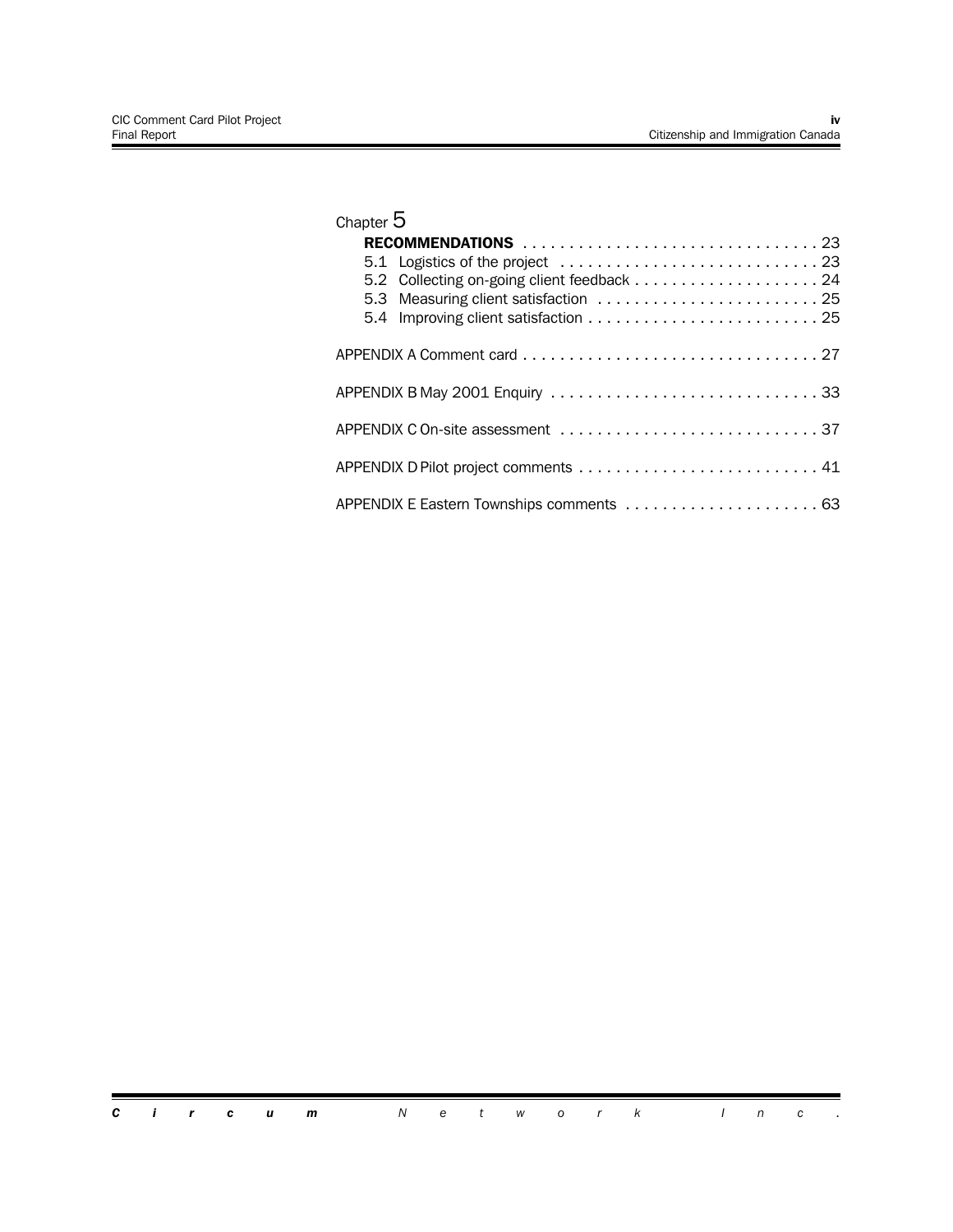Chapter 5

**RECOMMENDATIONS** . . . . . . . . . . . . . . . . . . . . . . . . . . . . . . . . 23

5.1 Logistics of the project . . . . . . . . . . . . . . . . . . . . . . . . . . . . 23

5.2 Collecting on-going client feedback . . . . . . . . . . . . . . . . . . . . 24

5.3 Measuring client satisfaction . . . . . . . . . . . . . . . . . . . . . . . . 25

5.4 Improving client satisfaction . . . . . . . . . . . . . . . . . . . . . . . . . 25

APPENDIX A Comment card . . . . . . . . . . . . . . . . . . . . . . . . . . . . . . . . 27

APPENDIX B May 2001 Enquiry . . . . . . . . . . . . . . . . . . . . . . . . . . . . . 33

APPENDIX C On-site assessment . . . . . . . . . . . . . . . . . . . . . . . . . . . . 37

APPENDIX D Pilot project comments . . . . . . . . . . . . . . . . . . . . . . . . . . 41

APPENDIX E Eastern Townships comments . . . . . . . . . . . . . . . . . . . . . 63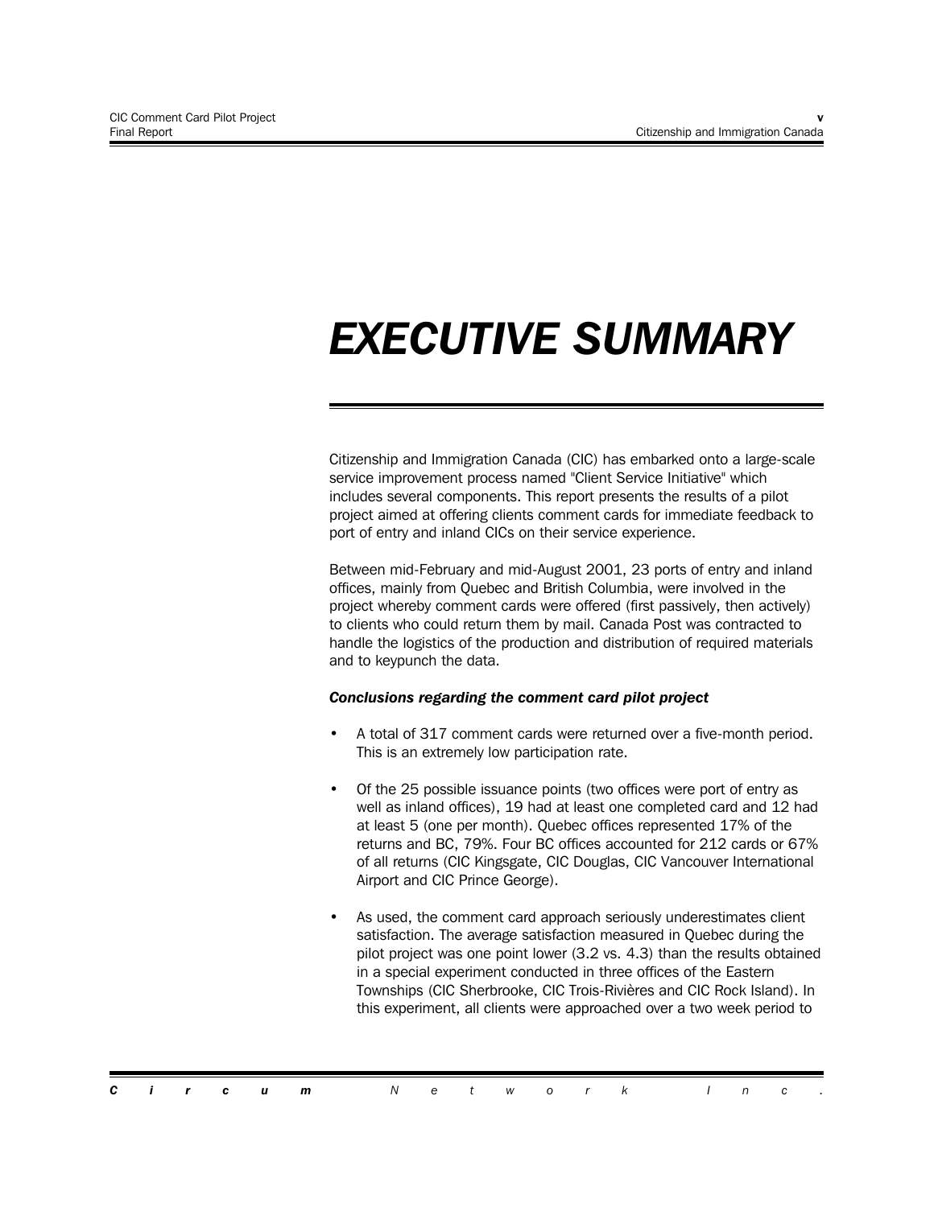# EXECUTIVE SUMMARY

Citizenship and Immigration Canada (CIC) has embarked onto a large-scale service improvement process named "Client Service Initiative" which includes several components. This report presents the results of a pilot project aimed at offering clients comment cards for immediate feedback to port of entry and inland CICs on their service experience.

Between mid-February and mid-August 2001, 23 ports of entry and inland offices, mainly from Quebec and British Columbia, were involved in the project whereby comment cards were offered (first passively, then actively) to clients who could return them by mail. Canada Post was contracted to handle the logistics of the production and distribution of required materials and to keypunch the data.

***Conclusions regarding the comment card pilot project***

- A total of 317 comment cards were returned over a five-month period. This is an extremely low participation rate.
- Of the 25 possible issuance points (two offices were port of entry as well as inland offices), 19 had at least one completed card and 12 had at least 5 (one per month). Quebec offices represented 17% of the returns and BC, 79%. Four BC offices accounted for 212 cards or 67% of all returns (CIC Kingsgate, CIC Douglas, CIC Vancouver International Airport and CIC Prince George).
- As used, the comment card approach seriously underestimates client satisfaction. The average satisfaction measured in Quebec during the pilot project was one point lower (3.2 vs. 4.3) than the results obtained in a special experiment conducted in three offices of the Eastern Townships (CIC Sherbrooke, CIC Trois-Rivières and CIC Rock Island). In this experiment, all clients were approached over a two week period to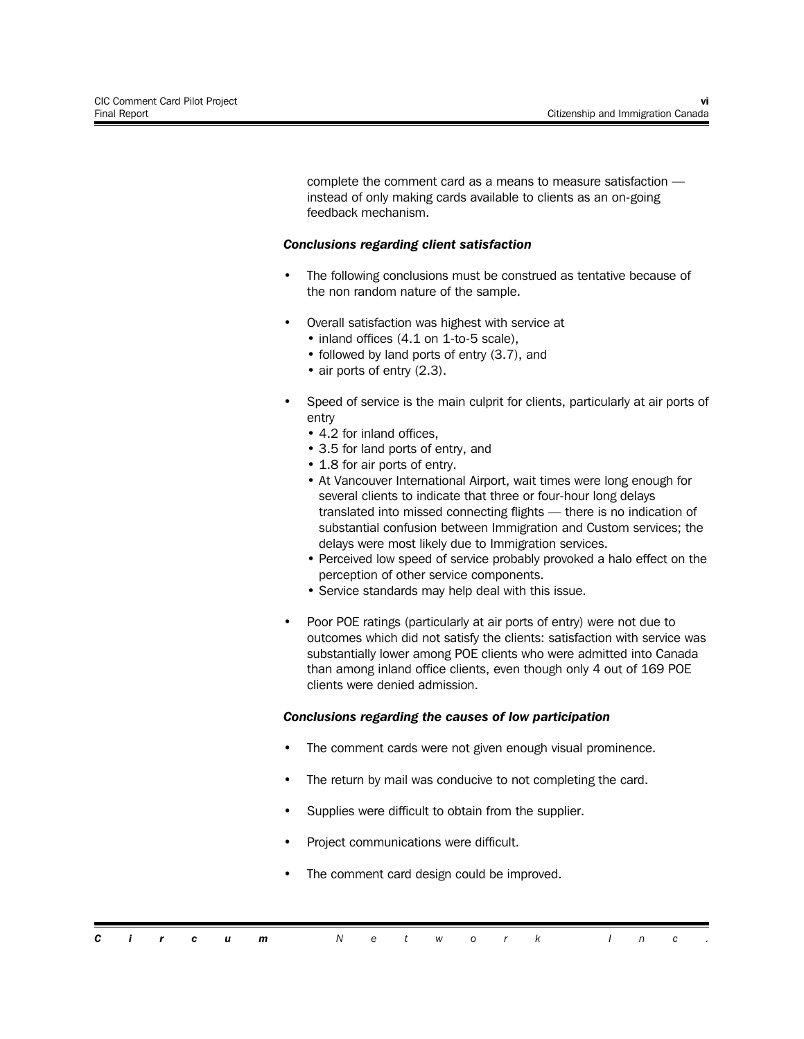complete the comment card as a means to measure satisfaction — instead of only making cards available to clients as an on-going feedback mechanism.

***Conclusions regarding client satisfaction***

- The following conclusions must be construed as tentative because of the non random nature of the sample.
- Overall satisfaction was highest with service at
  - inland offices (4.1 on 1-to-5 scale),
  - followed by land ports of entry (3.7), and
  - air ports of entry (2.3).
- Speed of service is the main culprit for clients, particularly at air ports of entry
  - 4.2 for inland offices,
  - 3.5 for land ports of entry, and
  - 1.8 for air ports of entry.
  - At Vancouver International Airport, wait times were long enough for several clients to indicate that three or four-hour long delays translated into missed connecting flights — there is no indication of substantial confusion between Immigration and Custom services; the delays were most likely due to Immigration services.
  - Perceived low speed of service probably provoked a halo effect on the perception of other service components.
  - Service standards may help deal with this issue.
- Poor POE ratings (particularly at air ports of entry) were not due to outcomes which did not satisfy the clients: satisfaction with service was substantially lower among POE clients who were admitted into Canada than among inland office clients, even though only 4 out of 169 POE clients were denied admission.

***Conclusions regarding the causes of low participation***

- The comment cards were not given enough visual prominence.
- The return by mail was conducive to not completing the card.
- Supplies were difficult to obtain from the supplier.
- Project communications were difficult.
- The comment card design could be improved.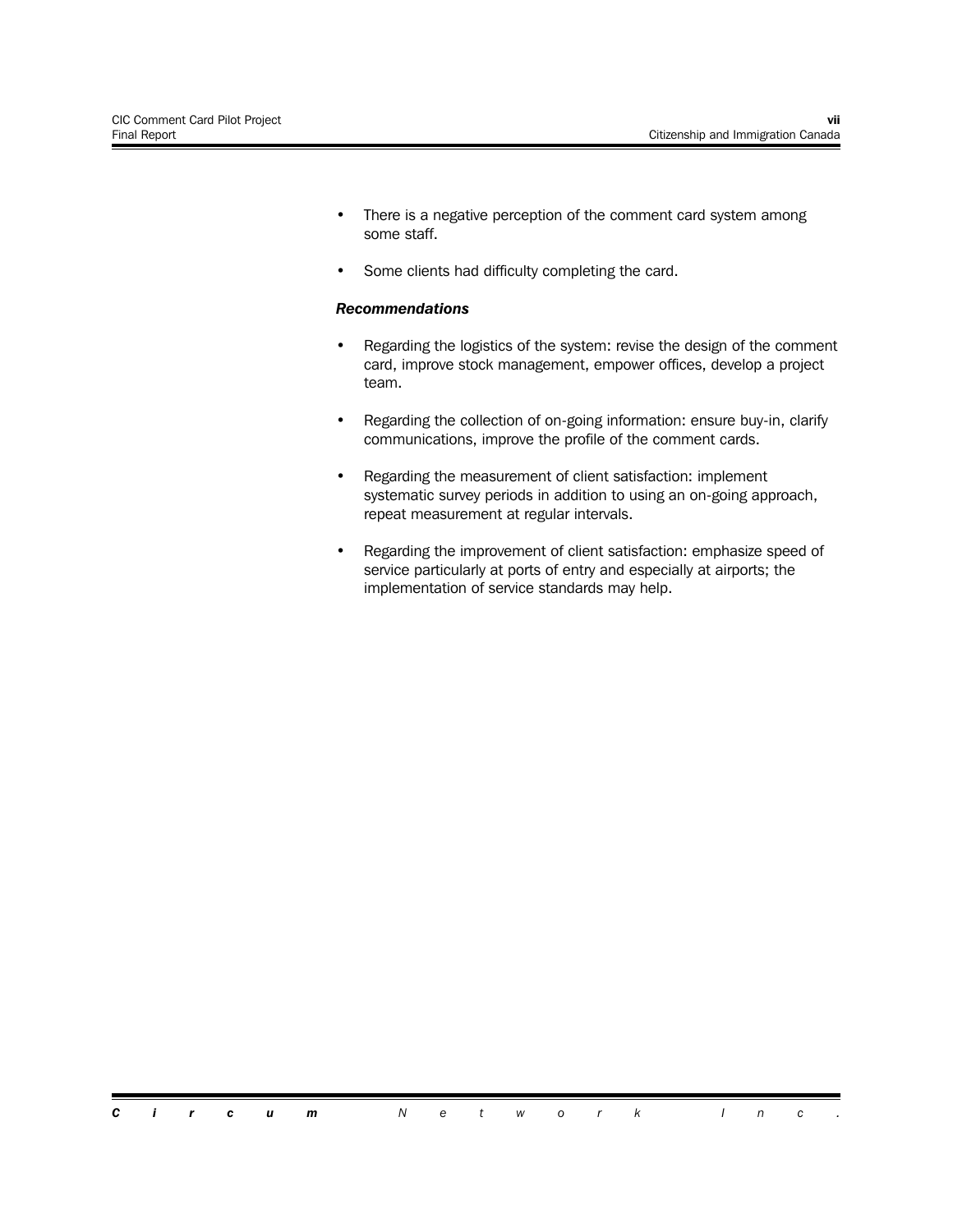- There is a negative perception of the comment card system among some staff.
- Some clients had difficulty completing the card.

***Recommendations***

- Regarding the logistics of the system: revise the design of the comment card, improve stock management, empower offices, develop a project team.
- Regarding the collection of on-going information: ensure buy-in, clarify communications, improve the profile of the comment cards.
- Regarding the measurement of client satisfaction: implement systematic survey periods in addition to using an on-going approach, repeat measurement at regular intervals.
- Regarding the improvement of client satisfaction: emphasize speed of service particularly at ports of entry and especially at airports; the implementation of service standards may help.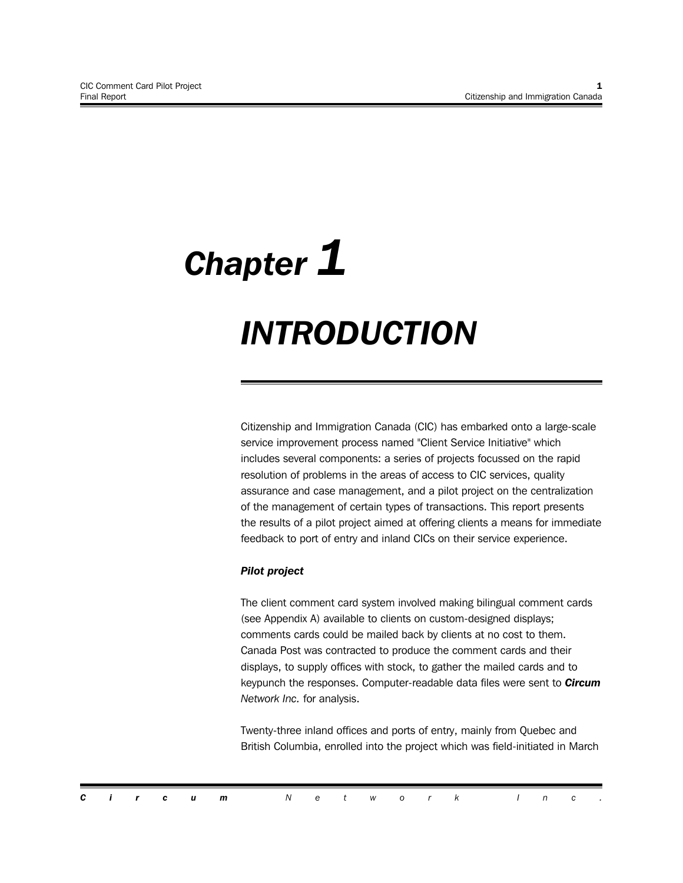# Chapter 1

# INTRODUCTION

Citizenship and Immigration Canada (CIC) has embarked onto a large-scale service improvement process named "Client Service Initiative" which includes several components: a series of projects focussed on the rapid resolution of problems in the areas of access to CIC services, quality assurance and case management, and a pilot project on the centralization of the management of certain types of transactions. This report presents the results of a pilot project aimed at offering clients a means for immediate feedback to port of entry and inland CICs on their service experience.

***Pilot project***

The client comment card system involved making bilingual comment cards (see Appendix A) available to clients on custom-designed displays; comments cards could be mailed back by clients at no cost to them. Canada Post was contracted to produce the comment cards and their displays, to supply offices with stock, to gather the mailed cards and to keypunch the responses. Computer-readable data files were sent to ***Circum** Network Inc.* for analysis.

Twenty-three inland offices and ports of entry, mainly from Quebec and British Columbia, enrolled into the project which was field-initiated in March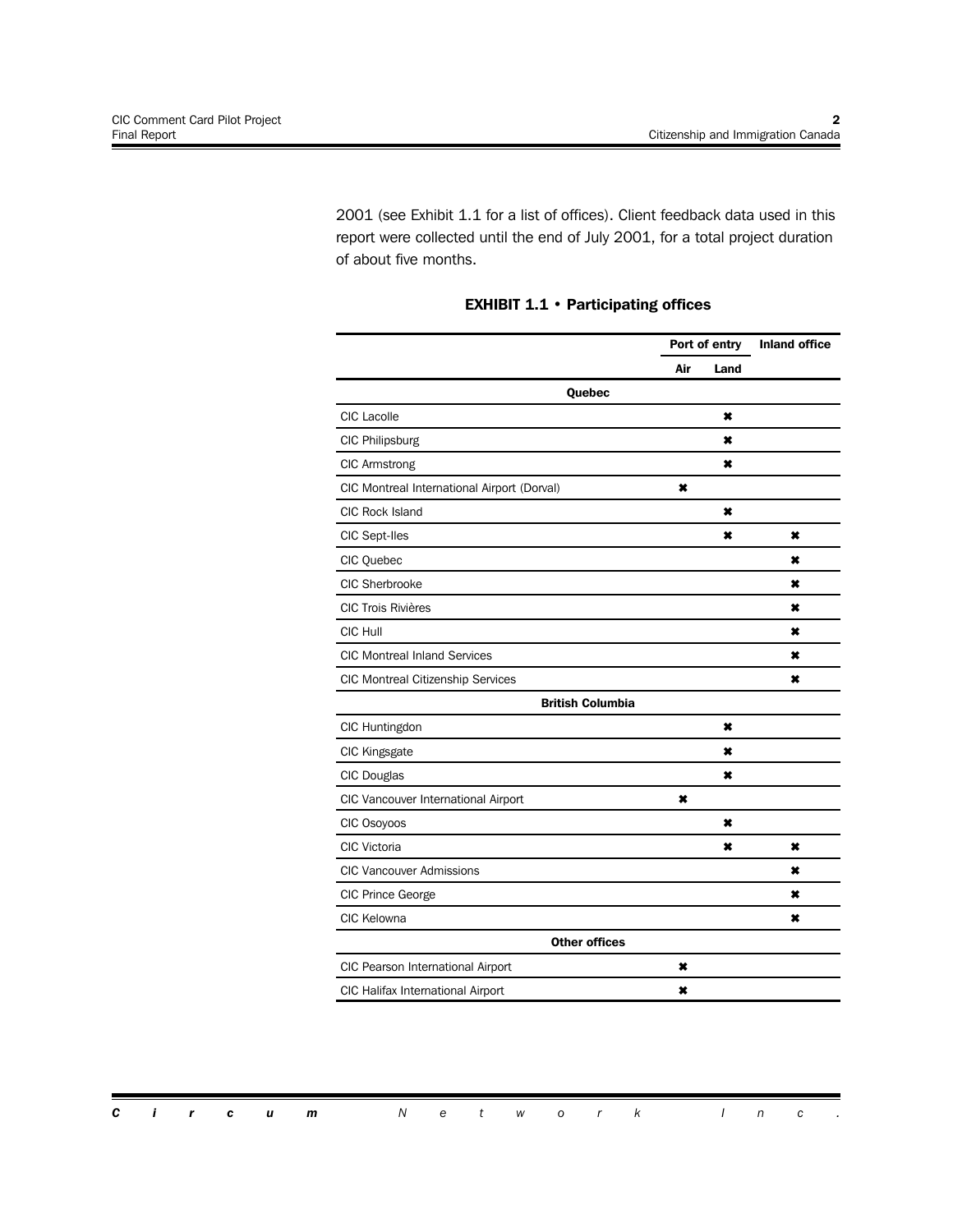2001 (see Exhibit 1.1 for a list of offices). Client feedback data used in this report were collected until the end of July 2001, for a total project duration of about five months.

**EXHIBIT 1.1 • Participating offices**

| | Port of entry | | Inland office |
|---|---|---|---|
| | Air | Land | |
| **Quebec** | | | |
| CIC Lacolle | | ✖ | |
| CIC Philipsburg | | ✖ | |
| CIC Armstrong | | ✖ | |
| CIC Montreal International Airport (Dorval) | ✖ | | |
| CIC Rock Island | | ✖ | |
| CIC Sept-Iles | | ✖ | ✖ |
| CIC Quebec | | | ✖ |
| CIC Sherbrooke | | | ✖ |
| CIC Trois Rivières | | | ✖ |
| CIC Hull | | | ✖ |
| CIC Montreal Inland Services | | | ✖ |
| CIC Montreal Citizenship Services | | | ✖ |
| **British Columbia** | | | |
| CIC Huntingdon | | ✖ | |
| CIC Kingsgate | | ✖ | |
| CIC Douglas | | ✖ | |
| CIC Vancouver International Airport | ✖ | | |
| CIC Osoyoos | | ✖ | |
| CIC Victoria | | ✖ | ✖ |
| CIC Vancouver Admissions | | | ✖ |
| CIC Prince George | | | ✖ |
| CIC Kelowna | | | ✖ |
| **Other offices** | | | |
| CIC Pearson International Airport | ✖ | | |
| CIC Halifax International Airport | ✖ | | |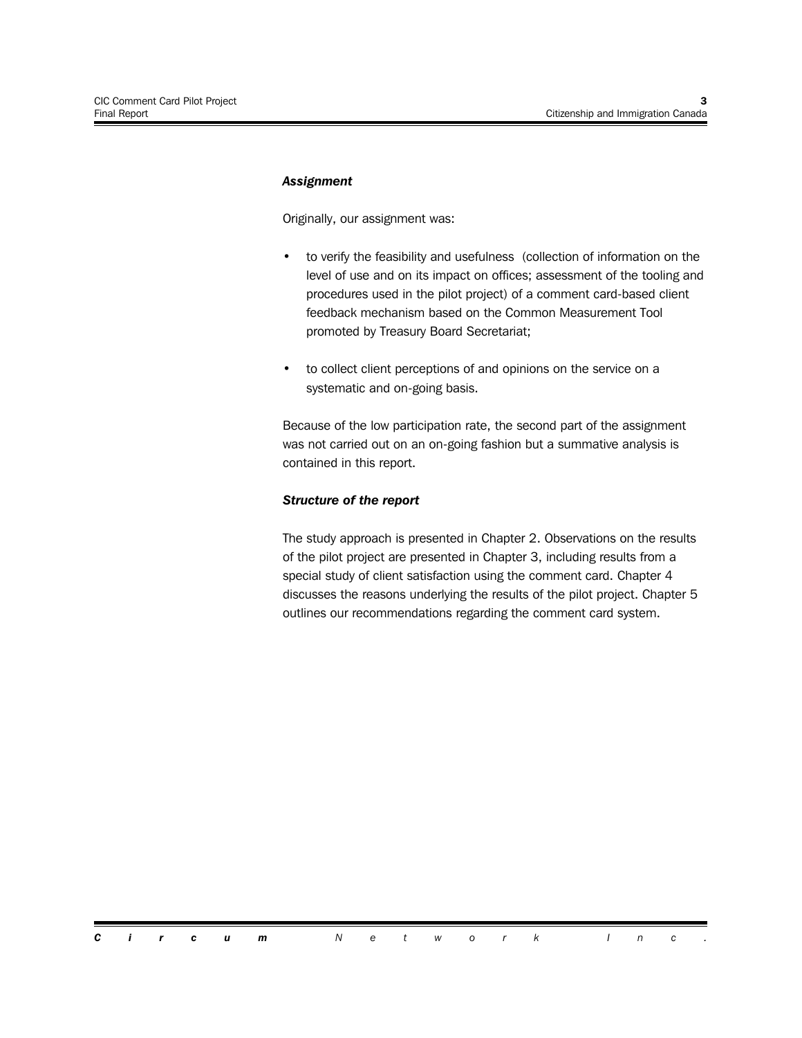***Assignment***

Originally, our assignment was:

- to verify the feasibility and usefulness  (collection of information on the level of use and on its impact on offices; assessment of the tooling and procedures used in the pilot project) of a comment card-based client feedback mechanism based on the Common Measurement Tool promoted by Treasury Board Secretariat;

- to collect client perceptions of and opinions on the service on a systematic and on-going basis.

Because of the low participation rate, the second part of the assignment was not carried out on an on-going fashion but a summative analysis is contained in this report.

***Structure of the report***

The study approach is presented in Chapter 2. Observations on the results of the pilot project are presented in Chapter 3, including results from a special study of client satisfaction using the comment card. Chapter 4 discusses the reasons underlying the results of the pilot project. Chapter 5 outlines our recommendations regarding the comment card system.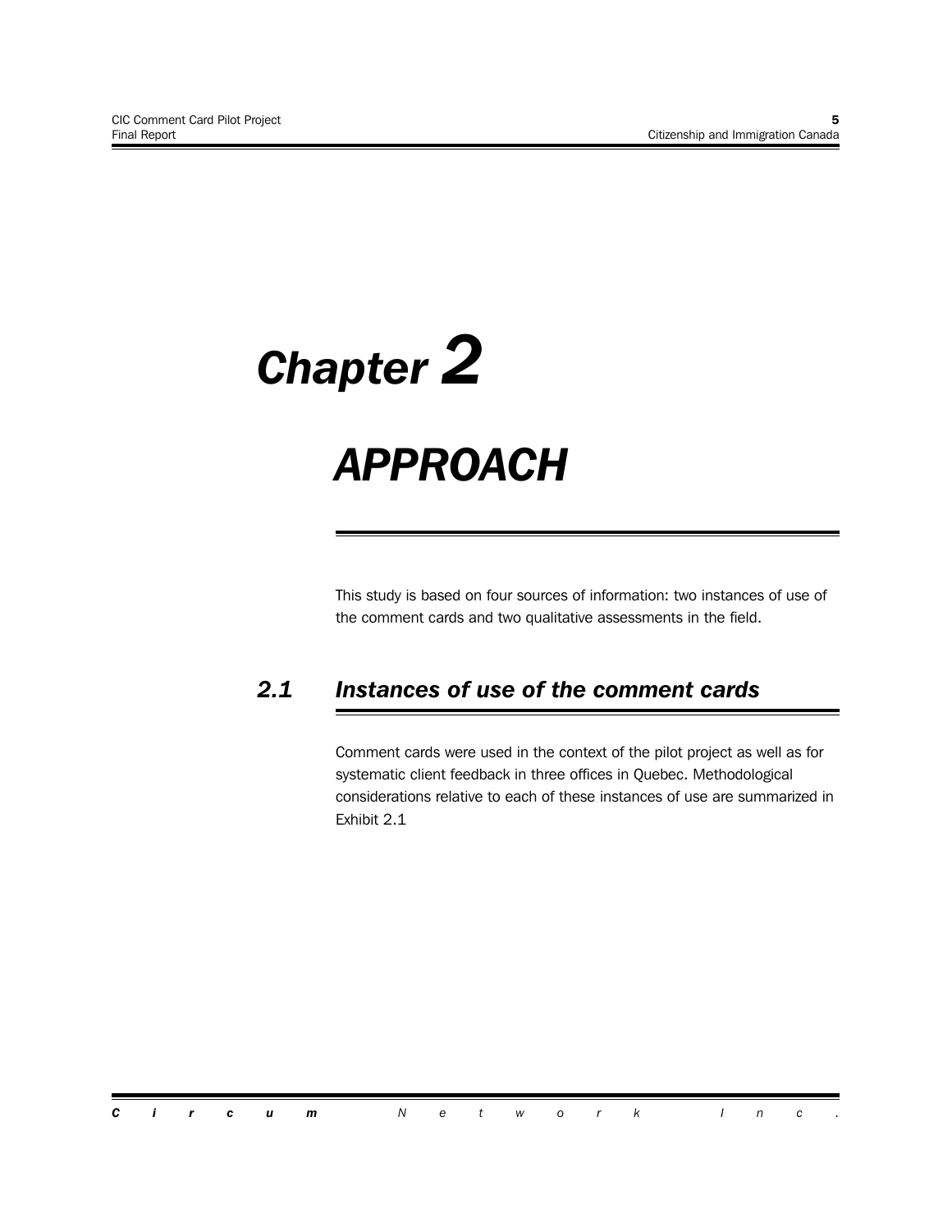# *Chapter 2*

# *APPROACH*

This study is based on four sources of information: two instances of use of the comment cards and two qualitative assessments in the field.

## *2.1 Instances of use of the comment cards*

Comment cards were used in the context of the pilot project as well as for systematic client feedback in three offices in Quebec. Methodological considerations relative to each of these instances of use are summarized in Exhibit 2.1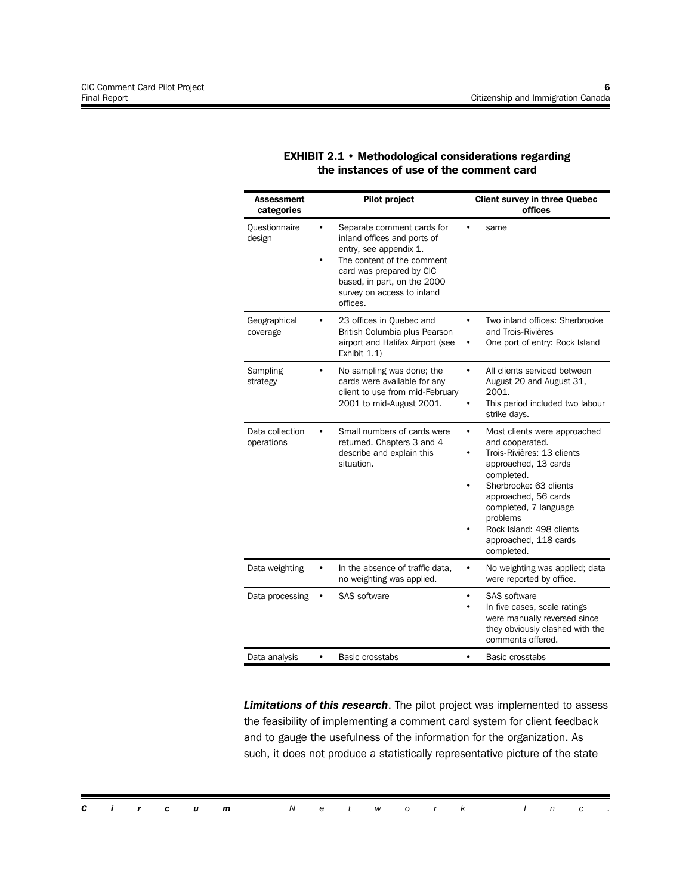**EXHIBIT 2.1 • Methodological considerations regarding the instances of use of the comment card**

| Assessment categories | Pilot project | Client survey in three Quebec offices |
|---|---|---|
| Questionnaire design | • Separate comment cards for inland offices and ports of entry, see appendix 1.<br>• The content of the comment card was prepared by CIC based, in part, on the 2000 survey on access to inland offices. | • same |
| Geographical coverage | • 23 offices in Quebec and British Columbia plus Pearson airport and Halifax Airport (see Exhibit 1.1) | • Two inland offices: Sherbrooke and Trois-Rivières<br>• One port of entry: Rock Island |
| Sampling strategy | • No sampling was done; the cards were available for any client to use from mid-February 2001 to mid-August 2001. | • All clients serviced between August 20 and August 31, 2001.<br>• This period included two labour strike days. |
| Data collection operations | • Small numbers of cards were returned. Chapters 3 and 4 describe and explain this situation. | • Most clients were approached and cooperated.<br>• Trois-Rivières: 13 clients approached, 13 cards completed.<br>• Sherbrooke: 63 clients approached, 56 cards completed, 7 language problems<br>• Rock Island: 498 clients approached, 118 cards completed. |
| Data weighting | • In the absence of traffic data, no weighting was applied. | • No weighting was applied; data were reported by office. |
| Data processing | • SAS software | • SAS software<br>• In five cases, scale ratings were manually reversed since they obviously clashed with the comments offered. |
| Data analysis | • Basic crosstabs | • Basic crosstabs |

***Limitations of this research***. The pilot project was implemented to assess the feasibility of implementing a comment card system for client feedback and to gauge the usefulness of the information for the organization. As such, it does not produce a statistically representative picture of the state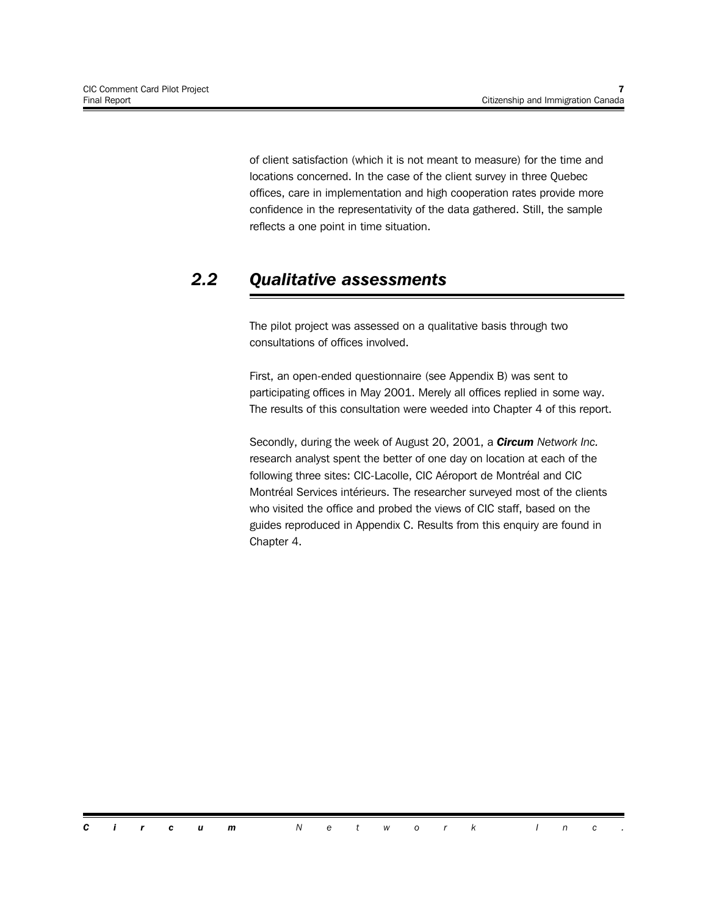of client satisfaction (which it is not meant to measure) for the time and locations concerned. In the case of the client survey in three Quebec offices, care in implementation and high cooperation rates provide more confidence in the representativity of the data gathered. Still, the sample reflects a one point in time situation.

## *2.2 Qualitative assessments*

The pilot project was assessed on a qualitative basis through two consultations of offices involved.

First, an open-ended questionnaire (see Appendix B) was sent to participating offices in May 2001. Merely all offices replied in some way. The results of this consultation were weeded into Chapter 4 of this report.

Secondly, during the week of August 20, 2001, a ***Circum** Network Inc.* research analyst spent the better of one day on location at each of the following three sites: CIC-Lacolle, CIC Aéroport de Montréal and CIC Montréal Services intérieurs. The researcher surveyed most of the clients who visited the office and probed the views of CIC staff, based on the guides reproduced in Appendix C. Results from this enquiry are found in Chapter 4.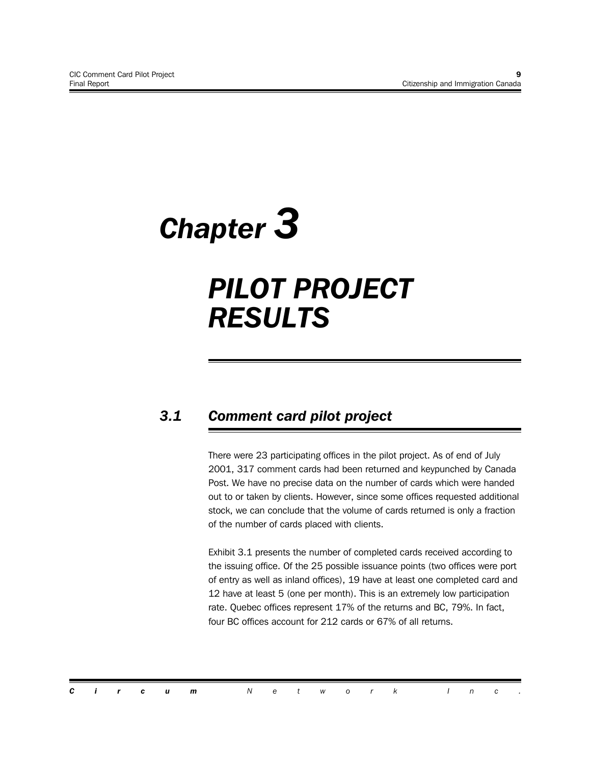# Chapter 3

# PILOT PROJECT RESULTS

## 3.1 Comment card pilot project

There were 23 participating offices in the pilot project. As of end of July 2001, 317 comment cards had been returned and keypunched by Canada Post. We have no precise data on the number of cards which were handed out to or taken by clients. However, since some offices requested additional stock, we can conclude that the volume of cards returned is only a fraction of the number of cards placed with clients.

Exhibit 3.1 presents the number of completed cards received according to the issuing office. Of the 25 possible issuance points (two offices were port of entry as well as inland offices), 19 have at least one completed card and 12 have at least 5 (one per month). This is an extremely low participation rate. Quebec offices represent 17% of the returns and BC, 79%. In fact, four BC offices account for 212 cards or 67% of all returns.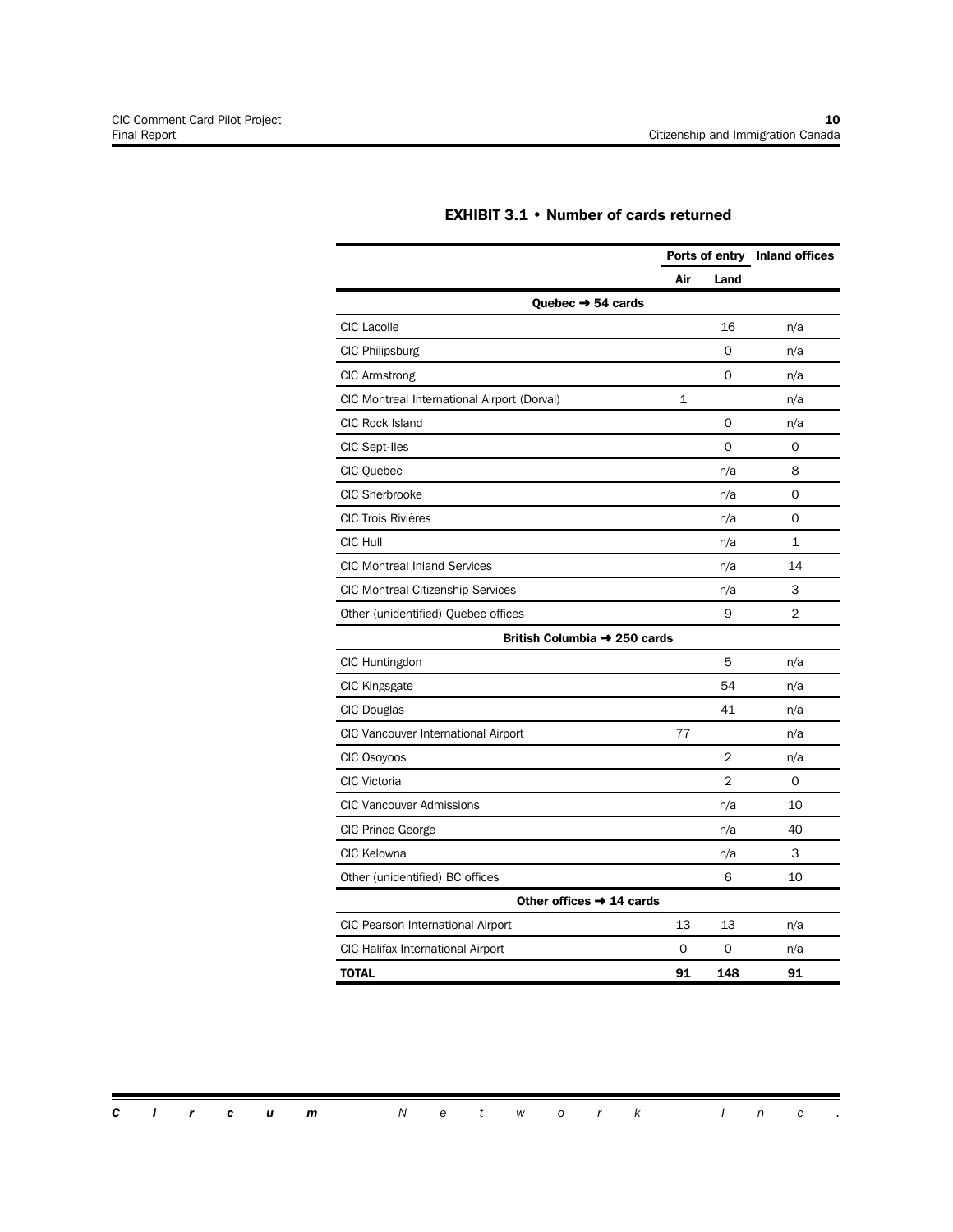## EXHIBIT 3.1 • Number of cards returned

| | Ports of entry | | Inland offices |
|---|---|---|---|
| | **Air** | **Land** | |
| **Quebec ➜ 54 cards** | | | |
| CIC Lacolle | | 16 | n/a |
| CIC Philipsburg | | 0 | n/a |
| CIC Armstrong | | 0 | n/a |
| CIC Montreal International Airport (Dorval) | 1 | | n/a |
| CIC Rock Island | | 0 | n/a |
| CIC Sept-Iles | | 0 | 0 |
| CIC Quebec | | n/a | 8 |
| CIC Sherbrooke | | n/a | 0 |
| CIC Trois Rivières | | n/a | 0 |
| CIC Hull | | n/a | 1 |
| CIC Montreal Inland Services | | n/a | 14 |
| CIC Montreal Citizenship Services | | n/a | 3 |
| Other (unidentified) Quebec offices | | 9 | 2 |
| **British Columbia ➜ 250 cards** | | | |
| CIC Huntingdon | | 5 | n/a |
| CIC Kingsgate | | 54 | n/a |
| CIC Douglas | | 41 | n/a |
| CIC Vancouver International Airport | 77 | | n/a |
| CIC Osoyoos | | 2 | n/a |
| CIC Victoria | | 2 | 0 |
| CIC Vancouver Admissions | | n/a | 10 |
| CIC Prince George | | n/a | 40 |
| CIC Kelowna | | n/a | 3 |
| Other (unidentified) BC offices | | 6 | 10 |
| **Other offices ➜ 14 cards** | | | |
| CIC Pearson International Airport | 13 | 13 | n/a |
| CIC Halifax International Airport | 0 | 0 | n/a |
| **TOTAL** | **91** | **148** | **91** |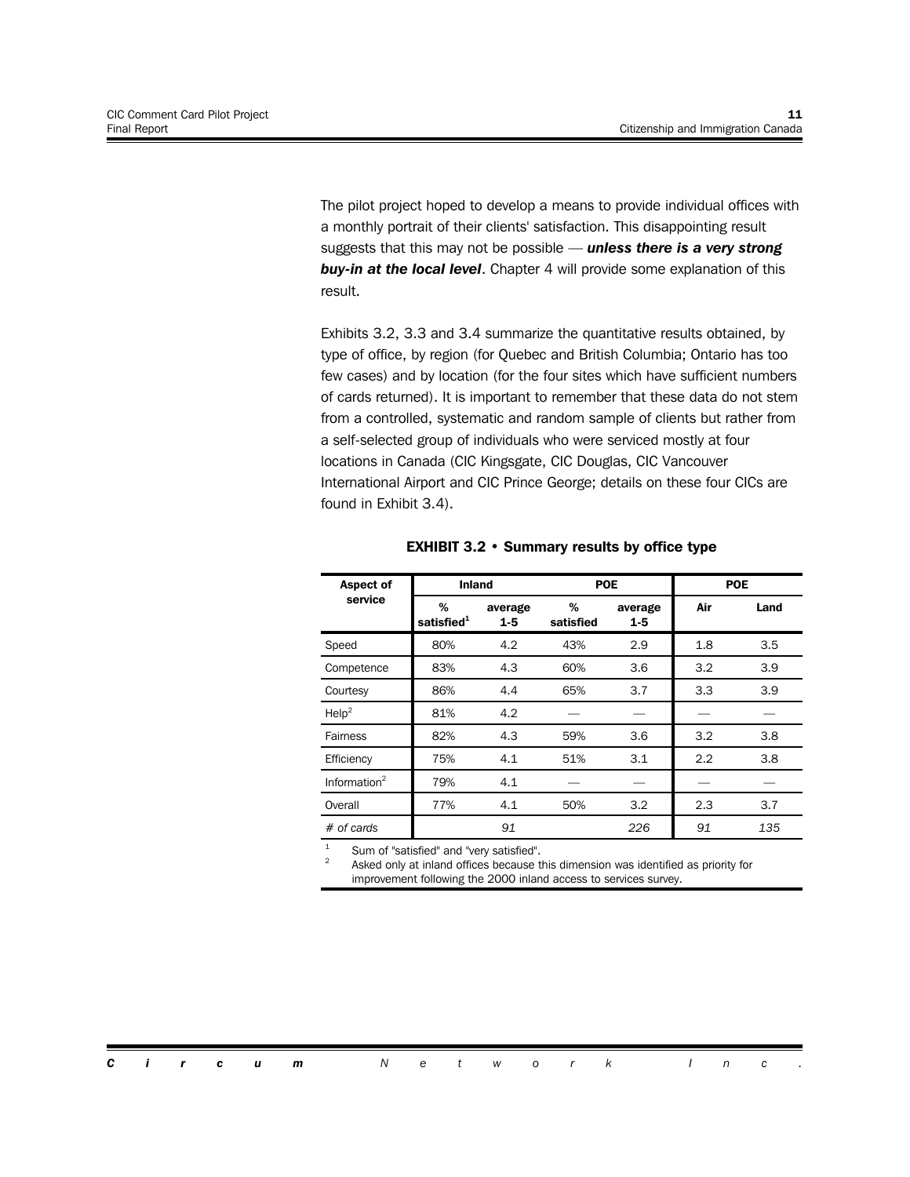The pilot project hoped to develop a means to provide individual offices with a monthly portrait of their clients' satisfaction. This disappointing result suggests that this may not be possible — ***unless there is a very strong buy-in at the local level***. Chapter 4 will provide some explanation of this result.

Exhibits 3.2, 3.3 and 3.4 summarize the quantitative results obtained, by type of office, by region (for Quebec and British Columbia; Ontario has too few cases) and by location (for the four sites which have sufficient numbers of cards returned). It is important to remember that these data do not stem from a controlled, systematic and random sample of clients but rather from a self-selected group of individuals who were serviced mostly at four locations in Canada (CIC Kingsgate, CIC Douglas, CIC Vancouver International Airport and CIC Prince George; details on these four CICs are found in Exhibit 3.4).

**EXHIBIT 3.2 • Summary results by office type**

| Aspect of service | Inland | | POE | | POE | |
|---|---|---|---|---|---|---|
| | % satisfied[1] | average 1-5 | % satisfied | average 1-5 | Air | Land |
| Speed | 80% | 4.2 | 43% | 2.9 | 1.8 | 3.5 |
| Competence | 83% | 4.3 | 60% | 3.6 | 3.2 | 3.9 |
| Courtesy | 86% | 4.4 | 65% | 3.7 | 3.3 | 3.9 |
| Help[2] | 81% | 4.2 | — | — | — | — |
| Fairness | 82% | 4.3 | 59% | 3.6 | 3.2 | 3.8 |
| Efficiency | 75% | 4.1 | 51% | 3.1 | 2.2 | 3.8 |
| Information[2] | 79% | 4.1 | — | — | — | — |
| Overall | 77% | 4.1 | 50% | 3.2 | 2.3 | 3.7 |
| *# of cards* | | *91* | | *226* | *91* | *135* |

[1] Sum of "satisfied" and "very satisfied".

[2] Asked only at inland offices because this dimension was identified as priority for improvement following the 2000 inland access to services survey.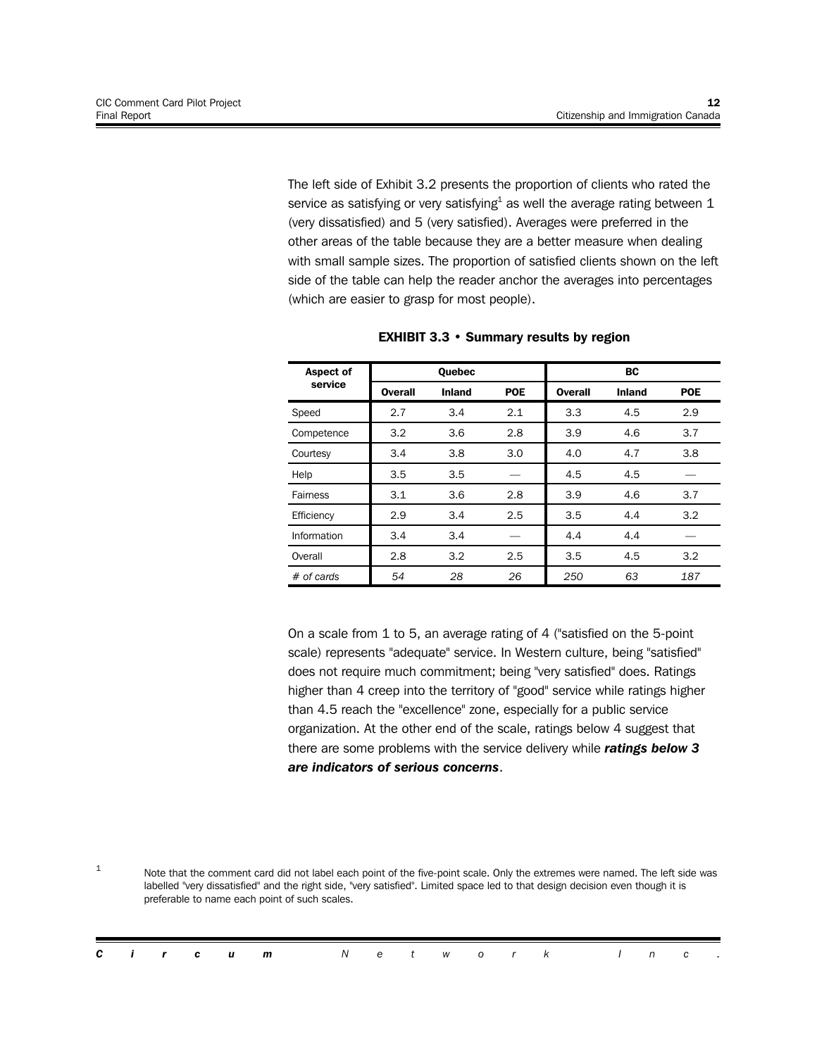The left side of Exhibit 3.2 presents the proportion of clients who rated the service as satisfying or very satisfying[1] as well the average rating between 1 (very dissatisfied) and 5 (very satisfied). Averages were preferred in the other areas of the table because they are a better measure when dealing with small sample sizes. The proportion of satisfied clients shown on the left side of the table can help the reader anchor the averages into percentages (which are easier to grasp for most people).

**EXHIBIT 3.3 • Summary results by region**

| Aspect of service | Quebec | | | BC | | |
|---|---|---|---|---|---|---|
| | Overall | Inland | POE | Overall | Inland | POE |
| Speed | 2.7 | 3.4 | 2.1 | 3.3 | 4.5 | 2.9 |
| Competence | 3.2 | 3.6 | 2.8 | 3.9 | 4.6 | 3.7 |
| Courtesy | 3.4 | 3.8 | 3.0 | 4.0 | 4.7 | 3.8 |
| Help | 3.5 | 3.5 | — | 4.5 | 4.5 | — |
| Fairness | 3.1 | 3.6 | 2.8 | 3.9 | 4.6 | 3.7 |
| Efficiency | 2.9 | 3.4 | 2.5 | 3.5 | 4.4 | 3.2 |
| Information | 3.4 | 3.4 | — | 4.4 | 4.4 | — |
| Overall | 2.8 | 3.2 | 2.5 | 3.5 | 4.5 | 3.2 |
| *# of cards* | *54* | *28* | *26* | *250* | *63* | *187* |

On a scale from 1 to 5, an average rating of 4 ("satisfied on the 5-point scale) represents "adequate" service. In Western culture, being "satisfied" does not require much commitment; being "very satisfied" does. Ratings higher than 4 creep into the territory of "good" service while ratings higher than 4.5 reach the "excellence" zone, especially for a public service organization. At the other end of the scale, ratings below 4 suggest that there are some problems with the service delivery while ***ratings below 3 are indicators of serious concerns***.

[1] Note that the comment card did not label each point of the five-point scale. Only the extremes were named. The left side was labelled "very dissatisfied" and the right side, "very satisfied". Limited space led to that design decision even though it is preferable to name each point of such scales.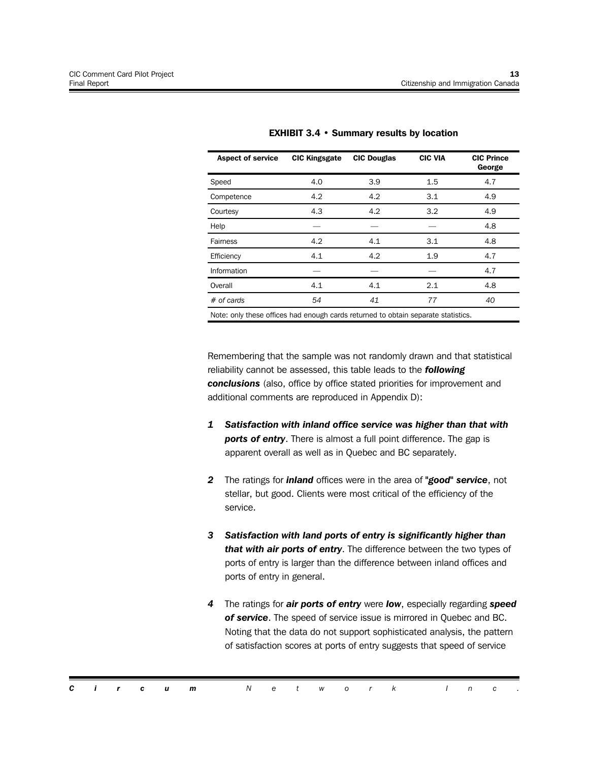**EXHIBIT 3.4 • Summary results by location**

| Aspect of service | CIC Kingsgate | CIC Douglas | CIC VIA | CIC Prince George |
|---|---|---|---|---|
| Speed | 4.0 | 3.9 | 1.5 | 4.7 |
| Competence | 4.2 | 4.2 | 3.1 | 4.9 |
| Courtesy | 4.3 | 4.2 | 3.2 | 4.9 |
| Help | — | — | — | 4.8 |
| Fairness | 4.2 | 4.1 | 3.1 | 4.8 |
| Efficiency | 4.1 | 4.2 | 1.9 | 4.7 |
| Information | — | — | — | 4.7 |
| Overall | 4.1 | 4.1 | 2.1 | 4.8 |
| *# of cards* | *54* | *41* | *77* | *40* |

Note: only these offices had enough cards returned to obtain separate statistics.

Remembering that the sample was not randomly drawn and that statistical reliability cannot be assessed, this table leads to the ***following conclusions*** (also, office by office stated priorities for improvement and additional comments are reproduced in Appendix D):

1. ***Satisfaction with inland office service was higher than that with ports of entry***. There is almost a full point difference. The gap is apparent overall as well as in Quebec and BC separately.

2. The ratings for ***inland*** offices were in the area of "***good***" ***service***, not stellar, but good. Clients were most critical of the efficiency of the service.

3. ***Satisfaction with land ports of entry is significantly higher than that with air ports of entry***. The difference between the two types of ports of entry is larger than the difference between inland offices and ports of entry in general.

4. The ratings for ***air ports of entry*** were ***low***, especially regarding ***speed of service***. The speed of service issue is mirrored in Quebec and BC. Noting that the data do not support sophisticated analysis, the pattern of satisfaction scores at ports of entry suggests that speed of service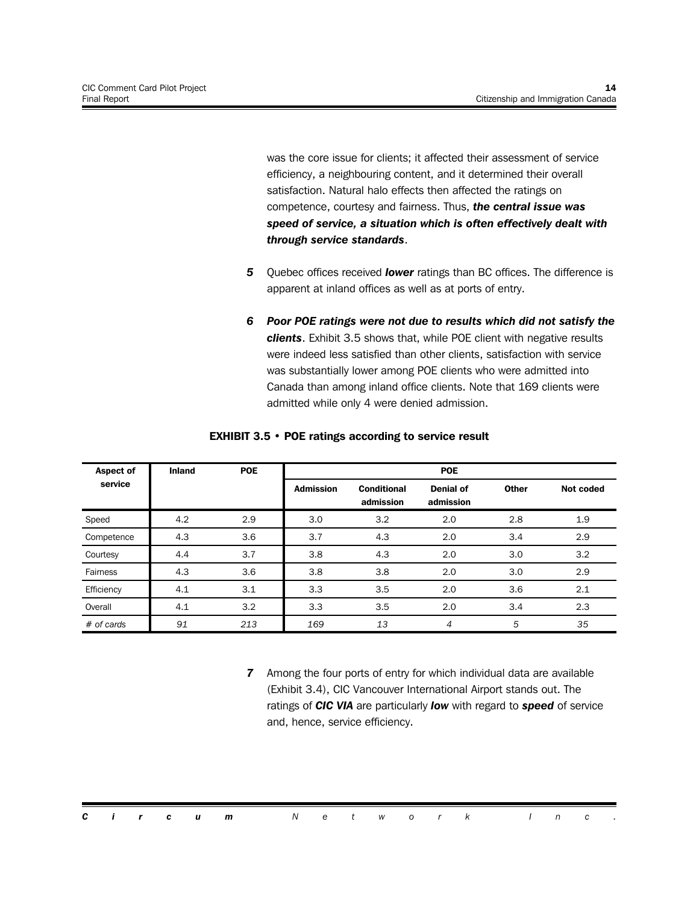was the core issue for clients; it affected their assessment of service efficiency, a neighbouring content, and it determined their overall satisfaction. Natural halo effects then affected the ratings on competence, courtesy and fairness. Thus, ***the central issue was speed of service, a situation which is often effectively dealt with through service standards***.

***5*** Quebec offices received ***lower*** ratings than BC offices. The difference is apparent at inland offices as well as at ports of entry.

***6*** ***Poor POE ratings were not due to results which did not satisfy the clients***. Exhibit 3.5 shows that, while POE client with negative results were indeed less satisfied than other clients, satisfaction with service was substantially lower among POE clients who were admitted into Canada than among inland office clients. Note that 169 clients were admitted while only 4 were denied admission.

**EXHIBIT 3.5 • POE ratings according to service result**

| Aspect of service | Inland | POE | POE | | | | |
|---|---|---|---|---|---|---|---|
| | | | Admission | Conditional admission | Denial of admission | Other | Not coded |
| Speed | 4.2 | 2.9 | 3.0 | 3.2 | 2.0 | 2.8 | 1.9 |
| Competence | 4.3 | 3.6 | 3.7 | 4.3 | 2.0 | 3.4 | 2.9 |
| Courtesy | 4.4 | 3.7 | 3.8 | 4.3 | 2.0 | 3.0 | 3.2 |
| Fairness | 4.3 | 3.6 | 3.8 | 3.8 | 2.0 | 3.0 | 2.9 |
| Efficiency | 4.1 | 3.1 | 3.3 | 3.5 | 2.0 | 3.6 | 2.1 |
| Overall | 4.1 | 3.2 | 3.3 | 3.5 | 2.0 | 3.4 | 2.3 |
| *# of cards* | *91* | *213* | *169* | *13* | *4* | *5* | *35* |

***7*** Among the four ports of entry for which individual data are available (Exhibit 3.4), CIC Vancouver International Airport stands out. The ratings of ***CIC VIA*** are particularly ***low*** with regard to ***speed*** of service and, hence, service efficiency.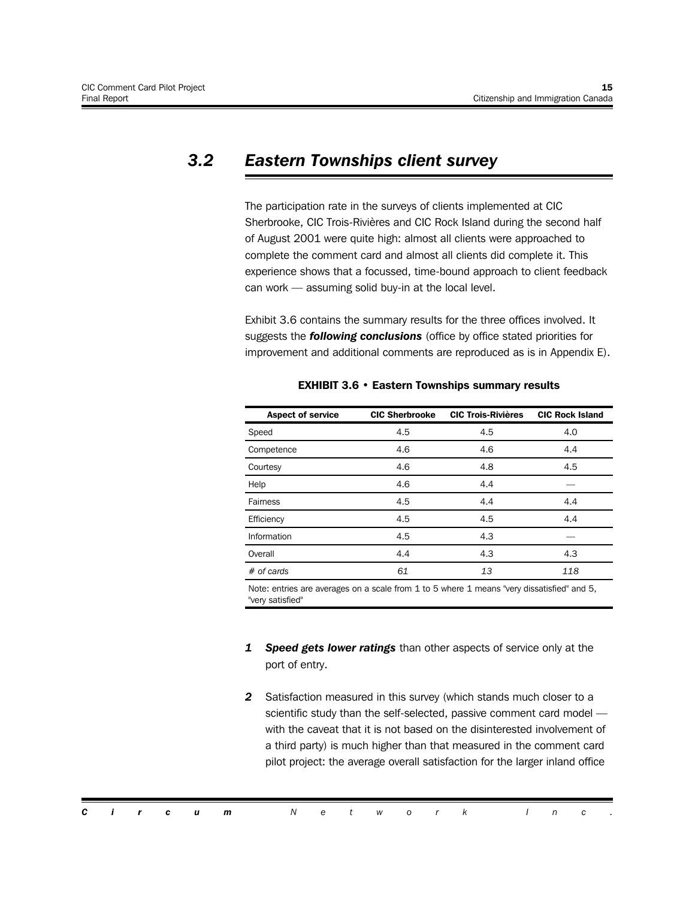## 3.2 Eastern Townships client survey

The participation rate in the surveys of clients implemented at CIC Sherbrooke, CIC Trois-Rivières and CIC Rock Island during the second half of August 2001 were quite high: almost all clients were approached to complete the comment card and almost all clients did complete it. This experience shows that a focussed, time-bound approach to client feedback can work — assuming solid buy-in at the local level.

Exhibit 3.6 contains the summary results for the three offices involved. It suggests the ***following conclusions*** (office by office stated priorities for improvement and additional comments are reproduced as is in Appendix E).

**EXHIBIT 3.6 • Eastern Townships summary results**

| Aspect of service | CIC Sherbrooke | CIC Trois-Rivières | CIC Rock Island |
|---|---|---|---|
| Speed | 4.5 | 4.5 | 4.0 |
| Competence | 4.6 | 4.6 | 4.4 |
| Courtesy | 4.6 | 4.8 | 4.5 |
| Help | 4.6 | 4.4 | — |
| Fairness | 4.5 | 4.4 | 4.4 |
| Efficiency | 4.5 | 4.5 | 4.4 |
| Information | 4.5 | 4.3 | — |
| Overall | 4.4 | 4.3 | 4.3 |
| *# of cards* | *61* | *13* | *118* |

Note: entries are averages on a scale from 1 to 5 where 1 means "very dissatisfied" and 5, "very satisfied"

1. ***Speed gets lower ratings*** than other aspects of service only at the port of entry.

2. Satisfaction measured in this survey (which stands much closer to a scientific study than the self-selected, passive comment card model — with the caveat that it is not based on the disinterested involvement of a third party) is much higher than that measured in the comment card pilot project: the average overall satisfaction for the larger inland office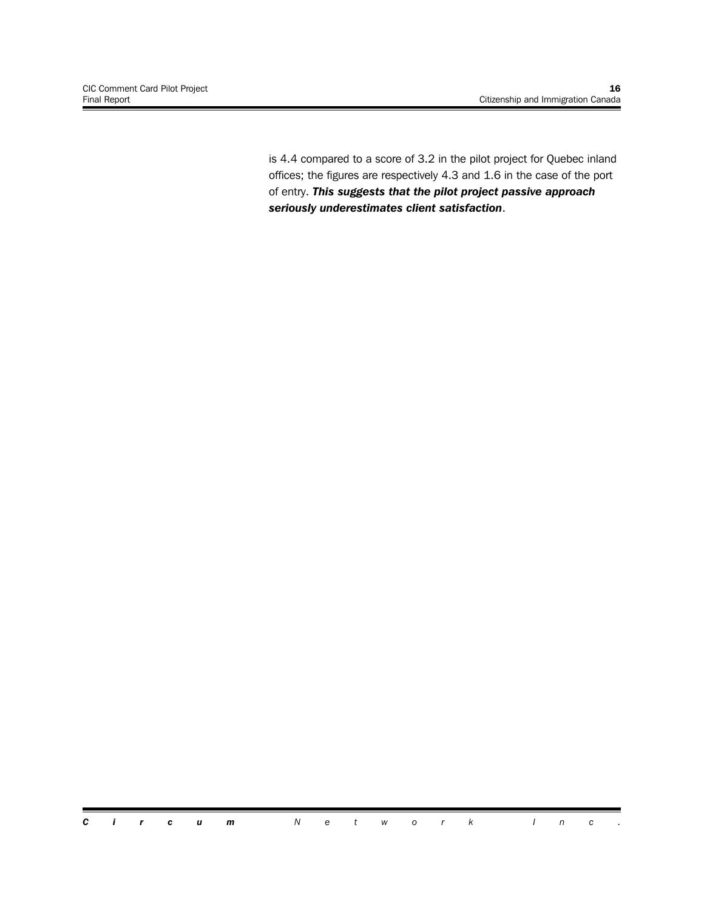is 4.4 compared to a score of 3.2 in the pilot project for Quebec inland offices; the figures are respectively 4.3 and 1.6 in the case of the port of entry. ***This suggests that the pilot project passive approach seriously underestimates client satisfaction***.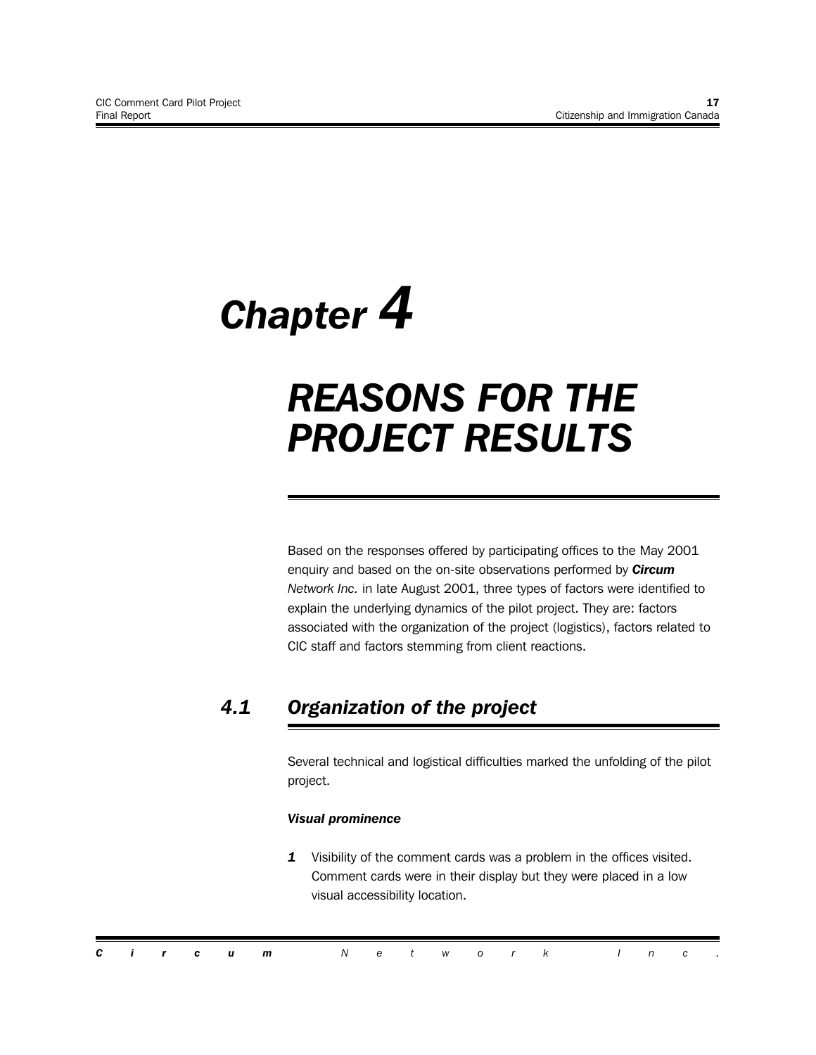# Chapter 4

# REASONS FOR THE PROJECT RESULTS

Based on the responses offered by participating offices to the May 2001 enquiry and based on the on-site observations performed by ***Circum*** *Network Inc.* in late August 2001, three types of factors were identified to explain the underlying dynamics of the pilot project. They are: factors associated with the organization of the project (logistics), factors related to CIC staff and factors stemming from client reactions.

## 4.1 Organization of the project

Several technical and logistical difficulties marked the unfolding of the pilot project.

***Visual prominence***

1. Visibility of the comment cards was a problem in the offices visited. Comment cards were in their display but they were placed in a low visual accessibility location.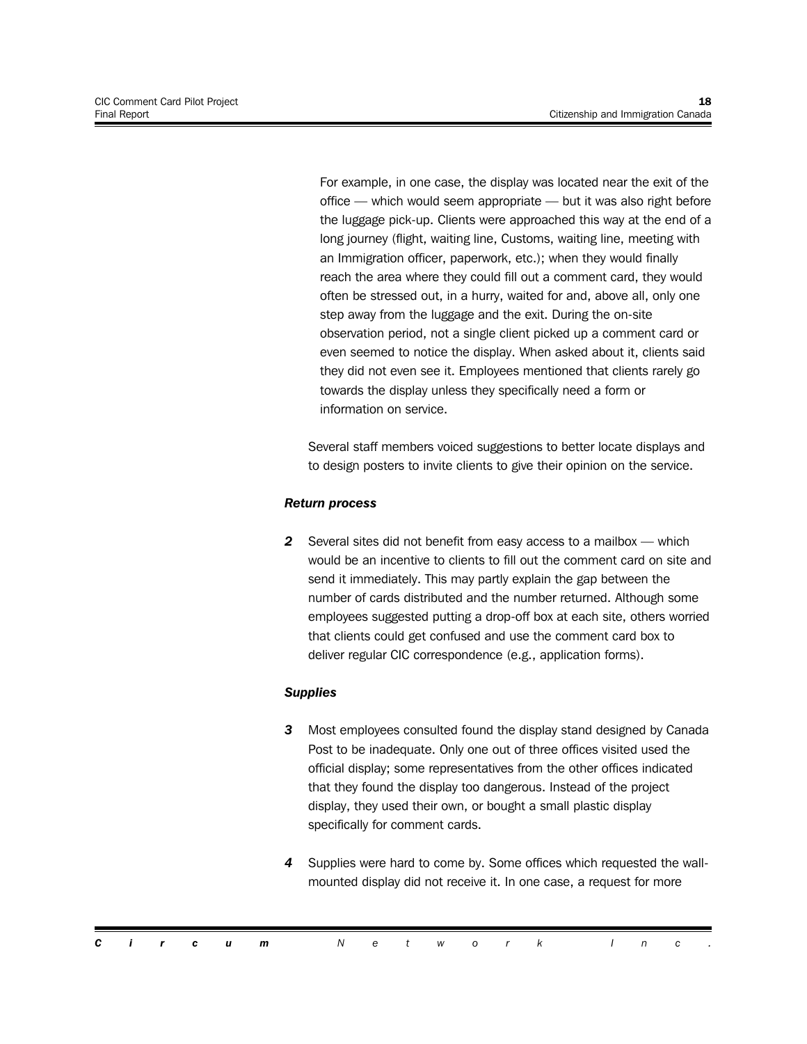For example, in one case, the display was located near the exit of the office — which would seem appropriate — but it was also right before the luggage pick-up. Clients were approached this way at the end of a long journey (flight, waiting line, Customs, waiting line, meeting with an Immigration officer, paperwork, etc.); when they would finally reach the area where they could fill out a comment card, they would often be stressed out, in a hurry, waited for and, above all, only one step away from the luggage and the exit. During the on-site observation period, not a single client picked up a comment card or even seemed to notice the display. When asked about it, clients said they did not even see it. Employees mentioned that clients rarely go towards the display unless they specifically need a form or information on service.

Several staff members voiced suggestions to better locate displays and to design posters to invite clients to give their opinion on the service.

***Return process***

**2** Several sites did not benefit from easy access to a mailbox — which would be an incentive to clients to fill out the comment card on site and send it immediately. This may partly explain the gap between the number of cards distributed and the number returned. Although some employees suggested putting a drop-off box at each site, others worried that clients could get confused and use the comment card box to deliver regular CIC correspondence (e.g., application forms).

***Supplies***

**3** Most employees consulted found the display stand designed by Canada Post to be inadequate. Only one out of three offices visited used the official display; some representatives from the other offices indicated that they found the display too dangerous. Instead of the project display, they used their own, or bought a small plastic display specifically for comment cards.

**4** Supplies were hard to come by. Some offices which requested the wall-mounted display did not receive it. In one case, a request for more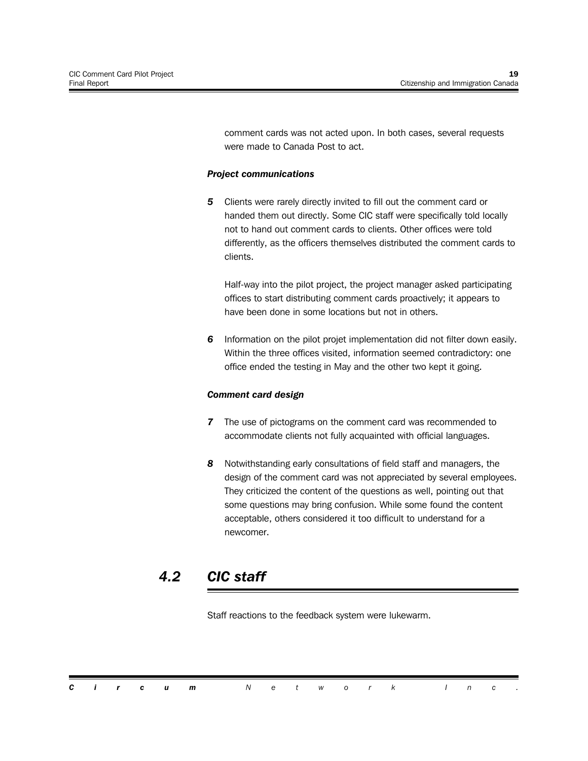comment cards was not acted upon. In both cases, several requests were made to Canada Post to act.

***Project communications***

**5** Clients were rarely directly invited to fill out the comment card or handed them out directly. Some CIC staff were specifically told locally not to hand out comment cards to clients. Other offices were told differently, as the officers themselves distributed the comment cards to clients.

Half-way into the pilot project, the project manager asked participating offices to start distributing comment cards proactively; it appears to have been done in some locations but not in others.

**6** Information on the pilot projet implementation did not filter down easily. Within the three offices visited, information seemed contradictory: one office ended the testing in May and the other two kept it going.

***Comment card design***

**7** The use of pictograms on the comment card was recommended to accommodate clients not fully acquainted with official languages.

**8** Notwithstanding early consultations of field staff and managers, the design of the comment card was not appreciated by several employees. They criticized the content of the questions as well, pointing out that some questions may bring confusion. While some found the content acceptable, others considered it too difficult to understand for a newcomer.

## *4.2 CIC staff*

Staff reactions to the feedback system were lukewarm.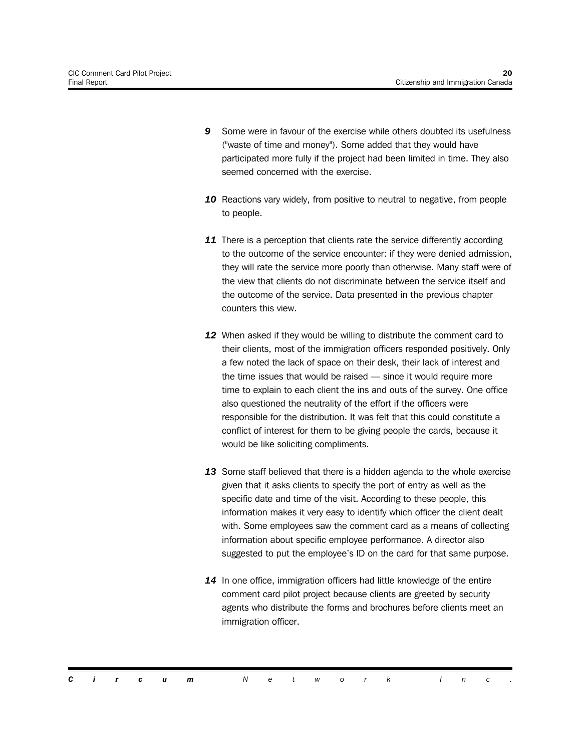**9** Some were in favour of the exercise while others doubted its usefulness ("waste of time and money"). Some added that they would have participated more fully if the project had been limited in time. They also seemed concerned with the exercise.

**10** Reactions vary widely, from positive to neutral to negative, from people to people.

**11** There is a perception that clients rate the service differently according to the outcome of the service encounter: if they were denied admission, they will rate the service more poorly than otherwise. Many staff were of the view that clients do not discriminate between the service itself and the outcome of the service. Data presented in the previous chapter counters this view.

**12** When asked if they would be willing to distribute the comment card to their clients, most of the immigration officers responded positively. Only a few noted the lack of space on their desk, their lack of interest and the time issues that would be raised — since it would require more time to explain to each client the ins and outs of the survey. One office also questioned the neutrality of the effort if the officers were responsible for the distribution. It was felt that this could constitute a conflict of interest for them to be giving people the cards, because it would be like soliciting compliments.

**13** Some staff believed that there is a hidden agenda to the whole exercise given that it asks clients to specify the port of entry as well as the specific date and time of the visit. According to these people, this information makes it very easy to identify which officer the client dealt with. Some employees saw the comment card as a means of collecting information about specific employee performance. A director also suggested to put the employee's ID on the card for that same purpose.

**14** In one office, immigration officers had little knowledge of the entire comment card pilot project because clients are greeted by security agents who distribute the forms and brochures before clients meet an immigration officer.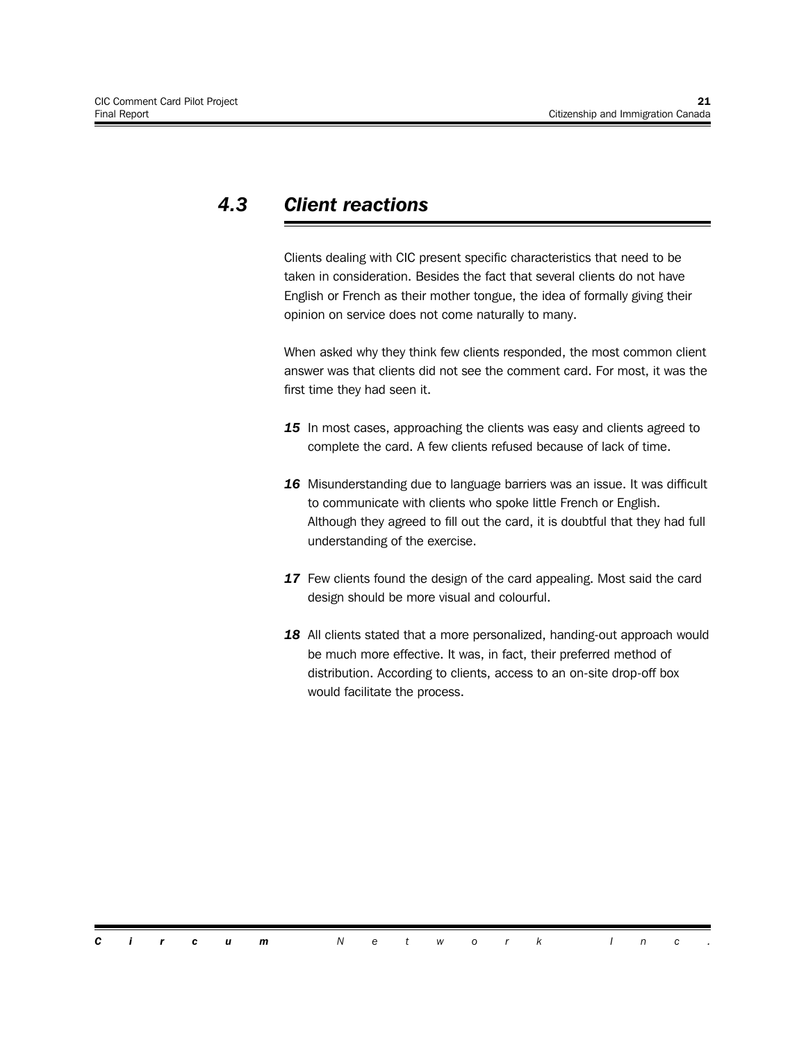## 4.3 Client reactions

Clients dealing with CIC present specific characteristics that need to be taken in consideration. Besides the fact that several clients do not have English or French as their mother tongue, the idea of formally giving their opinion on service does not come naturally to many.

When asked why they think few clients responded, the most common client answer was that clients did not see the comment card. For most, it was the first time they had seen it.

***15*** In most cases, approaching the clients was easy and clients agreed to complete the card. A few clients refused because of lack of time.

***16*** Misunderstanding due to language barriers was an issue. It was difficult to communicate with clients who spoke little French or English. Although they agreed to fill out the card, it is doubtful that they had full understanding of the exercise.

***17*** Few clients found the design of the card appealing. Most said the card design should be more visual and colourful.

***18*** All clients stated that a more personalized, handing-out approach would be much more effective. It was, in fact, their preferred method of distribution. According to clients, access to an on-site drop-off box would facilitate the process.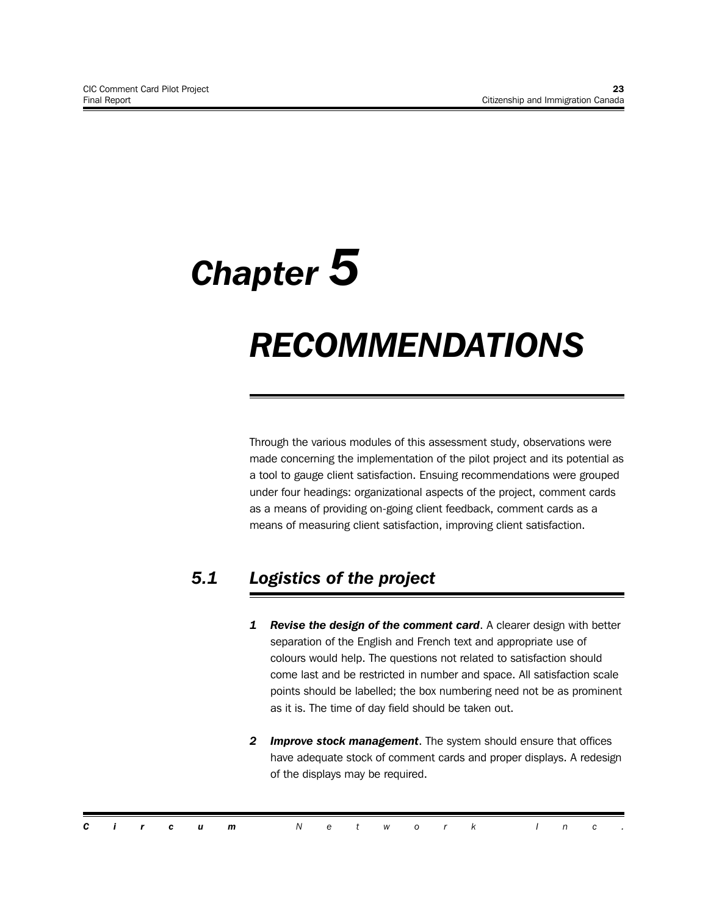# Chapter 5

# RECOMMENDATIONS

Through the various modules of this assessment study, observations were made concerning the implementation of the pilot project and its potential as a tool to gauge client satisfaction. Ensuing recommendations were grouped under four headings: organizational aspects of the project, comment cards as a means of providing on-going client feedback, comment cards as a means of measuring client satisfaction, improving client satisfaction.

## 5.1 Logistics of the project

1. ***Revise the design of the comment card***. A clearer design with better separation of the English and French text and appropriate use of colours would help. The questions not related to satisfaction should come last and be restricted in number and space. All satisfaction scale points should be labelled; the box numbering need not be as prominent as it is. The time of day field should be taken out.

2. ***Improve stock management***. The system should ensure that offices have adequate stock of comment cards and proper displays. A redesign of the displays may be required.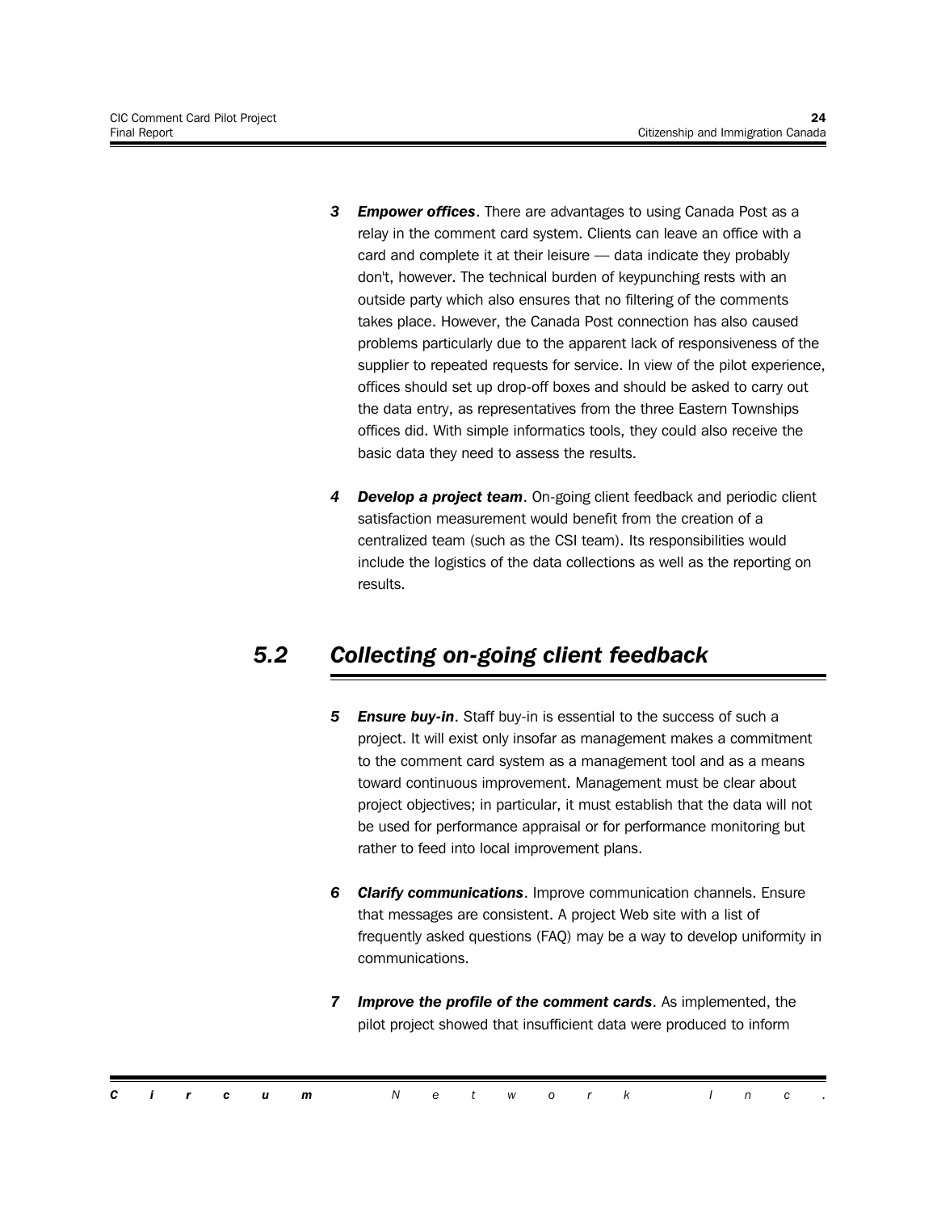3 ***Empower offices***. There are advantages to using Canada Post as a relay in the comment card system. Clients can leave an office with a card and complete it at their leisure — data indicate they probably don't, however. The technical burden of keypunching rests with an outside party which also ensures that no filtering of the comments takes place. However, the Canada Post connection has also caused problems particularly due to the apparent lack of responsiveness of the supplier to repeated requests for service. In view of the pilot experience, offices should set up drop-off boxes and should be asked to carry out the data entry, as representatives from the three Eastern Townships offices did. With simple informatics tools, they could also receive the basic data they need to assess the results.

4 ***Develop a project team***. On-going client feedback and periodic client satisfaction measurement would benefit from the creation of a centralized team (such as the CSI team). Its responsibilities would include the logistics of the data collections as well as the reporting on results.

## 5.2 Collecting on-going client feedback

5 ***Ensure buy-in***. Staff buy-in is essential to the success of such a project. It will exist only insofar as management makes a commitment to the comment card system as a management tool and as a means toward continuous improvement. Management must be clear about project objectives; in particular, it must establish that the data will not be used for performance appraisal or for performance monitoring but rather to feed into local improvement plans.

6 ***Clarify communications***. Improve communication channels. Ensure that messages are consistent. A project Web site with a list of frequently asked questions (FAQ) may be a way to develop uniformity in communications.

7 ***Improve the profile of the comment cards***. As implemented, the pilot project showed that insufficient data were produced to inform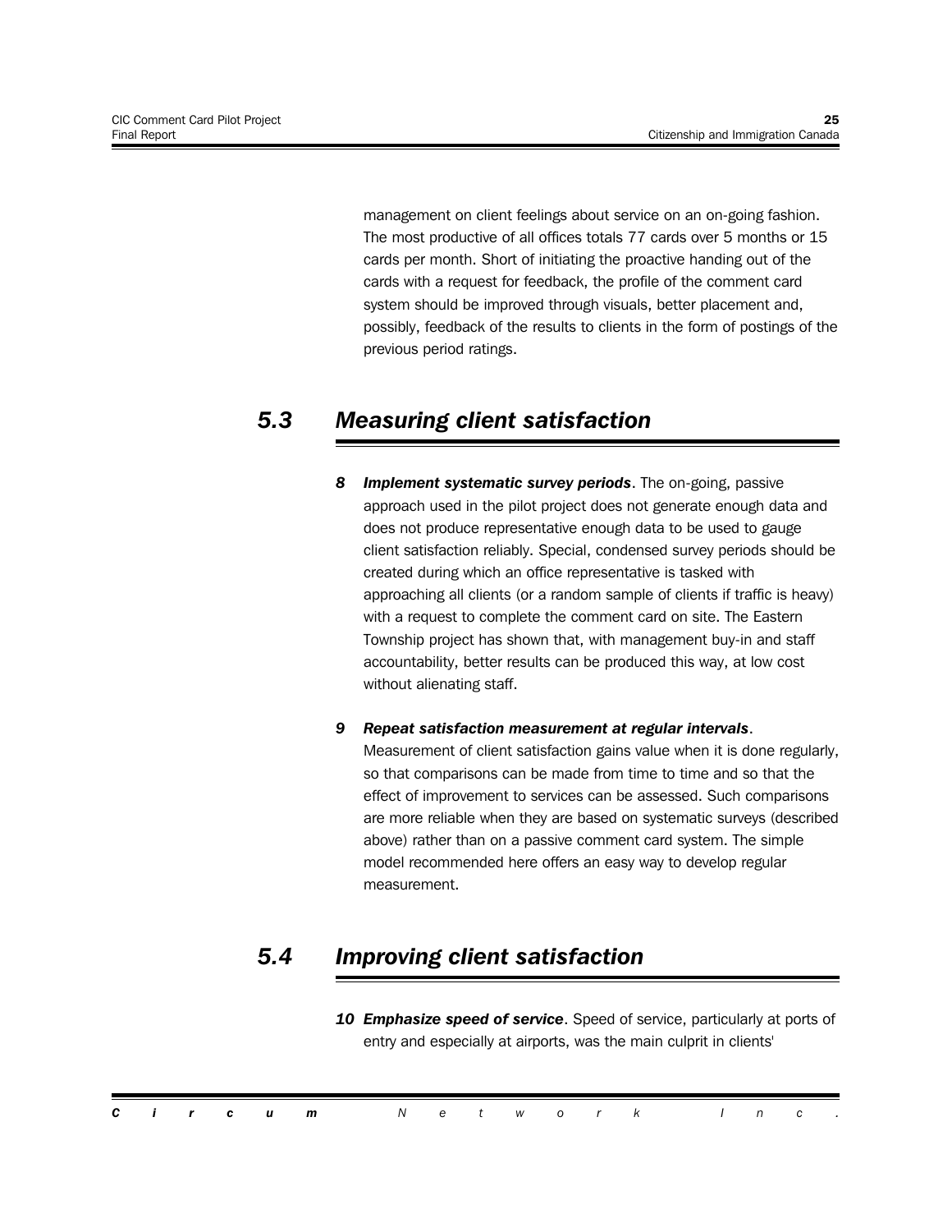management on client feelings about service on an on-going fashion. The most productive of all offices totals 77 cards over 5 months or 15 cards per month. Short of initiating the proactive handing out of the cards with a request for feedback, the profile of the comment card system should be improved through visuals, better placement and, possibly, feedback of the results to clients in the form of postings of the previous period ratings.

## *5.3 Measuring client satisfaction*

***8 Implement systematic survey periods***. The on-going, passive approach used in the pilot project does not generate enough data and does not produce representative enough data to be used to gauge client satisfaction reliably. Special, condensed survey periods should be created during which an office representative is tasked with approaching all clients (or a random sample of clients if traffic is heavy) with a request to complete the comment card on site. The Eastern Township project has shown that, with management buy-in and staff accountability, better results can be produced this way, at low cost without alienating staff.

***9 Repeat satisfaction measurement at regular intervals***. Measurement of client satisfaction gains value when it is done regularly, so that comparisons can be made from time to time and so that the effect of improvement to services can be assessed. Such comparisons are more reliable when they are based on systematic surveys (described above) rather than on a passive comment card system. The simple model recommended here offers an easy way to develop regular measurement.

## *5.4 Improving client satisfaction*

***10 Emphasize speed of service***. Speed of service, particularly at ports of entry and especially at airports, was the main culprit in clients'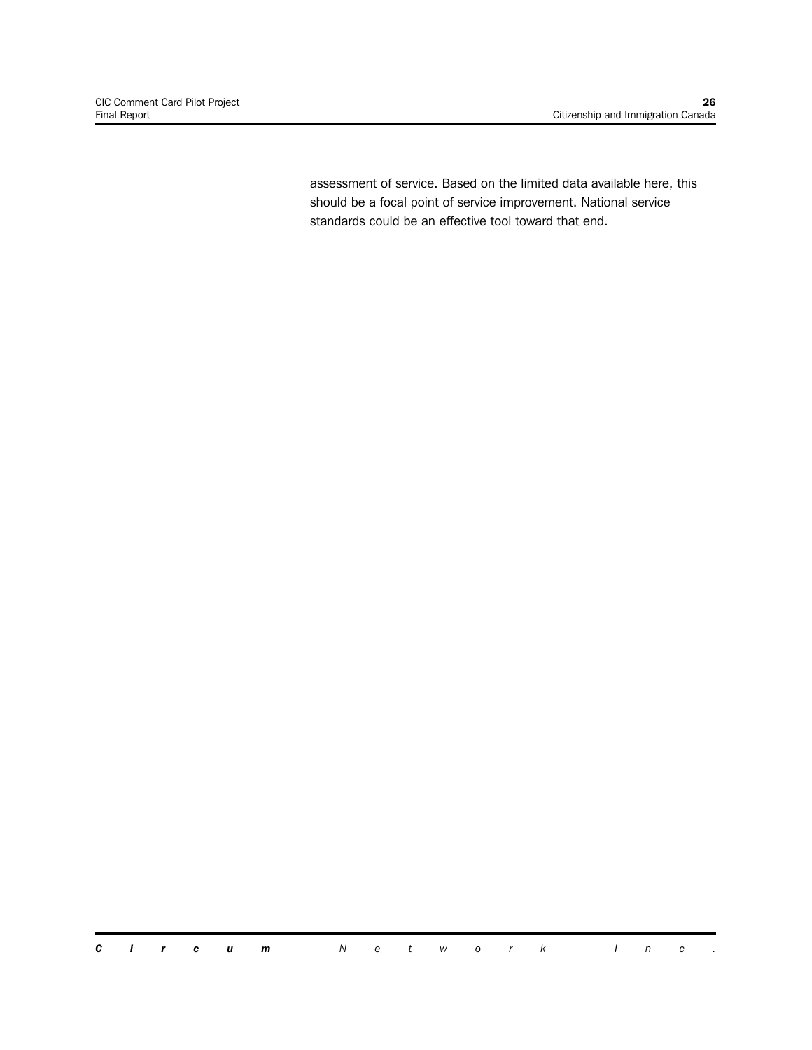assessment of service. Based on the limited data available here, this should be a focal point of service improvement. National service standards could be an effective tool toward that end.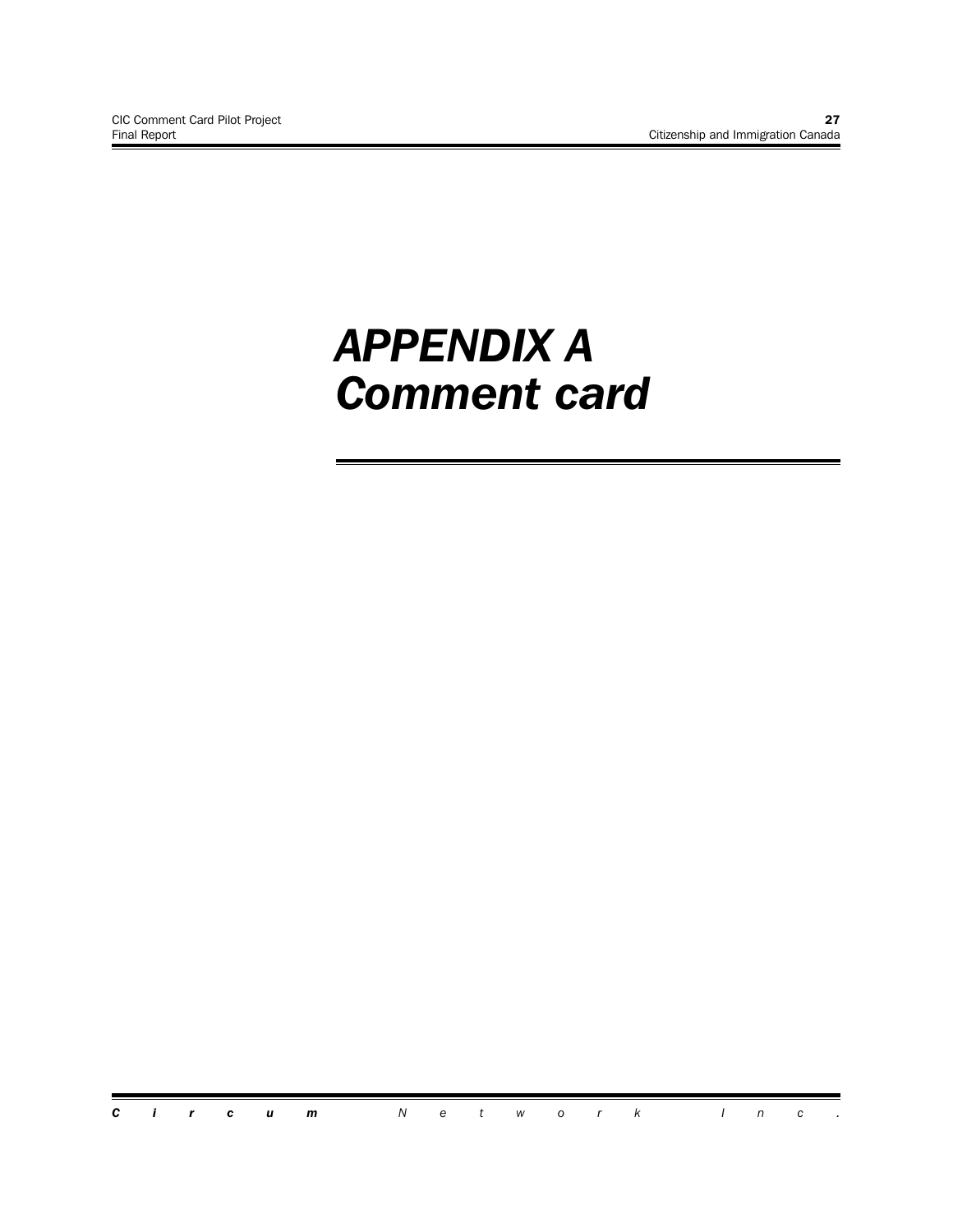# *APPENDIX A Comment card*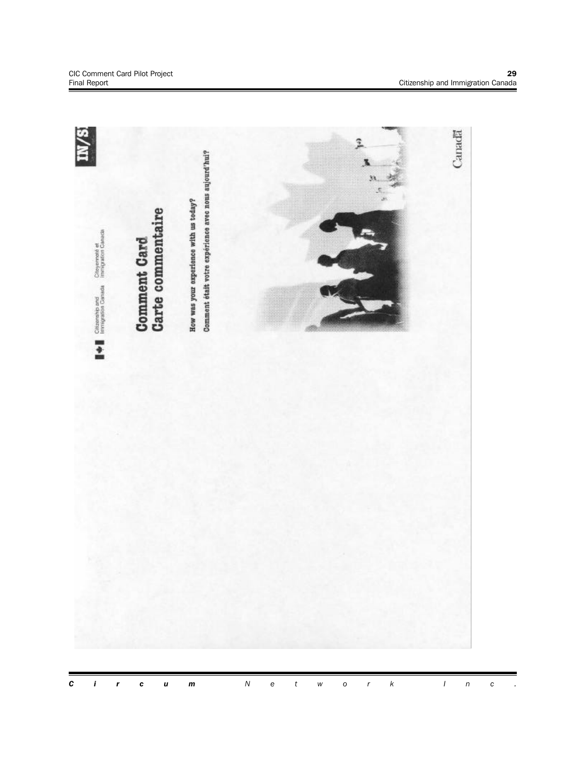Citizenship and Immigration Canada    Citoyenneté et Immigration Canada

**Comment Card**
**Carte commentaire**

**How was your experience with us today?**

**Comment était votre expérience avec nous aujourd'hui?**

IN/S

Canada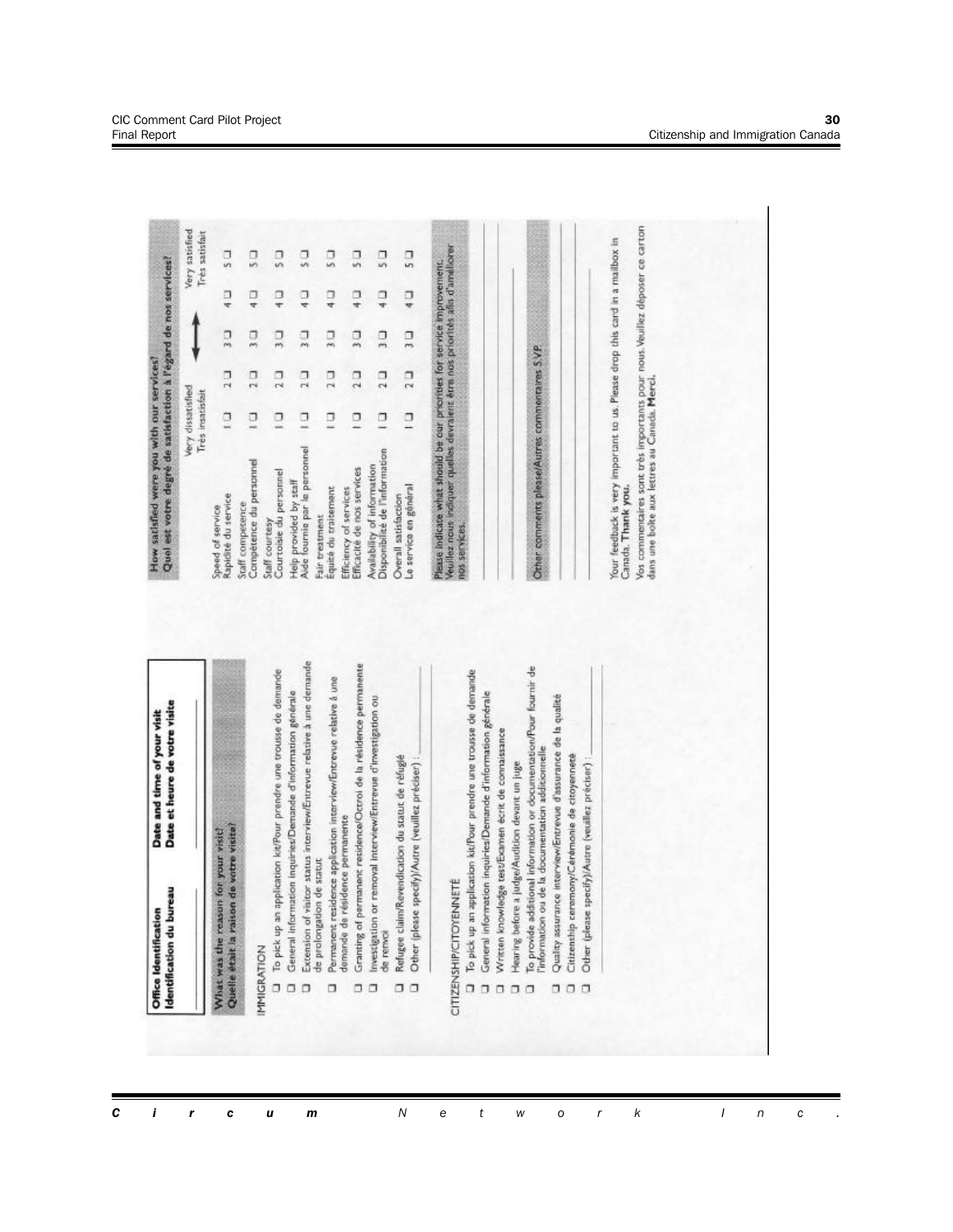| Office Identification<br>Identification du bureau | Date and time of your visit<br>Date et heure de votre visite |
|---|---|
| | |

**What was the reason for your visit?**
**Quelle était la raison de votre visite?**

IMMIGRATION

- ☐ To pick up an application kit/Pour prendre une trousse de demande
- ☐ General information inquiries/Demande d'information générale
- ☐ Extension of visitor status interview/Entrevue relative à une demande de prolongation de statut
- ☐ Permanent residence application interview/Entrevue relative à une demande de résidence permanente
- ☐ Granting of permanent residence/Octroi de la résidence permanente
- ☐ Investigation or removal interview/Entrevue d'investigation ou de renvoi
- ☐ Refugee claim/Revendication du statut de réfugié
- ☐ Other (please specify)/Autre (veuillez préciser) : ______

CITIZENSHIP/CITOYENNETÉ

- ☐ To pick up an application kit/Pour prendre une trousse de demande
- ☐ General information inquiries/Demande d'information générale
- ☐ Written knowledge test/Examen écrit de connaissance
- ☐ Hearing before a judge/Audition devant un juge
- ☐ To provide additional information or documentation/Pour fournir de l'information ou de la documentation additionnelle
- ☐ Quality assurance interview/Entrevue d'assurance de la qualité
- ☐ Citizenship ceremony/Cérémonie de citoyenneté
- ☐ Other (please specify)/Autre (veuillez préciser) : ______

**How satisfied were you with our services?**
**Quel est votre degré de satisfaction à l'égard de nos services?**

| | Very dissatisfied<br>Très insatisfait | | ⟷ | | Very satisfied<br>Très satisfait |
|---|---|---|---|---|---|
| Speed of service<br>Rapidité du service | 1 ☐ | 2 ☐ | 3 ☐ | 4 ☐ | 5 ☐ |
| Staff competence<br>Compétence du personnel | 1 ☐ | 2 ☐ | 3 ☐ | 4 ☐ | 5 ☐ |
| Staff courtesy<br>Courtoisie du personnel | 1 ☐ | 2 ☐ | 3 ☐ | 4 ☐ | 5 ☐ |
| Help provided by staff<br>Aide fournie par le personnel | 1 ☐ | 2 ☐ | 3 ☐ | 4 ☐ | 5 ☐ |
| Fair treatment<br>Équité du traitement | 1 ☐ | 2 ☐ | 3 ☐ | 4 ☐ | 5 ☐ |
| Efficiency of services<br>Efficacité de nos services | 1 ☐ | 2 ☐ | 3 ☐ | 4 ☐ | 5 ☐ |
| Availability of information<br>Disponibilité de l'information | 1 ☐ | 2 ☐ | 3 ☐ | 4 ☐ | 5 ☐ |
| Overall satisfaction<br>Le service en général | 1 ☐ | 2 ☐ | 3 ☐ | 4 ☐ | 5 ☐ |

**Please indicate what should be our priorities for service improvement.**
**Veuillez nous indiquer quelles devraient être nos priorités afin d'améliorer nos services.**

______

**Other comments please/Autres commentaires S.V.P.**

______

Your feedback is very important to us. Please drop this card in a mailbox in Canada. **Thank you.**

Vos commentaires sont très importants pour nous. Veuillez déposer ce carton dans une boîte aux lettres au Canada. **Merci.**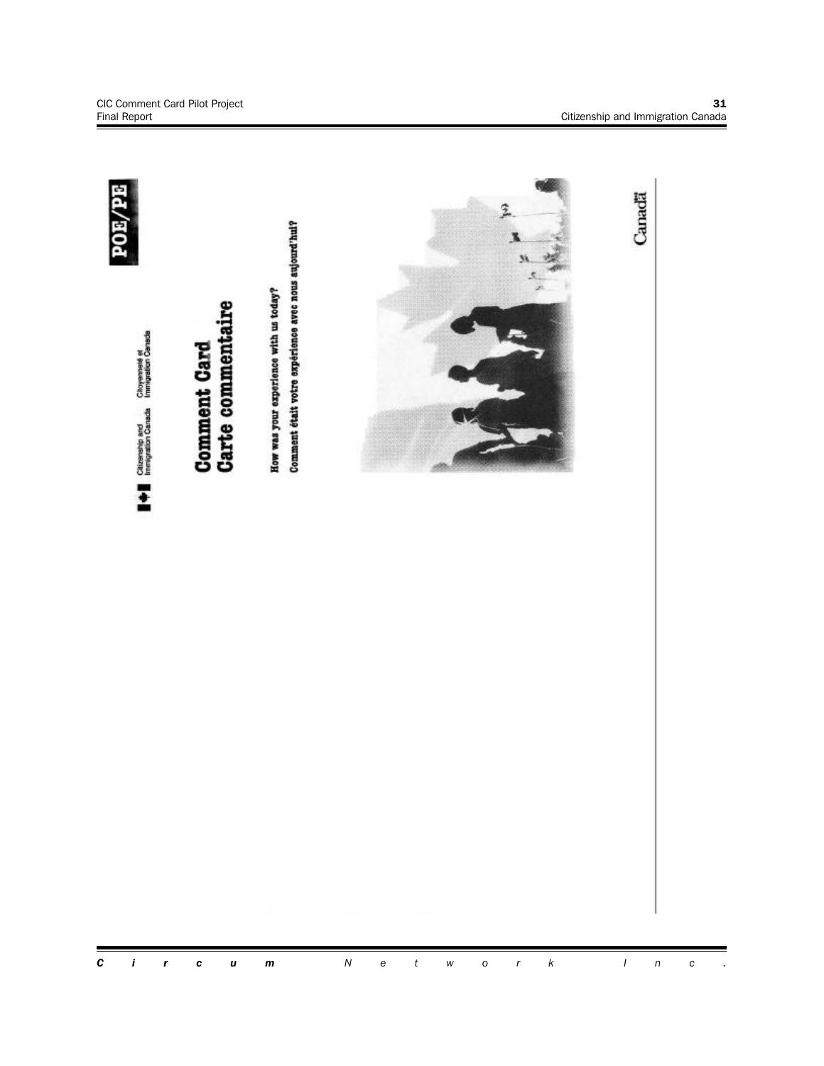Citizenship and Immigration Canada / Citoyenneté et Immigration Canada

POE/PE

# Comment Card
# Carte commentaire

How was your experience with us today?

Comment était votre expérience avec nous aujourd'hui?

Canada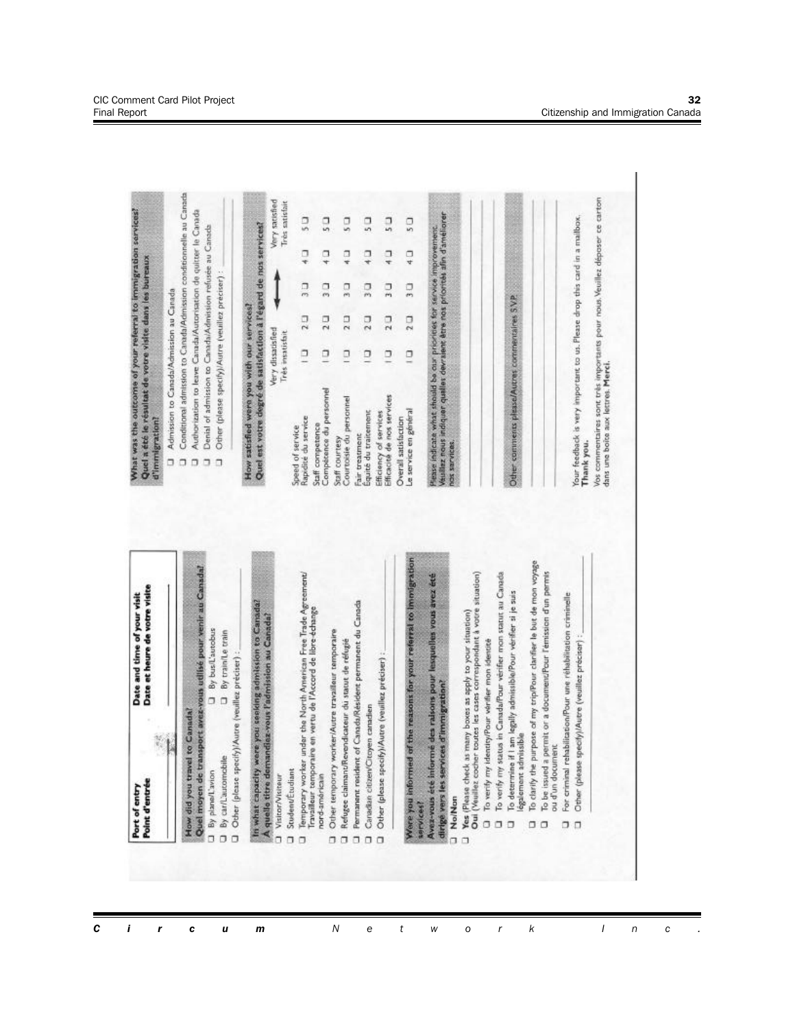| Port of entry<br>Point d'entrée | Date and time of your visit<br>Date et heure de votre visite |
|---|---|
| | |

**How did you travel to Canada?**
**Quel moyen de transport avez-vous utilisé pour venir au Canada?**

- ☐ By plane/L'avion
- ☐ By bus/L'autobus
- ☐ By car/L'automobile
- ☐ By train/Le train
- ☐ Other (please specify)/Autre (veuillez préciser) : ______

**In what capacity were you seeking admission to Canada?**
**A quelle titre demandiez-vous l'admission au Canada?**

- ☐ Visitor/Visiteur
- ☐ Student/Étudiant
- ☐ Temporary worker under the North American Free Trade Agreement/ Travailleur temporaire en vertu de l'Accord de libre-échange nord-américain
- ☐ Other temporary worker/Autre travailleur temporaire
- ☐ Refugee claimant/Revendicateur du statut de réfugié
- ☐ Permanent resident of Canada/Résident permanent du Canada
- ☐ Canadian citizen/Citoyen canadien
- ☐ Other (please specify)/Autre (veuillez préciser) : ______

**Were you informed of the reasons for your referral to immigration services?**
**Avez-vous été informé des raisons pour lesquelles vous avez été dirigé vers les services d'immigration?**

- ☐ No/Non
- ☐ Yes (Please check as many boxes as apply to your situation)
  Oui (Veuillez cocher toutes les cases correspondant à votre situation)
  - ☐ To verify my identity/Pour vérifier mon identité
  - ☐ To verify my status in Canada/Pour vérifier mon statut au Canada
  - ☐ To determine if I am legally admissible/Pour vérifier si je suis légalement admissible
  - ☐ To clarify the purpose of my trip/Pour clarifier le but de mon voyage
  - ☐ To be issued a permit or a document/Pour l'émission d'un permis ou d'un document
  - ☐ For criminal rehabilitation/Pour une réhabilitation criminelle
  - ☐ Other (please specify)/Autre (veuillez préciser) : ______

**What was the outcome of your referral to immigration services?**
**Quel a été le résultat de votre visite dans les bureaux d'immigration?**

- ☐ Admission to Canada/Admission au Canada
- ☐ Conditional admission to Canada/Admission conditionnelle au Canada
- ☐ Authorization to leave Canada/Autorisation de quitter le Canada
- ☐ Denial of admission to Canada/Admission refusée au Canada
- ☐ Other (please specify)/Autre (veuillez préciser) : ______

**How satisfied were you with our services?**
**Quel est votre degré de satisfaction à l'égard de nos services?**

| | Very dissatisfied<br>Très insatisfait | | | | Very satisfied<br>Très satisfait |
|---|---|---|---|---|---|
| Speed of service<br>Rapidité du service | 1 ☐ | 2 ☐ | 3 ☐ | 4 ☐ | 5 ☐ |
| Staff competence<br>Compétence du personnel | 1 ☐ | 2 ☐ | 3 ☐ | 4 ☐ | 5 ☐ |
| Staff courtesy<br>Courtoisie du personnel | 1 ☐ | 2 ☐ | 3 ☐ | 4 ☐ | 5 ☐ |
| Fair treatment<br>Équité du traitement | 1 ☐ | 2 ☐ | 3 ☐ | 4 ☐ | 5 ☐ |
| Efficiency of services<br>Efficacité de nos services | 1 ☐ | 2 ☐ | 3 ☐ | 4 ☐ | 5 ☐ |
| Overall satisfaction<br>Le service en général | 1 ☐ | 2 ☐ | 3 ☐ | 4 ☐ | 5 ☐ |

**Please indicate what should be our priorities for service improvement.**
**Veuillez nous indiquer quelles devraient être nos priorités afin d'améliorer nos services.**

______

**Other comments please/Autres commentaires S.V.P.**

______

Your feedback is very important to us. Please drop this card in a mailbox. **Thank you.**

Vos commentaires sont très importants pour nous. Veuillez déposer ce carton dans une boîte aux lettres. **Merci.**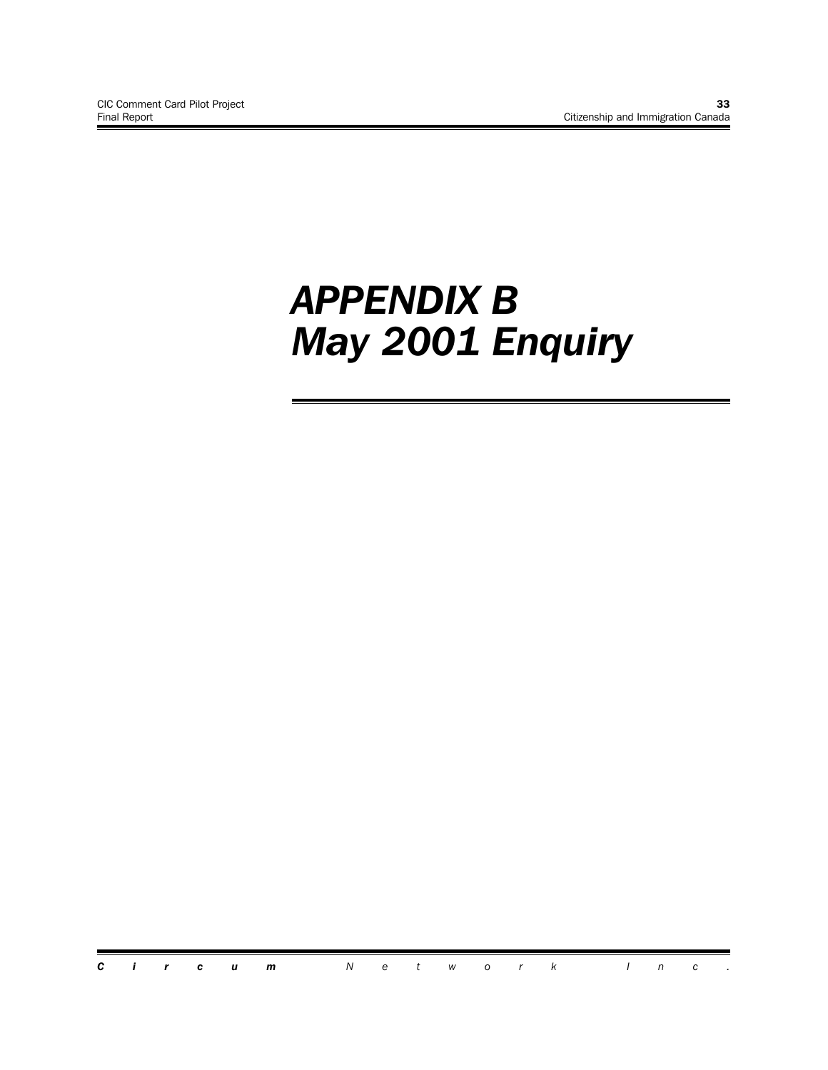# *APPENDIX B*
# *May 2001 Enquiry*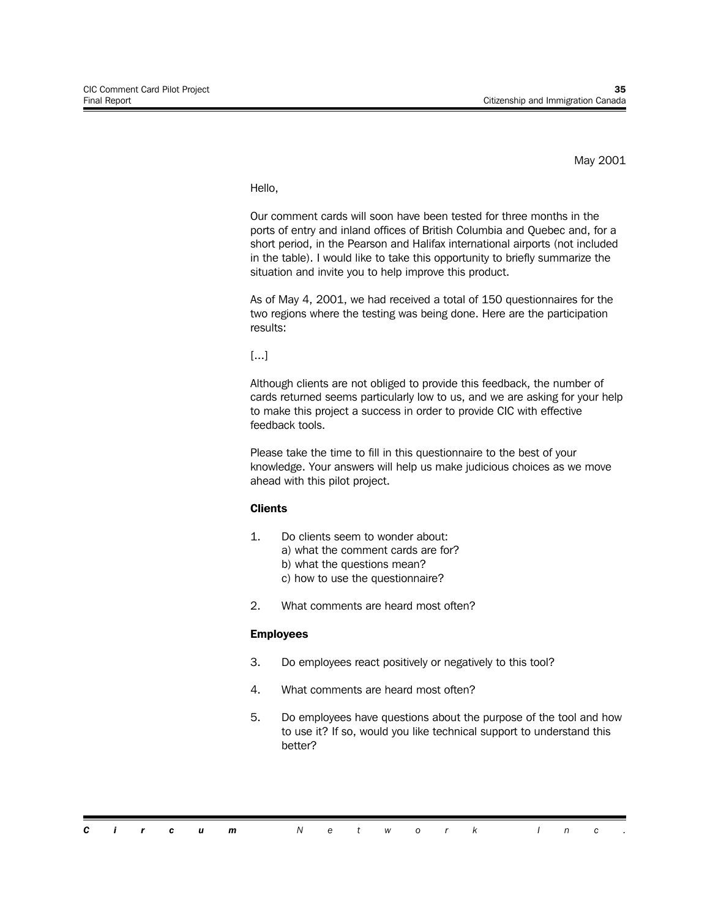May 2001

Hello,

Our comment cards will soon have been tested for three months in the ports of entry and inland offices of British Columbia and Quebec and, for a short period, in the Pearson and Halifax international airports (not included in the table). I would like to take this opportunity to briefly summarize the situation and invite you to help improve this product.

As of May 4, 2001, we had received a total of 150 questionnaires for the two regions where the testing was being done. Here are the participation results:

[...]

Although clients are not obliged to provide this feedback, the number of cards returned seems particularly low to us, and we are asking for your help to make this project a success in order to provide CIC with effective feedback tools.

Please take the time to fill in this questionnaire to the best of your knowledge. Your answers will help us make judicious choices as we move ahead with this pilot project.

**Clients**

1. Do clients seem to wonder about:
   a) what the comment cards are for?
   b) what the questions mean?
   c) how to use the questionnaire?

2. What comments are heard most often?

**Employees**

3. Do employees react positively or negatively to this tool?

4. What comments are heard most often?

5. Do employees have questions about the purpose of the tool and how to use it? If so, would you like technical support to understand this better?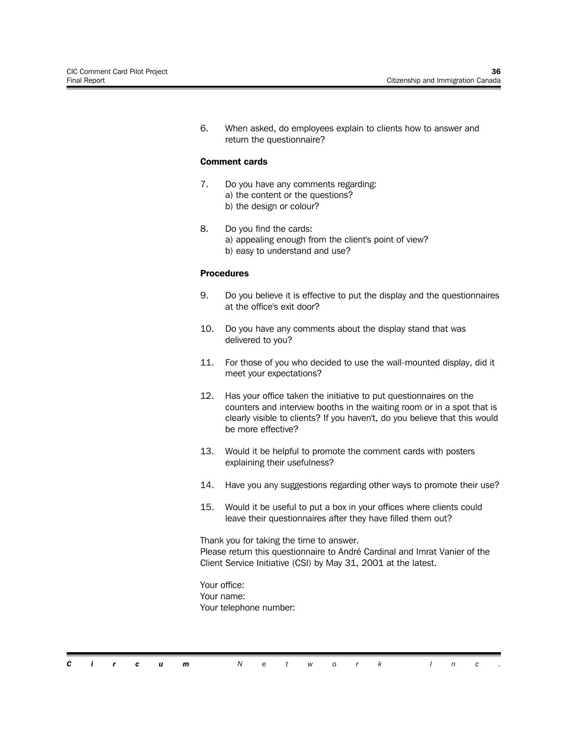6. When asked, do employees explain to clients how to answer and return the questionnaire?

**Comment cards**

7. Do you have any comments regarding:
   a) the content or the questions?
   b) the design or colour?

8. Do you find the cards:
   a) appealing enough from the client's point of view?
   b) easy to understand and use?

**Procedures**

9. Do you believe it is effective to put the display and the questionnaires at the office's exit door?

10. Do you have any comments about the display stand that was delivered to you?

11. For those of you who decided to use the wall-mounted display, did it meet your expectations?

12. Has your office taken the initiative to put questionnaires on the counters and interview booths in the waiting room or in a spot that is clearly visible to clients? If you haven't, do you believe that this would be more effective?

13. Would it be helpful to promote the comment cards with posters explaining their usefulness?

14. Have you any suggestions regarding other ways to promote their use?

15. Would it be useful to put a box in your offices where clients could leave their questionnaires after they have filled them out?

Thank you for taking the time to answer.
Please return this questionnaire to André Cardinal and Imrat Vanier of the Client Service Initiative (CSI) by May 31, 2001 at the latest.

Your office:
Your name:
Your telephone number: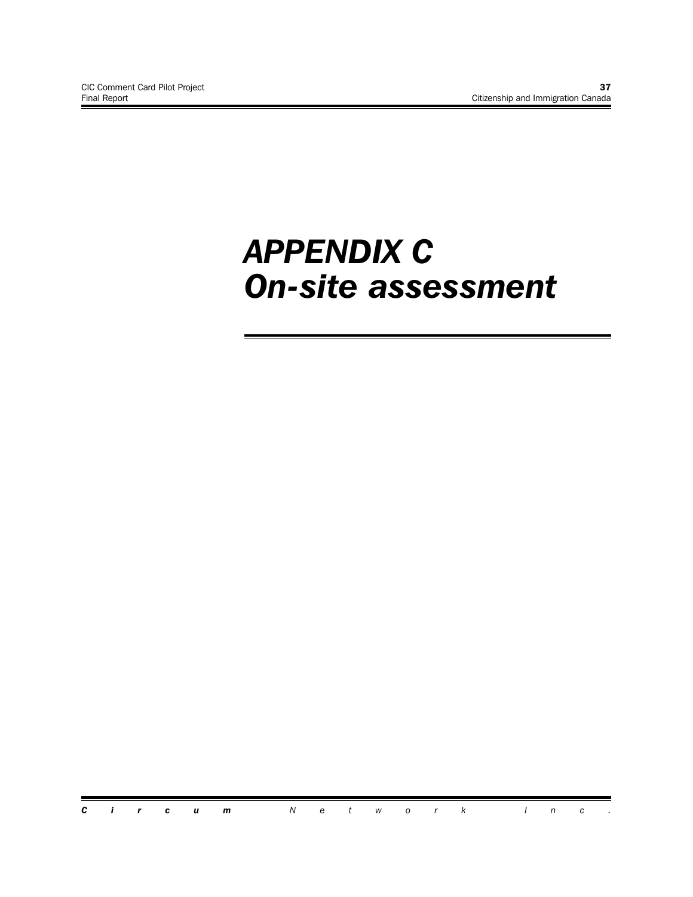# *APPENDIX C*
# *On-site assessment*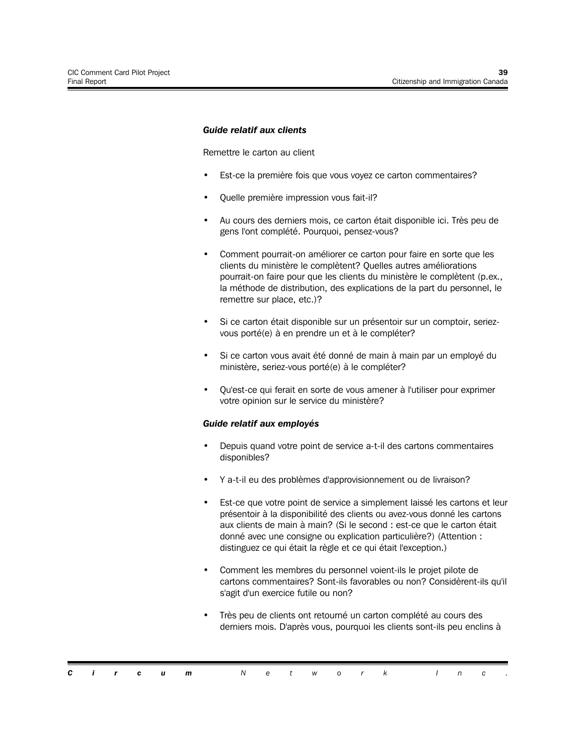***Guide relatif aux clients***

Remettre le carton au client

- Est-ce la première fois que vous voyez ce carton commentaires?
- Quelle première impression vous fait-il?
- Au cours des derniers mois, ce carton était disponible ici. Très peu de gens l'ont complété. Pourquoi, pensez-vous?
- Comment pourrait-on améliorer ce carton pour faire en sorte que les clients du ministère le complètent? Quelles autres améliorations pourrait-on faire pour que les clients du ministère le complètent (p.ex., la méthode de distribution, des explications de la part du personnel, le remettre sur place, etc.)?
- Si ce carton était disponible sur un présentoir sur un comptoir, seriez-vous porté(e) à en prendre un et à le compléter?
- Si ce carton vous avait été donné de main à main par un employé du ministère, seriez-vous porté(e) à le compléter?
- Qu'est-ce qui ferait en sorte de vous amener à l'utiliser pour exprimer votre opinion sur le service du ministère?

***Guide relatif aux employés***

- Depuis quand votre point de service a-t-il des cartons commentaires disponibles?
- Y a-t-il eu des problèmes d'approvisionnement ou de livraison?
- Est-ce que votre point de service a simplement laissé les cartons et leur présentoir à la disponibilité des clients ou avez-vous donné les cartons aux clients de main à main? (Si le second : est-ce que le carton était donné avec une consigne ou explication particulière?) (Attention : distinguez ce qui était la règle et ce qui était l'exception.)
- Comment les membres du personnel voient-ils le projet pilote de cartons commentaires? Sont-ils favorables ou non? Considèrent-ils qu'il s'agit d'un exercice futile ou non?
- Très peu de clients ont retourné un carton complété au cours des derniers mois. D'après vous, pourquoi les clients sont-ils peu enclins à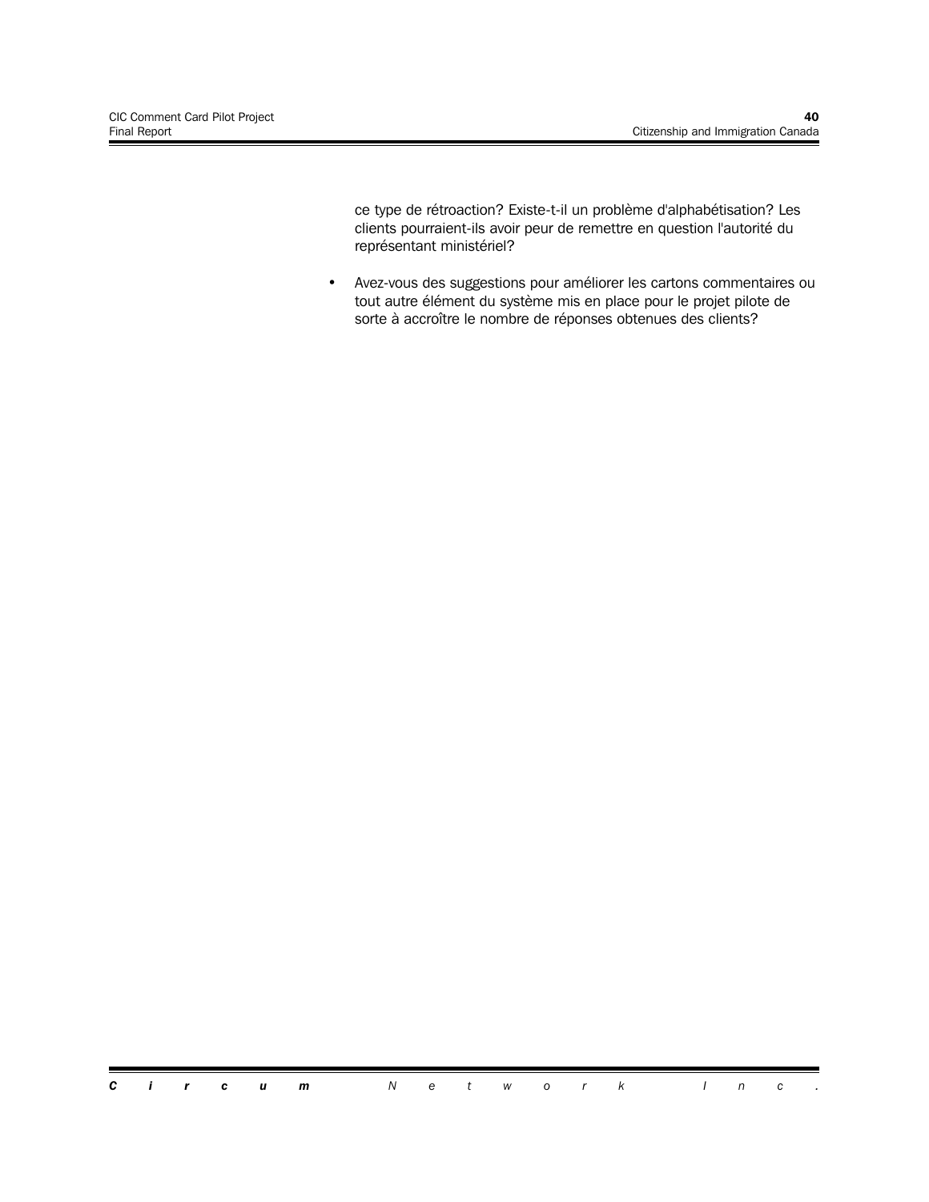ce type de rétroaction? Existe-t-il un problème d'alphabétisation? Les clients pourraient-ils avoir peur de remettre en question l'autorité du représentant ministériel?

- Avez-vous des suggestions pour améliorer les cartons commentaires ou tout autre élément du système mis en place pour le projet pilote de sorte à accroître le nombre de réponses obtenues des clients?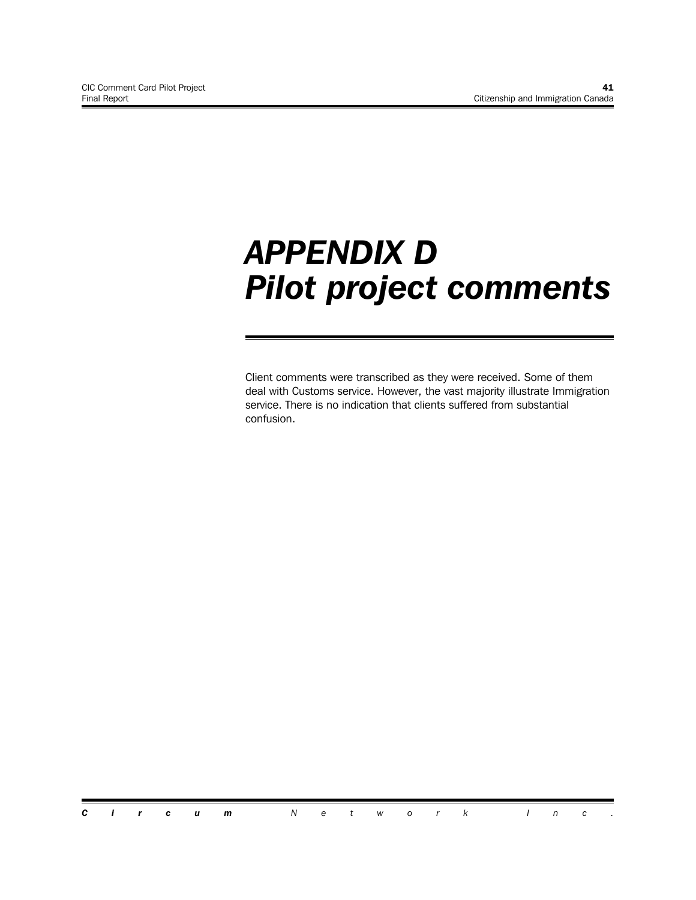# APPENDIX D
# Pilot project comments

Client comments were transcribed as they were received. Some of them deal with Customs service. However, the vast majority illustrate Immigration service. There is no indication that clients suffered from substantial confusion.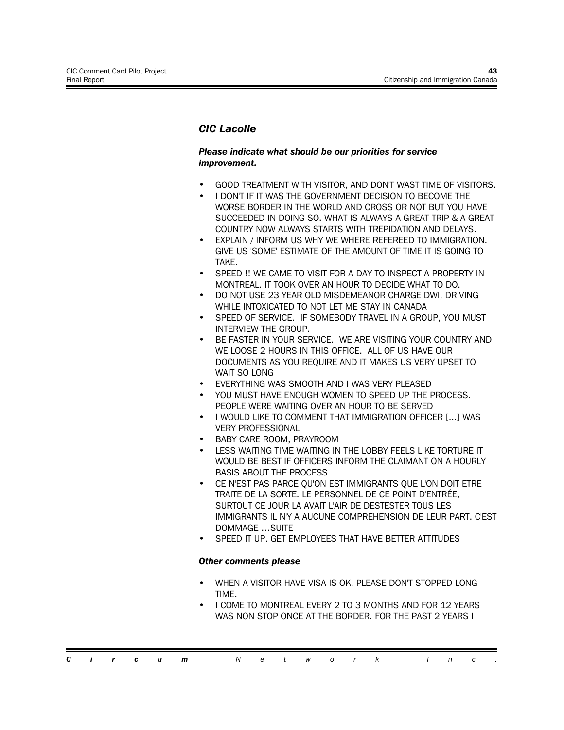## *CIC Lacolle*

***Please indicate what should be our priorities for service improvement.***

- GOOD TREATMENT WITH VISITOR, AND DON'T WAST TIME OF VISITORS.
- I DON'T IF IT WAS THE GOVERNMENT DECISION TO BECOME THE WORSE BORDER IN THE WORLD AND CROSS OR NOT BUT YOU HAVE SUCCEEDED IN DOING SO. WHAT IS ALWAYS A GREAT TRIP & A GREAT COUNTRY NOW ALWAYS STARTS WITH TREPIDATION AND DELAYS.
- EXPLAIN / INFORM US WHY WE WHERE REFEREED TO IMMIGRATION. GIVE US 'SOME' ESTIMATE OF THE AMOUNT OF TIME IT IS GOING TO TAKE.
- SPEED !! WE CAME TO VISIT FOR A DAY TO INSPECT A PROPERTY IN MONTREAL. IT TOOK OVER AN HOUR TO DECIDE WHAT TO DO.
- DO NOT USE 23 YEAR OLD MISDEMEANOR CHARGE DWI, DRIVING WHILE INTOXICATED TO NOT LET ME STAY IN CANADA
- SPEED OF SERVICE. IF SOMEBODY TRAVEL IN A GROUP, YOU MUST INTERVIEW THE GROUP.
- BE FASTER IN YOUR SERVICE. WE ARE VISITING YOUR COUNTRY AND WE LOOSE 2 HOURS IN THIS OFFICE. ALL OF US HAVE OUR DOCUMENTS AS YOU REQUIRE AND IT MAKES US VERY UPSET TO WAIT SO LONG
- EVERYTHING WAS SMOOTH AND I WAS VERY PLEASED
- YOU MUST HAVE ENOUGH WOMEN TO SPEED UP THE PROCESS. PEOPLE WERE WAITING OVER AN HOUR TO BE SERVED
- I WOULD LIKE TO COMMENT THAT IMMIGRATION OFFICER [...] WAS VERY PROFESSIONAL
- BABY CARE ROOM, PRAYROOM
- LESS WAITING TIME WAITING IN THE LOBBY FEELS LIKE TORTURE IT WOULD BE BEST IF OFFICERS INFORM THE CLAIMANT ON A HOURLY BASIS ABOUT THE PROCESS
- CE N'EST PAS PARCE QU'ON EST IMMIGRANTS QUE L'ON DOIT ETRE TRAITE DE LA SORTE. LE PERSONNEL DE CE POINT D'ENTRÉE, SURTOUT CE JOUR LA AVAIT L'AIR DE DESTESTER TOUS LES IMMIGRANTS IL N'Y A AUCUNE COMPREHENSION DE LEUR PART. C'EST DOMMAGE ...SUITE
- SPEED IT UP. GET EMPLOYEES THAT HAVE BETTER ATTITUDES

***Other comments please***

- WHEN A VISITOR HAVE VISA IS OK, PLEASE DON'T STOPPED LONG TIME.
- I COME TO MONTREAL EVERY 2 TO 3 MONTHS AND FOR 12 YEARS WAS NON STOP ONCE AT THE BORDER. FOR THE PAST 2 YEARS I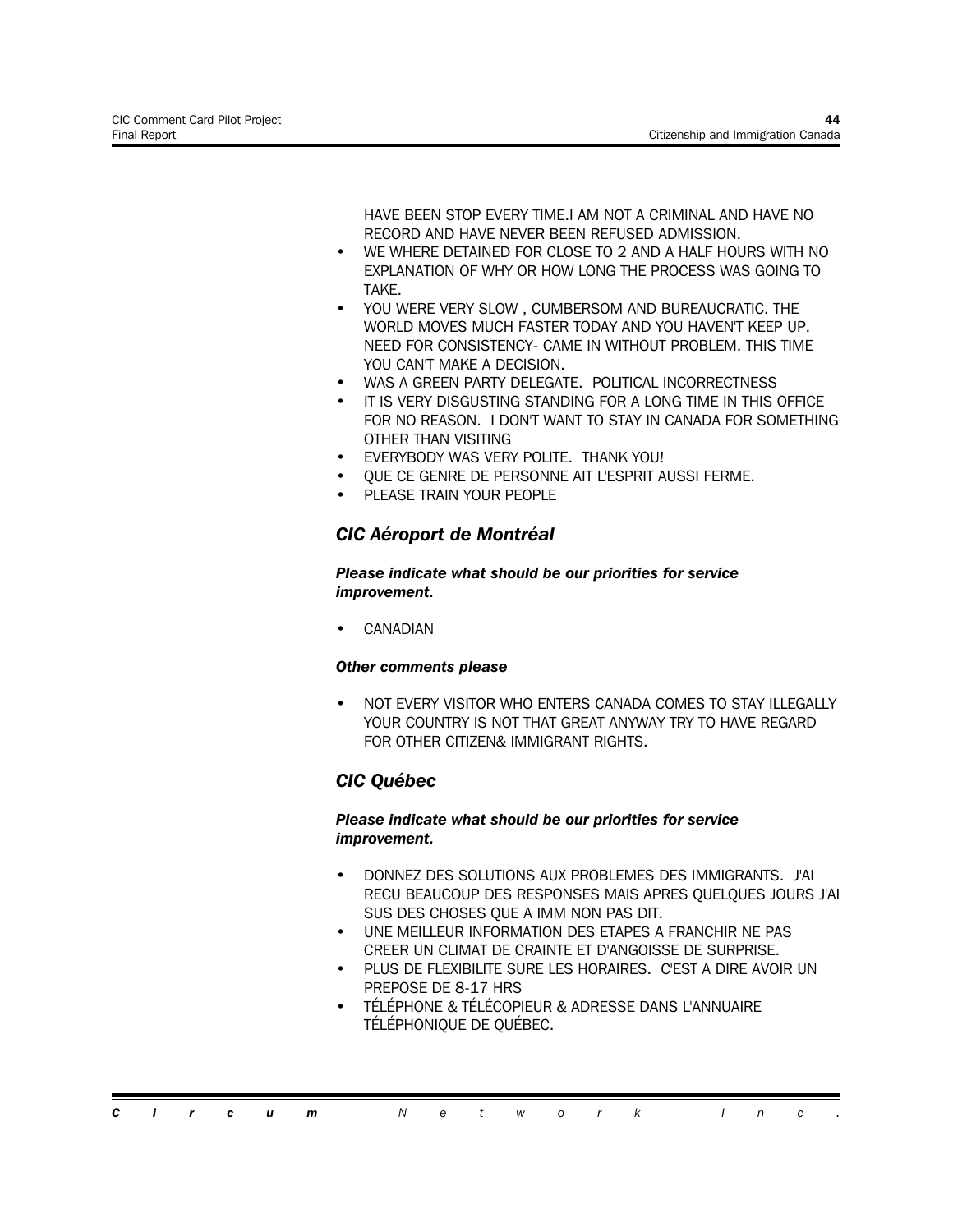HAVE BEEN STOP EVERY TIME.I AM NOT A CRIMINAL AND HAVE NO RECORD AND HAVE NEVER BEEN REFUSED ADMISSION.

- WE WHERE DETAINED FOR CLOSE TO 2 AND A HALF HOURS WITH NO EXPLANATION OF WHY OR HOW LONG THE PROCESS WAS GOING TO TAKE.
- YOU WERE VERY SLOW , CUMBERSOM AND BUREAUCRATIC. THE WORLD MOVES MUCH FASTER TODAY AND YOU HAVEN'T KEEP UP. NEED FOR CONSISTENCY- CAME IN WITHOUT PROBLEM. THIS TIME YOU CAN'T MAKE A DECISION.
- WAS A GREEN PARTY DELEGATE. POLITICAL INCORRECTNESS
- IT IS VERY DISGUSTING STANDING FOR A LONG TIME IN THIS OFFICE FOR NO REASON. I DON'T WANT TO STAY IN CANADA FOR SOMETHING OTHER THAN VISITING
- EVERYBODY WAS VERY POLITE. THANK YOU!
- QUE CE GENRE DE PERSONNE AIT L'ESPRIT AUSSI FERME.
- PLEASE TRAIN YOUR PEOPLE

## *CIC Aéroport de Montréal*

***Please indicate what should be our priorities for service improvement.***

- CANADIAN

***Other comments please***

- NOT EVERY VISITOR WHO ENTERS CANADA COMES TO STAY ILLEGALLY YOUR COUNTRY IS NOT THAT GREAT ANYWAY TRY TO HAVE REGARD FOR OTHER CITIZEN& IMMIGRANT RIGHTS.

## *CIC Québec*

***Please indicate what should be our priorities for service improvement.***

- DONNEZ DES SOLUTIONS AUX PROBLEMES DES IMMIGRANTS. J'AI RECU BEAUCOUP DES RESPONSES MAIS APRES QUELQUES JOURS J'AI SUS DES CHOSES QUE A IMM NON PAS DIT.
- UNE MEILLEUR INFORMATION DES ETAPES A FRANCHIR NE PAS CREER UN CLIMAT DE CRAINTE ET D'ANGOISSE DE SURPRISE.
- PLUS DE FLEXIBILITE SURE LES HORAIRES. C'EST A DIRE AVOIR UN PREPOSE DE 8-17 HRS
- TÉLÉPHONE & TÉLÉCOPIEUR & ADRESSE DANS L'ANNUAIRE TÉLÉPHONIQUE DE QUÉBEC.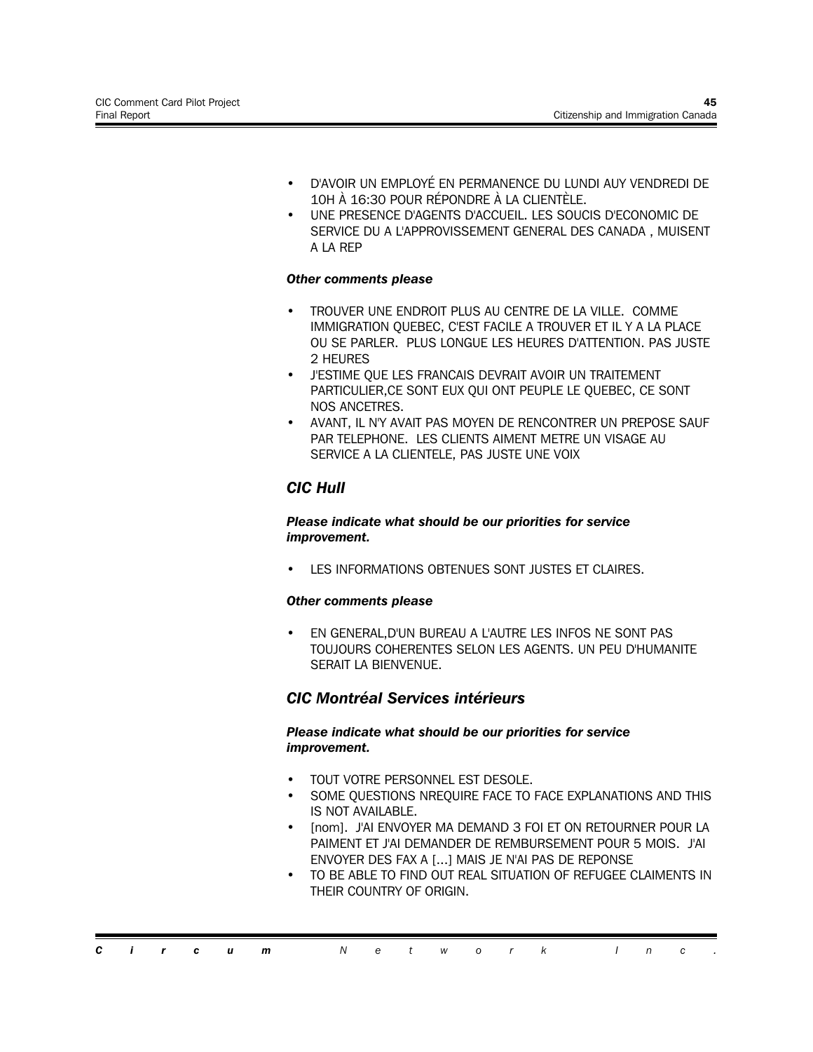- D'AVOIR UN EMPLOYÉ EN PERMANENCE DU LUNDI AUY VENDREDI DE 10H À 16:30 POUR RÉPONDRE À LA CLIENTÈLE.
- UNE PRESENCE D'AGENTS D'ACCUEIL. LES SOUCIS D'ECONOMIC DE SERVICE DU A L'APPROVISSEMENT GENERAL DES CANADA , MUISENT A LA REP

***Other comments please***

- TROUVER UNE ENDROIT PLUS AU CENTRE DE LA VILLE. COMME IMMIGRATION QUEBEC, C'EST FACILE A TROUVER ET IL Y A LA PLACE OU SE PARLER. PLUS LONGUE LES HEURES D'ATTENTION. PAS JUSTE 2 HEURES
- J'ESTIME QUE LES FRANCAIS DEVRAIT AVOIR UN TRAITEMENT PARTICULIER,CE SONT EUX QUI ONT PEUPLE LE QUEBEC, CE SONT NOS ANCETRES.
- AVANT, IL N'Y AVAIT PAS MOYEN DE RENCONTRER UN PREPOSE SAUF PAR TELEPHONE. LES CLIENTS AIMENT METRE UN VISAGE AU SERVICE A LA CLIENTELE, PAS JUSTE UNE VOIX

## *CIC Hull*

***Please indicate what should be our priorities for service improvement.***

- LES INFORMATIONS OBTENUES SONT JUSTES ET CLAIRES.

***Other comments please***

- EN GENERAL,D'UN BUREAU A L'AUTRE LES INFOS NE SONT PAS TOUJOURS COHERENTES SELON LES AGENTS. UN PEU D'HUMANITE SERAIT LA BIENVENUE.

## *CIC Montréal Services intérieurs*

***Please indicate what should be our priorities for service improvement.***

- TOUT VOTRE PERSONNEL EST DESOLE.
- SOME QUESTIONS NREQUIRE FACE TO FACE EXPLANATIONS AND THIS IS NOT AVAILABLE.
- [nom]. J'AI ENVOYER MA DEMAND 3 FOI ET ON RETOURNER POUR LA PAIMENT ET J'AI DEMANDER DE REMBURSEMENT POUR 5 MOIS. J'AI ENVOYER DES FAX A [...] MAIS JE N'AI PAS DE REPONSE
- TO BE ABLE TO FIND OUT REAL SITUATION OF REFUGEE CLAIMENTS IN THEIR COUNTRY OF ORIGIN.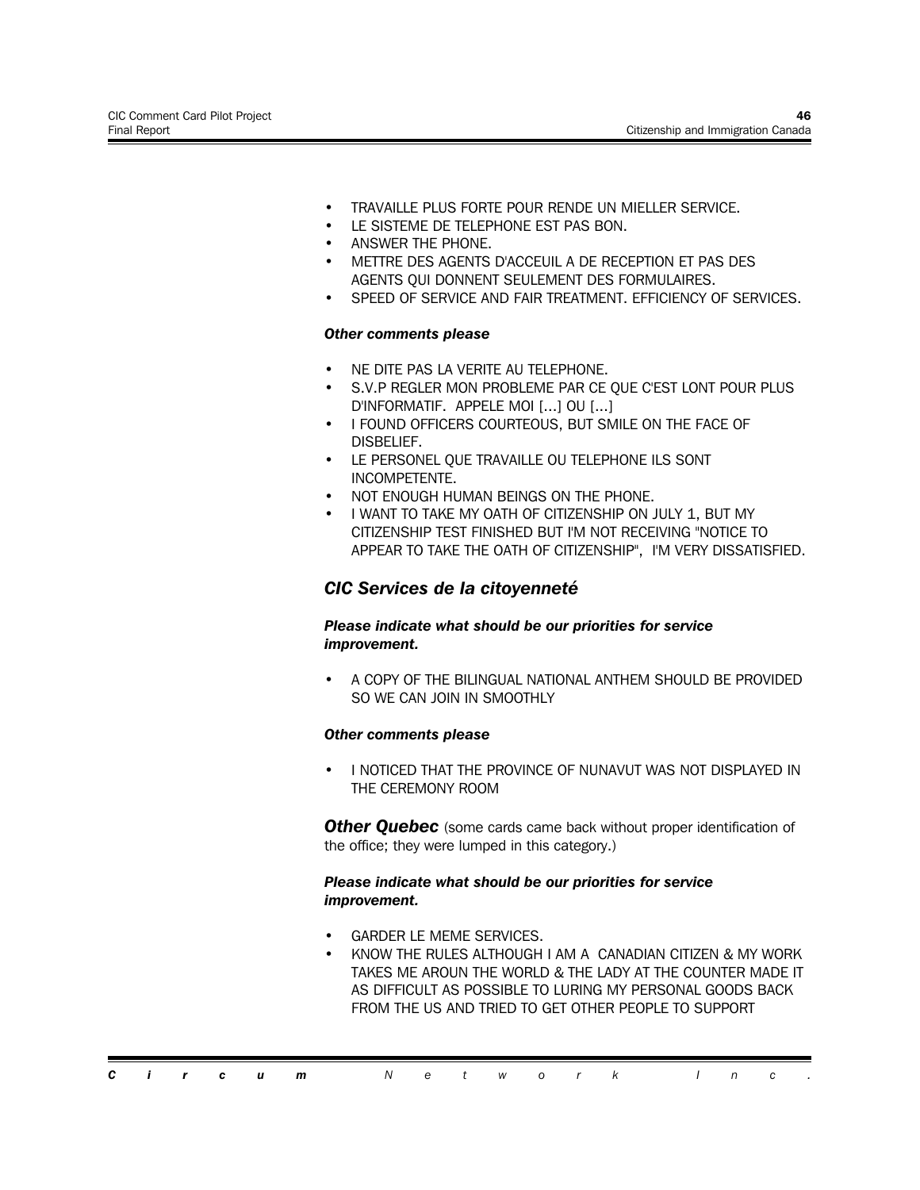- TRAVAILLE PLUS FORTE POUR RENDE UN MIELLER SERVICE.
- LE SISTEME DE TELEPHONE EST PAS BON.
- ANSWER THE PHONE.
- METTRE DES AGENTS D'ACCEUIL A DE RECEPTION ET PAS DES AGENTS QUI DONNENT SEULEMENT DES FORMULAIRES.
- SPEED OF SERVICE AND FAIR TREATMENT. EFFICIENCY OF SERVICES.

***Other comments please***

- NE DITE PAS LA VERITE AU TELEPHONE.
- S.V.P REGLER MON PROBLEME PAR CE QUE C'EST LONT POUR PLUS D'INFORMATIF. APPELE MOI [...] OU [...]
- I FOUND OFFICERS COURTEOUS, BUT SMILE ON THE FACE OF DISBELIEF.
- LE PERSONEL QUE TRAVAILLE OU TELEPHONE ILS SONT INCOMPETENTE.
- NOT ENOUGH HUMAN BEINGS ON THE PHONE.
- I WANT TO TAKE MY OATH OF CITIZENSHIP ON JULY 1, BUT MY CITIZENSHIP TEST FINISHED BUT I'M NOT RECEIVING "NOTICE TO APPEAR TO TAKE THE OATH OF CITIZENSHIP", I'M VERY DISSATISFIED.

## *CIC Services de la citoyenneté*

***Please indicate what should be our priorities for service improvement.***

- A COPY OF THE BILINGUAL NATIONAL ANTHEM SHOULD BE PROVIDED SO WE CAN JOIN IN SMOOTHLY

***Other comments please***

- I NOTICED THAT THE PROVINCE OF NUNAVUT WAS NOT DISPLAYED IN THE CEREMONY ROOM

***Other Quebec*** (some cards came back without proper identification of the office; they were lumped in this category.)

***Please indicate what should be our priorities for service improvement.***

- GARDER LE MEME SERVICES.
- KNOW THE RULES ALTHOUGH I AM A CANADIAN CITIZEN & MY WORK TAKES ME AROUN THE WORLD & THE LADY AT THE COUNTER MADE IT AS DIFFICULT AS POSSIBLE TO LURING MY PERSONAL GOODS BACK FROM THE US AND TRIED TO GET OTHER PEOPLE TO SUPPORT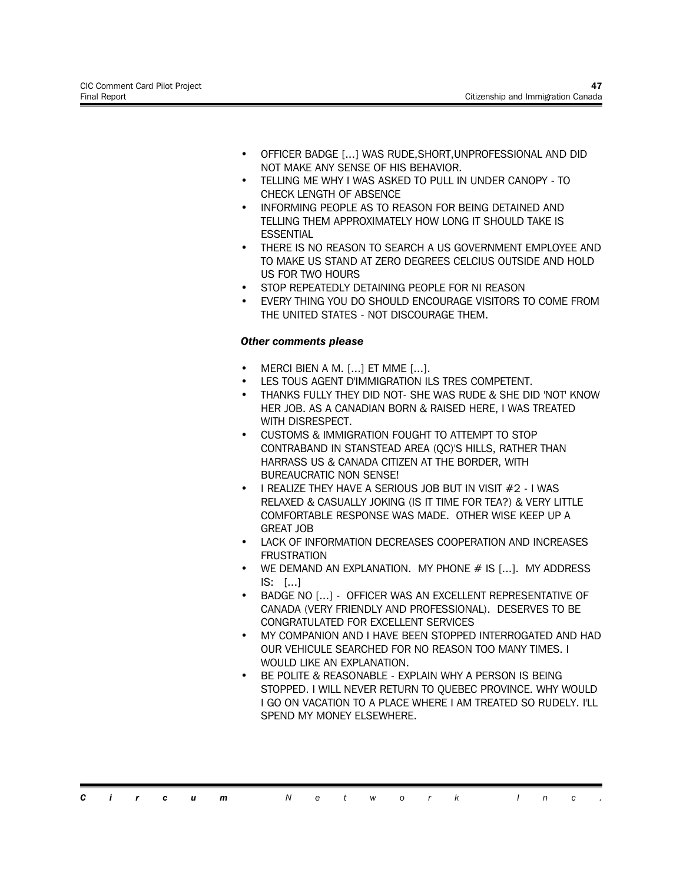- OFFICER BADGE [...] WAS RUDE,SHORT,UNPROFESSIONAL AND DID NOT MAKE ANY SENSE OF HIS BEHAVIOR.
- TELLING ME WHY I WAS ASKED TO PULL IN UNDER CANOPY - TO CHECK LENGTH OF ABSENCE
- INFORMING PEOPLE AS TO REASON FOR BEING DETAINED AND TELLING THEM APPROXIMATELY HOW LONG IT SHOULD TAKE IS ESSENTIAL
- THERE IS NO REASON TO SEARCH A US GOVERNMENT EMPLOYEE AND TO MAKE US STAND AT ZERO DEGREES CELCIUS OUTSIDE AND HOLD US FOR TWO HOURS
- STOP REPEATEDLY DETAINING PEOPLE FOR NI REASON
- EVERY THING YOU DO SHOULD ENCOURAGE VISITORS TO COME FROM THE UNITED STATES - NOT DISCOURAGE THEM.

***Other comments please***

- MERCI BIEN A M. [...] ET MME [...].
- LES TOUS AGENT D'IMMIGRATION ILS TRES COMPETENT.
- THANKS FULLY THEY DID NOT- SHE WAS RUDE & SHE DID 'NOT' KNOW HER JOB. AS A CANADIAN BORN & RAISED HERE, I WAS TREATED WITH DISRESPECT.
- CUSTOMS & IMMIGRATION FOUGHT TO ATTEMPT TO STOP CONTRABAND IN STANSTEAD AREA (QC)'S HILLS, RATHER THAN HARRASS US & CANADA CITIZEN AT THE BORDER, WITH BUREAUCRATIC NON SENSE!
- I REALIZE THEY HAVE A SERIOUS JOB BUT IN VISIT #2 - I WAS RELAXED & CASUALLY JOKING (IS IT TIME FOR TEA?) & VERY LITTLE COMFORTABLE RESPONSE WAS MADE. OTHER WISE KEEP UP A GREAT JOB
- LACK OF INFORMATION DECREASES COOPERATION AND INCREASES FRUSTRATION
- WE DEMAND AN EXPLANATION. MY PHONE # IS [...]. MY ADDRESS IS: [...]
- BADGE NO [...] - OFFICER WAS AN EXCELLENT REPRESENTATIVE OF CANADA (VERY FRIENDLY AND PROFESSIONAL). DESERVES TO BE CONGRATULATED FOR EXCELLENT SERVICES
- MY COMPANION AND I HAVE BEEN STOPPED INTERROGATED AND HAD OUR VEHICULE SEARCHED FOR NO REASON TOO MANY TIMES. I WOULD LIKE AN EXPLANATION.
- BE POLITE & REASONABLE - EXPLAIN WHY A PERSON IS BEING STOPPED. I WILL NEVER RETURN TO QUEBEC PROVINCE. WHY WOULD I GO ON VACATION TO A PLACE WHERE I AM TREATED SO RUDELY. I'LL SPEND MY MONEY ELSEWHERE.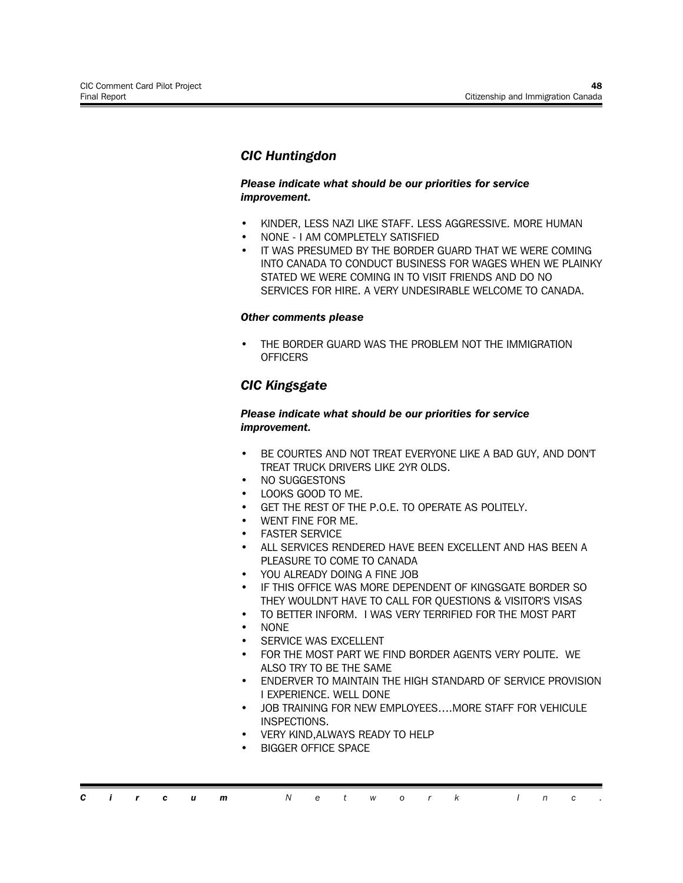## *CIC Huntingdon*

***Please indicate what should be our priorities for service improvement.***

- KINDER, LESS NAZI LIKE STAFF. LESS AGGRESSIVE. MORE HUMAN
- NONE - I AM COMPLETELY SATISFIED
- IT WAS PRESUMED BY THE BORDER GUARD THAT WE WERE COMING INTO CANADA TO CONDUCT BUSINESS FOR WAGES WHEN WE PLAINKY STATED WE WERE COMING IN TO VISIT FRIENDS AND DO NO SERVICES FOR HIRE. A VERY UNDESIRABLE WELCOME TO CANADA.

***Other comments please***

- THE BORDER GUARD WAS THE PROBLEM NOT THE IMMIGRATION OFFICERS

## *CIC Kingsgate*

***Please indicate what should be our priorities for service improvement.***

- BE COURTES AND NOT TREAT EVERYONE LIKE A BAD GUY, AND DON'T TREAT TRUCK DRIVERS LIKE 2YR OLDS.
- NO SUGGESTONS
- LOOKS GOOD TO ME.
- GET THE REST OF THE P.O.E. TO OPERATE AS POLITELY.
- WENT FINE FOR ME.
- FASTER SERVICE
- ALL SERVICES RENDERED HAVE BEEN EXCELLENT AND HAS BEEN A PLEASURE TO COME TO CANADA
- YOU ALREADY DOING A FINE JOB
- IF THIS OFFICE WAS MORE DEPENDENT OF KINGSGATE BORDER SO THEY WOULDN'T HAVE TO CALL FOR QUESTIONS & VISITOR'S VISAS
- TO BETTER INFORM. I WAS VERY TERRIFIED FOR THE MOST PART
- NONE
- SERVICE WAS EXCELLENT
- FOR THE MOST PART WE FIND BORDER AGENTS VERY POLITE. WE ALSO TRY TO BE THE SAME
- ENDERVER TO MAINTAIN THE HIGH STANDARD OF SERVICE PROVISION I EXPERIENCE. WELL DONE
- JOB TRAINING FOR NEW EMPLOYEES....MORE STAFF FOR VEHICULE INSPECTIONS.
- VERY KIND,ALWAYS READY TO HELP
- BIGGER OFFICE SPACE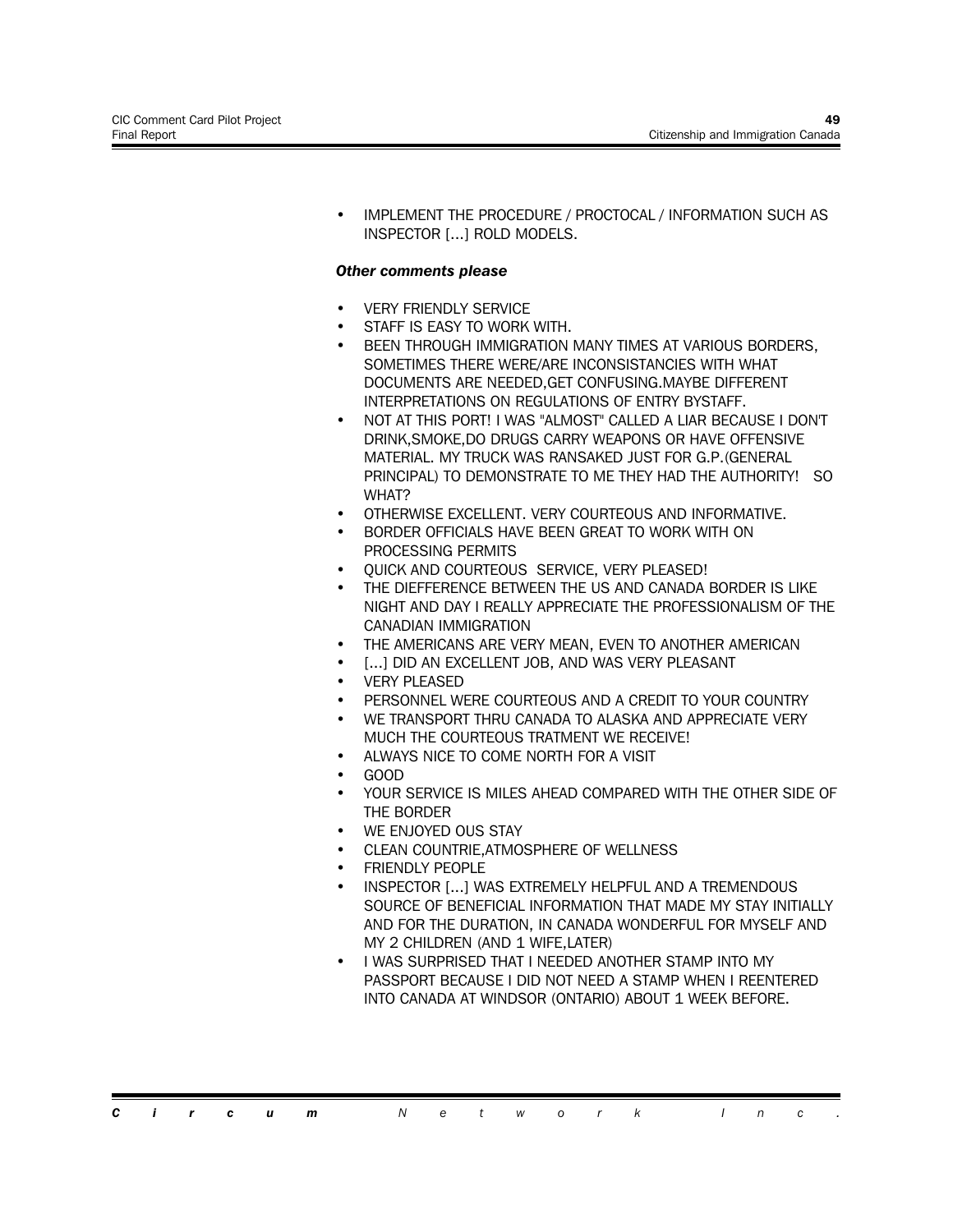- IMPLEMENT THE PROCEDURE / PROCTOCAL / INFORMATION SUCH AS INSPECTOR [...] ROLD MODELS.

***Other comments please***

- VERY FRIENDLY SERVICE
- STAFF IS EASY TO WORK WITH.
- BEEN THROUGH IMMIGRATION MANY TIMES AT VARIOUS BORDERS, SOMETIMES THERE WERE/ARE INCONSISTANCIES WITH WHAT DOCUMENTS ARE NEEDED,GET CONFUSING.MAYBE DIFFERENT INTERPRETATIONS ON REGULATIONS OF ENTRY BYSTAFF.
- NOT AT THIS PORT! I WAS "ALMOST" CALLED A LIAR BECAUSE I DON'T DRINK,SMOKE,DO DRUGS CARRY WEAPONS OR HAVE OFFENSIVE MATERIAL. MY TRUCK WAS RANSAKED JUST FOR G.P.(GENERAL PRINCIPAL) TO DEMONSTRATE TO ME THEY HAD THE AUTHORITY! SO WHAT?
- OTHERWISE EXCELLENT. VERY COURTEOUS AND INFORMATIVE.
- BORDER OFFICIALS HAVE BEEN GREAT TO WORK WITH ON PROCESSING PERMITS
- QUICK AND COURTEOUS SERVICE, VERY PLEASED!
- THE DIEFFERENCE BETWEEN THE US AND CANADA BORDER IS LIKE NIGHT AND DAY I REALLY APPRECIATE THE PROFESSIONALISM OF THE CANADIAN IMMIGRATION
- THE AMERICANS ARE VERY MEAN, EVEN TO ANOTHER AMERICAN
- [...] DID AN EXCELLENT JOB, AND WAS VERY PLEASANT
- VERY PLEASED
- PERSONNEL WERE COURTEOUS AND A CREDIT TO YOUR COUNTRY
- WE TRANSPORT THRU CANADA TO ALASKA AND APPRECIATE VERY MUCH THE COURTEOUS TRATMENT WE RECEIVE!
- ALWAYS NICE TO COME NORTH FOR A VISIT
- GOOD
- YOUR SERVICE IS MILES AHEAD COMPARED WITH THE OTHER SIDE OF THE BORDER
- WE ENJOYED OUS STAY
- CLEAN COUNTRIE,ATMOSPHERE OF WELLNESS
- FRIENDLY PEOPLE
- INSPECTOR [...] WAS EXTREMELY HELPFUL AND A TREMENDOUS SOURCE OF BENEFICIAL INFORMATION THAT MADE MY STAY INITIALLY AND FOR THE DURATION, IN CANADA WONDERFUL FOR MYSELF AND MY 2 CHILDREN (AND 1 WIFE,LATER)
- I WAS SURPRISED THAT I NEEDED ANOTHER STAMP INTO MY PASSPORT BECAUSE I DID NOT NEED A STAMP WHEN I REENTERED INTO CANADA AT WINDSOR (ONTARIO) ABOUT 1 WEEK BEFORE.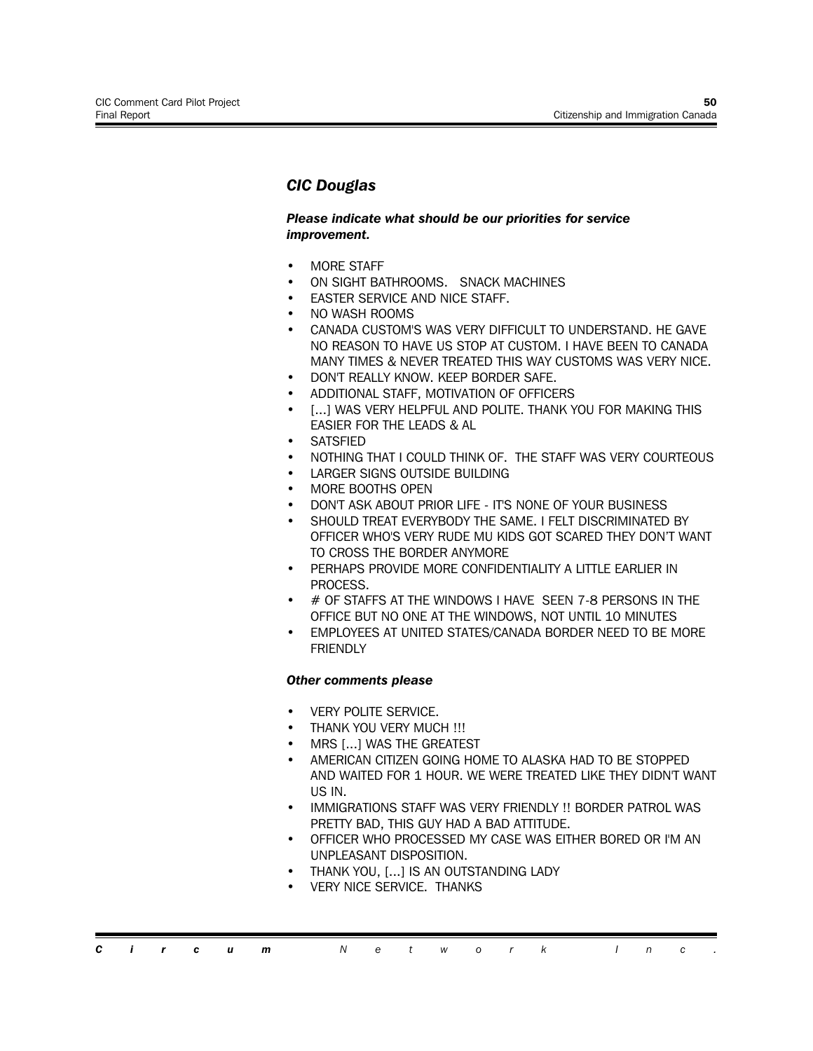### *CIC Douglas*

***Please indicate what should be our priorities for service improvement.***

- MORE STAFF
- ON SIGHT BATHROOMS. SNACK MACHINES
- EASTER SERVICE AND NICE STAFF.
- NO WASH ROOMS
- CANADA CUSTOM'S WAS VERY DIFFICULT TO UNDERSTAND. HE GAVE NO REASON TO HAVE US STOP AT CUSTOM. I HAVE BEEN TO CANADA MANY TIMES & NEVER TREATED THIS WAY CUSTOMS WAS VERY NICE.
- DON'T REALLY KNOW. KEEP BORDER SAFE.
- ADDITIONAL STAFF, MOTIVATION OF OFFICERS
- [...] WAS VERY HELPFUL AND POLITE. THANK YOU FOR MAKING THIS EASIER FOR THE LEADS & AL
- SATSFIED
- NOTHING THAT I COULD THINK OF. THE STAFF WAS VERY COURTEOUS
- LARGER SIGNS OUTSIDE BUILDING
- MORE BOOTHS OPEN
- DON'T ASK ABOUT PRIOR LIFE - IT'S NONE OF YOUR BUSINESS
- SHOULD TREAT EVERYBODY THE SAME. I FELT DISCRIMINATED BY OFFICER WHO'S VERY RUDE MU KIDS GOT SCARED THEY DON'T WANT TO CROSS THE BORDER ANYMORE
- PERHAPS PROVIDE MORE CONFIDENTIALITY A LITTLE EARLIER IN PROCESS.
- # OF STAFFS AT THE WINDOWS I HAVE SEEN 7-8 PERSONS IN THE OFFICE BUT NO ONE AT THE WINDOWS, NOT UNTIL 10 MINUTES
- EMPLOYEES AT UNITED STATES/CANADA BORDER NEED TO BE MORE FRIENDLY

***Other comments please***

- VERY POLITE SERVICE.
- THANK YOU VERY MUCH !!!
- MRS [...] WAS THE GREATEST
- AMERICAN CITIZEN GOING HOME TO ALASKA HAD TO BE STOPPED AND WAITED FOR 1 HOUR. WE WERE TREATED LIKE THEY DIDN'T WANT US IN.
- IMMIGRATIONS STAFF WAS VERY FRIENDLY !! BORDER PATROL WAS PRETTY BAD, THIS GUY HAD A BAD ATTITUDE.
- OFFICER WHO PROCESSED MY CASE WAS EITHER BORED OR I'M AN UNPLEASANT DISPOSITION.
- THANK YOU, [...] IS AN OUTSTANDING LADY
- VERY NICE SERVICE. THANKS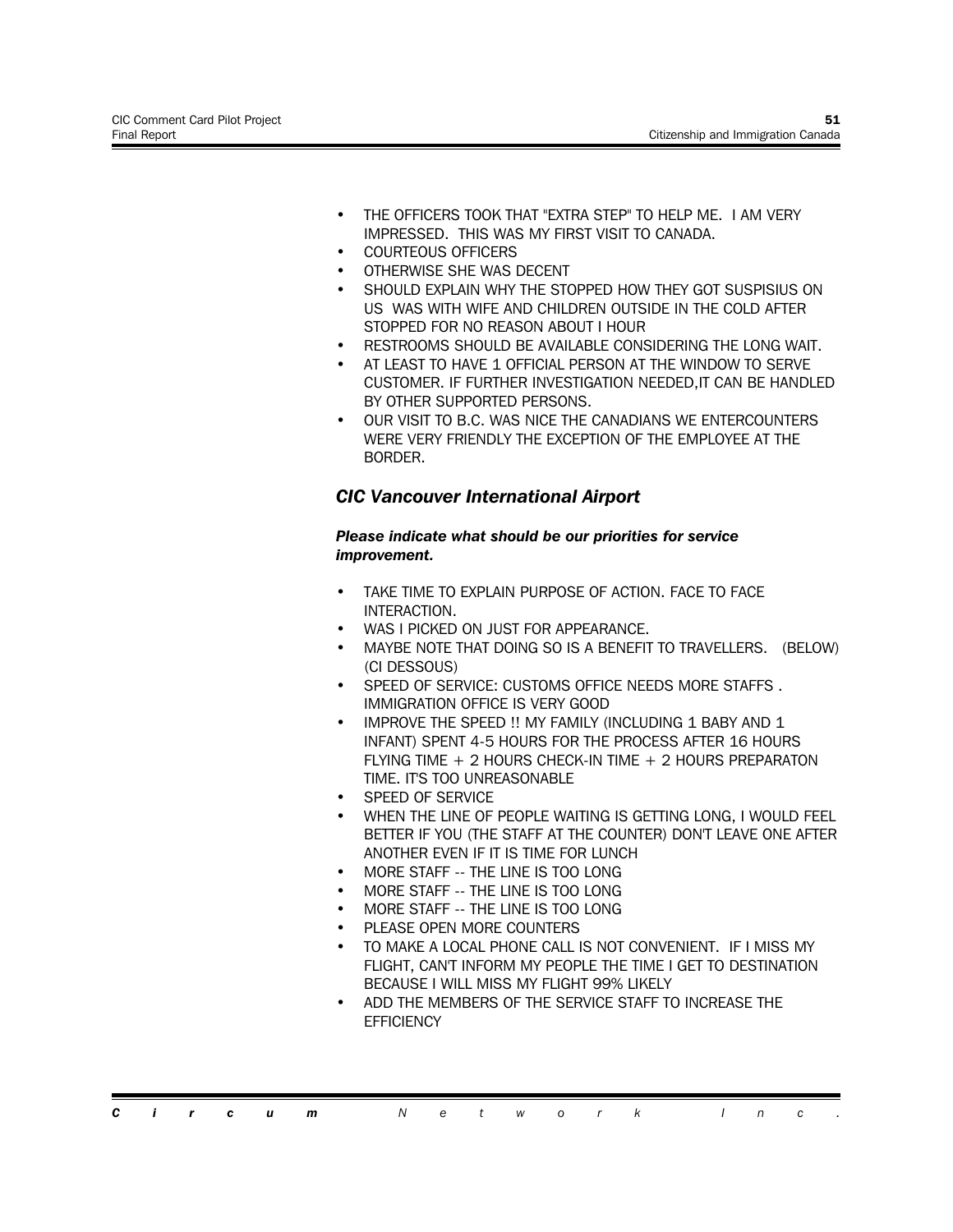- THE OFFICERS TOOK THAT "EXTRA STEP" TO HELP ME. I AM VERY IMPRESSED. THIS WAS MY FIRST VISIT TO CANADA.
- COURTEOUS OFFICERS
- OTHERWISE SHE WAS DECENT
- SHOULD EXPLAIN WHY THE STOPPED HOW THEY GOT SUSPISIUS ON US WAS WITH WIFE AND CHILDREN OUTSIDE IN THE COLD AFTER STOPPED FOR NO REASON ABOUT I HOUR
- RESTROOMS SHOULD BE AVAILABLE CONSIDERING THE LONG WAIT.
- AT LEAST TO HAVE 1 OFFICIAL PERSON AT THE WINDOW TO SERVE CUSTOMER. IF FURTHER INVESTIGATION NEEDED,IT CAN BE HANDLED BY OTHER SUPPORTED PERSONS.
- OUR VISIT TO B.C. WAS NICE THE CANADIANS WE ENTERCOUNTERS WERE VERY FRIENDLY THE EXCEPTION OF THE EMPLOYEE AT THE BORDER.

### *CIC Vancouver International Airport*

***Please indicate what should be our priorities for service improvement.***

- TAKE TIME TO EXPLAIN PURPOSE OF ACTION. FACE TO FACE INTERACTION.
- WAS I PICKED ON JUST FOR APPEARANCE.
- MAYBE NOTE THAT DOING SO IS A BENEFIT TO TRAVELLERS. (BELOW) (CI DESSOUS)
- SPEED OF SERVICE: CUSTOMS OFFICE NEEDS MORE STAFFS . IMMIGRATION OFFICE IS VERY GOOD
- IMPROVE THE SPEED !! MY FAMILY (INCLUDING 1 BABY AND 1 INFANT) SPENT 4-5 HOURS FOR THE PROCESS AFTER 16 HOURS FLYING TIME + 2 HOURS CHECK-IN TIME + 2 HOURS PREPARATON TIME. IT'S TOO UNREASONABLE
- SPEED OF SERVICE
- WHEN THE LINE OF PEOPLE WAITING IS GETTING LONG, I WOULD FEEL BETTER IF YOU (THE STAFF AT THE COUNTER) DON'T LEAVE ONE AFTER ANOTHER EVEN IF IT IS TIME FOR LUNCH
- MORE STAFF -- THE LINE IS TOO LONG
- MORE STAFF -- THE LINE IS TOO LONG
- MORE STAFF -- THE LINE IS TOO LONG
- PLEASE OPEN MORE COUNTERS
- TO MAKE A LOCAL PHONE CALL IS NOT CONVENIENT. IF I MISS MY FLIGHT, CAN'T INFORM MY PEOPLE THE TIME I GET TO DESTINATION BECAUSE I WILL MISS MY FLIGHT 99% LIKELY
- ADD THE MEMBERS OF THE SERVICE STAFF TO INCREASE THE EFFICIENCY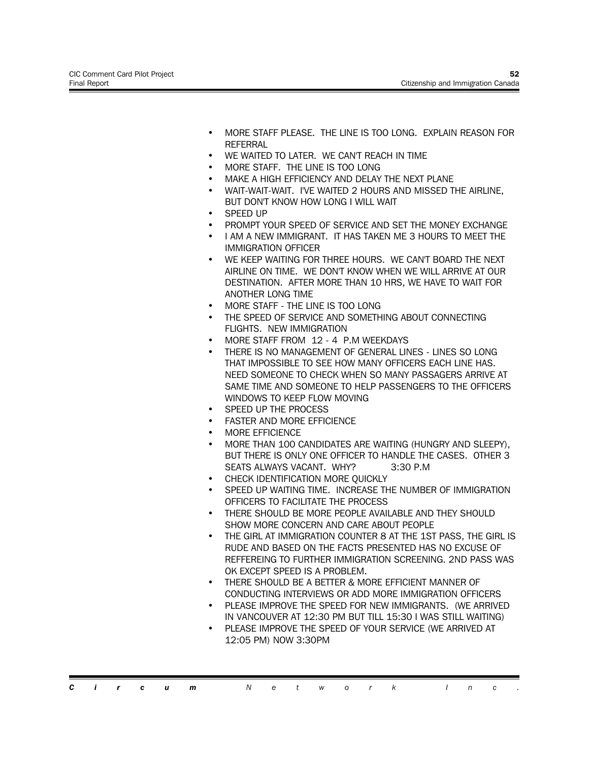- MORE STAFF PLEASE. THE LINE IS TOO LONG. EXPLAIN REASON FOR REFERRAL
- WE WAITED TO LATER. WE CAN'T REACH IN TIME
- MORE STAFF. THE LINE IS TOO LONG
- MAKE A HIGH EFFICIENCY AND DELAY THE NEXT PLANE
- WAIT-WAIT-WAIT. I'VE WAITED 2 HOURS AND MISSED THE AIRLINE, BUT DON'T KNOW HOW LONG I WILL WAIT
- SPEED UP
- PROMPT YOUR SPEED OF SERVICE AND SET THE MONEY EXCHANGE
- I AM A NEW IMMIGRANT. IT HAS TAKEN ME 3 HOURS TO MEET THE IMMIGRATION OFFICER
- WE KEEP WAITING FOR THREE HOURS. WE CAN'T BOARD THE NEXT AIRLINE ON TIME. WE DON'T KNOW WHEN WE WILL ARRIVE AT OUR DESTINATION. AFTER MORE THAN 10 HRS, WE HAVE TO WAIT FOR ANOTHER LONG TIME
- MORE STAFF - THE LINE IS TOO LONG
- THE SPEED OF SERVICE AND SOMETHING ABOUT CONNECTING FLIGHTS. NEW IMMIGRATION
- MORE STAFF FROM 12 - 4 P.M WEEKDAYS
- THERE IS NO MANAGEMENT OF GENERAL LINES - LINES SO LONG THAT IMPOSSIBLE TO SEE HOW MANY OFFICERS EACH LINE HAS. NEED SOMEONE TO CHECK WHEN SO MANY PASSAGERS ARRIVE AT SAME TIME AND SOMEONE TO HELP PASSENGERS TO THE OFFICERS WINDOWS TO KEEP FLOW MOVING
- SPEED UP THE PROCESS
- FASTER AND MORE EFFICIENCE
- MORE EFFICIENCE
- MORE THAN 100 CANDIDATES ARE WAITING (HUNGRY AND SLEEPY), BUT THERE IS ONLY ONE OFFICER TO HANDLE THE CASES. OTHER 3 SEATS ALWAYS VACANT. WHY? 3:30 P.M
- CHECK IDENTIFICATION MORE QUICKLY
- SPEED UP WAITING TIME. INCREASE THE NUMBER OF IMMIGRATION OFFICERS TO FACILITATE THE PROCESS
- THERE SHOULD BE MORE PEOPLE AVAILABLE AND THEY SHOULD SHOW MORE CONCERN AND CARE ABOUT PEOPLE
- THE GIRL AT IMMIGRATION COUNTER 8 AT THE 1ST PASS, THE GIRL IS RUDE AND BASED ON THE FACTS PRESENTED HAS NO EXCUSE OF REFFEREING TO FURTHER IMMIGRATION SCREENING. 2ND PASS WAS OK EXCEPT SPEED IS A PROBLEM.
- THERE SHOULD BE A BETTER & MORE EFFICIENT MANNER OF CONDUCTING INTERVIEWS OR ADD MORE IMMIGRATION OFFICERS
- PLEASE IMPROVE THE SPEED FOR NEW IMMIGRANTS. (WE ARRIVED IN VANCOUVER AT 12:30 PM BUT TILL 15:30 I WAS STILL WAITING)
- PLEASE IMPROVE THE SPEED OF YOUR SERVICE (WE ARRIVED AT 12:05 PM) NOW 3:30PM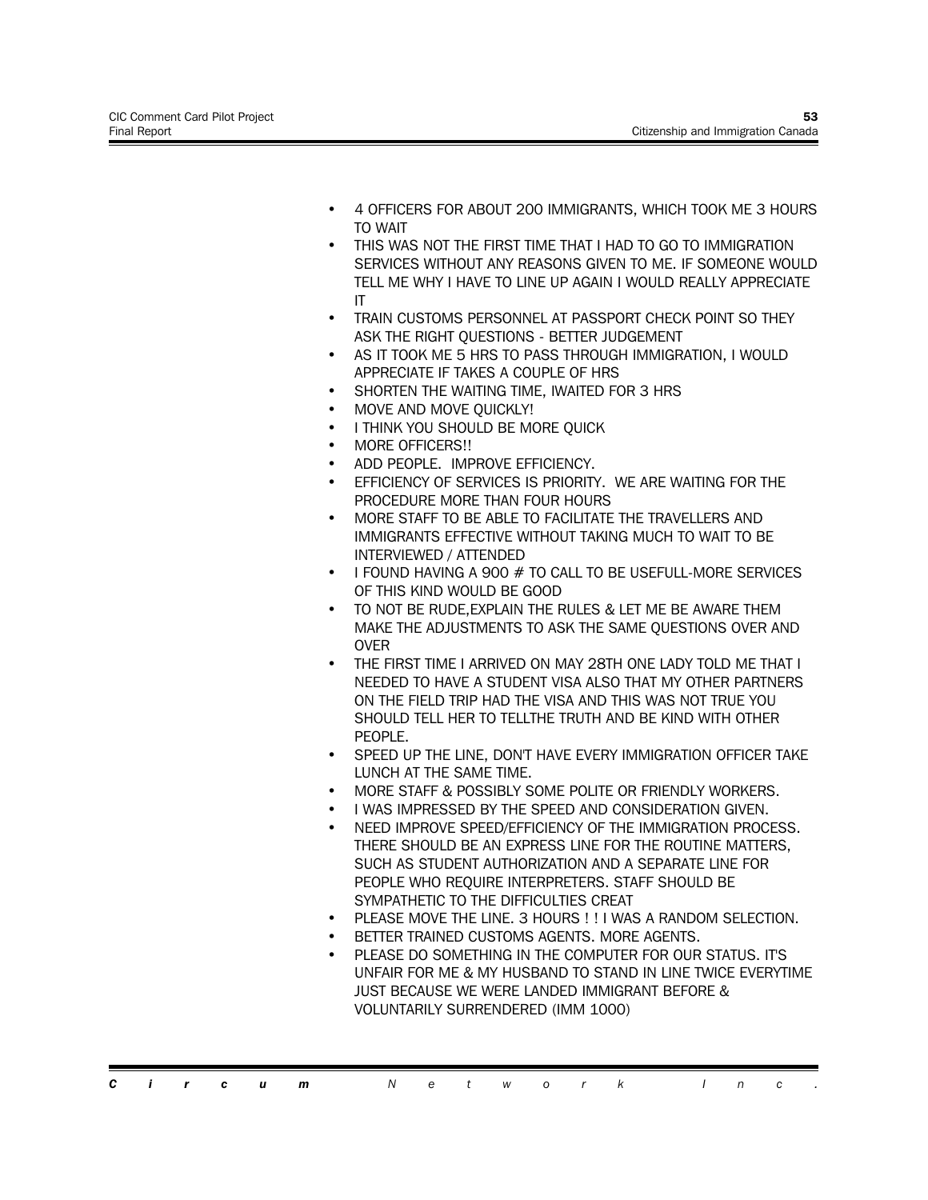- 4 OFFICERS FOR ABOUT 200 IMMIGRANTS, WHICH TOOK ME 3 HOURS TO WAIT
- THIS WAS NOT THE FIRST TIME THAT I HAD TO GO TO IMMIGRATION SERVICES WITHOUT ANY REASONS GIVEN TO ME. IF SOMEONE WOULD TELL ME WHY I HAVE TO LINE UP AGAIN I WOULD REALLY APPRECIATE IT
- TRAIN CUSTOMS PERSONNEL AT PASSPORT CHECK POINT SO THEY ASK THE RIGHT QUESTIONS - BETTER JUDGEMENT
- AS IT TOOK ME 5 HRS TO PASS THROUGH IMMIGRATION, I WOULD APPRECIATE IF TAKES A COUPLE OF HRS
- SHORTEN THE WAITING TIME, IWAITED FOR 3 HRS
- MOVE AND MOVE QUICKLY!
- I THINK YOU SHOULD BE MORE QUICK
- MORE OFFICERS!!
- ADD PEOPLE. IMPROVE EFFICIENCY.
- EFFICIENCY OF SERVICES IS PRIORITY. WE ARE WAITING FOR THE PROCEDURE MORE THAN FOUR HOURS
- MORE STAFF TO BE ABLE TO FACILITATE THE TRAVELLERS AND IMMIGRANTS EFFECTIVE WITHOUT TAKING MUCH TO WAIT TO BE INTERVIEWED / ATTENDED
- I FOUND HAVING A 900 # TO CALL TO BE USEFULL-MORE SERVICES OF THIS KIND WOULD BE GOOD
- TO NOT BE RUDE,EXPLAIN THE RULES & LET ME BE AWARE THEM MAKE THE ADJUSTMENTS TO ASK THE SAME QUESTIONS OVER AND OVER
- THE FIRST TIME I ARRIVED ON MAY 28TH ONE LADY TOLD ME THAT I NEEDED TO HAVE A STUDENT VISA ALSO THAT MY OTHER PARTNERS ON THE FIELD TRIP HAD THE VISA AND THIS WAS NOT TRUE YOU SHOULD TELL HER TO TELLTHE TRUTH AND BE KIND WITH OTHER PEOPLE.
- SPEED UP THE LINE, DON'T HAVE EVERY IMMIGRATION OFFICER TAKE LUNCH AT THE SAME TIME.
- MORE STAFF & POSSIBLY SOME POLITE OR FRIENDLY WORKERS.
- I WAS IMPRESSED BY THE SPEED AND CONSIDERATION GIVEN.
- NEED IMPROVE SPEED/EFFICIENCY OF THE IMMIGRATION PROCESS. THERE SHOULD BE AN EXPRESS LINE FOR THE ROUTINE MATTERS, SUCH AS STUDENT AUTHORIZATION AND A SEPARATE LINE FOR PEOPLE WHO REQUIRE INTERPRETERS. STAFF SHOULD BE SYMPATHETIC TO THE DIFFICULTIES CREAT
- PLEASE MOVE THE LINE. 3 HOURS ! ! I WAS A RANDOM SELECTION.
- BETTER TRAINED CUSTOMS AGENTS. MORE AGENTS.
- PLEASE DO SOMETHING IN THE COMPUTER FOR OUR STATUS. IT'S UNFAIR FOR ME & MY HUSBAND TO STAND IN LINE TWICE EVERYTIME JUST BECAUSE WE WERE LANDED IMMIGRANT BEFORE & VOLUNTARILY SURRENDERED (IMM 1000)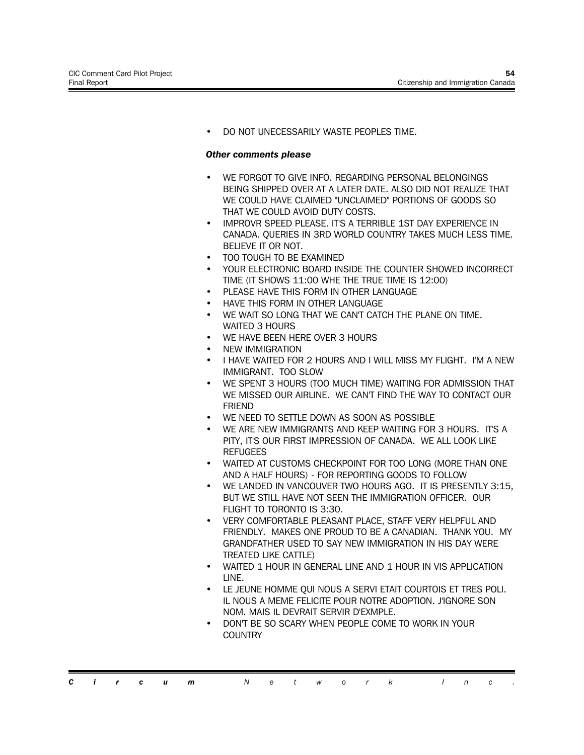- DO NOT UNECESSARILY WASTE PEOPLES TIME.

***Other comments please***

- WE FORGOT TO GIVE INFO. REGARDING PERSONAL BELONGINGS BEING SHIPPED OVER AT A LATER DATE. ALSO DID NOT REALIZE THAT WE COULD HAVE CLAIMED "UNCLAIMED" PORTIONS OF GOODS SO THAT WE COULD AVOID DUTY COSTS.
- IMPROVR SPEED PLEASE. IT'S A TERRIBLE 1ST DAY EXPERIENCE IN CANADA. QUERIES IN 3RD WORLD COUNTRY TAKES MUCH LESS TIME. BELIEVE IT OR NOT.
- TOO TOUGH TO BE EXAMINED
- YOUR ELECTRONIC BOARD INSIDE THE COUNTER SHOWED INCORRECT TIME (IT SHOWS 11:00 WHE THE TRUE TIME IS 12:00)
- PLEASE HAVE THIS FORM IN OTHER LANGUAGE
- HAVE THIS FORM IN OTHER LANGUAGE
- WE WAIT SO LONG THAT WE CAN'T CATCH THE PLANE ON TIME. WAITED 3 HOURS
- WE HAVE BEEN HERE OVER 3 HOURS
- NEW IMMIGRATION
- I HAVE WAITED FOR 2 HOURS AND I WILL MISS MY FLIGHT. I'M A NEW IMMIGRANT. TOO SLOW
- WE SPENT 3 HOURS (TOO MUCH TIME) WAITING FOR ADMISSION THAT WE MISSED OUR AIRLINE. WE CAN'T FIND THE WAY TO CONTACT OUR FRIEND
- WE NEED TO SETTLE DOWN AS SOON AS POSSIBLE
- WE ARE NEW IMMIGRANTS AND KEEP WAITING FOR 3 HOURS. IT'S A PITY, IT'S OUR FIRST IMPRESSION OF CANADA. WE ALL LOOK LIKE REFUGEES
- WAITED AT CUSTOMS CHECKPOINT FOR TOO LONG (MORE THAN ONE AND A HALF HOURS) - FOR REPORTING GOODS TO FOLLOW
- WE LANDED IN VANCOUVER TWO HOURS AGO. IT IS PRESENTLY 3:15, BUT WE STILL HAVE NOT SEEN THE IMMIGRATION OFFICER. OUR FLIGHT TO TORONTO IS 3:30.
- VERY COMFORTABLE PLEASANT PLACE, STAFF VERY HELPFUL AND FRIENDLY. MAKES ONE PROUD TO BE A CANADIAN. THANK YOU. MY GRANDFATHER USED TO SAY NEW IMMIGRATION IN HIS DAY WERE TREATED LIKE CATTLE)
- WAITED 1 HOUR IN GENERAL LINE AND 1 HOUR IN VIS APPLICATION LINE.
- LE JEUNE HOMME QUI NOUS A SERVI ETAIT COURTOIS ET TRES POLI. IL NOUS A MEME FELICITE POUR NOTRE ADOPTION. J'IGNORE SON NOM. MAIS IL DEVRAIT SERVIR D'EXMPLE.
- DON'T BE SO SCARY WHEN PEOPLE COME TO WORK IN YOUR COUNTRY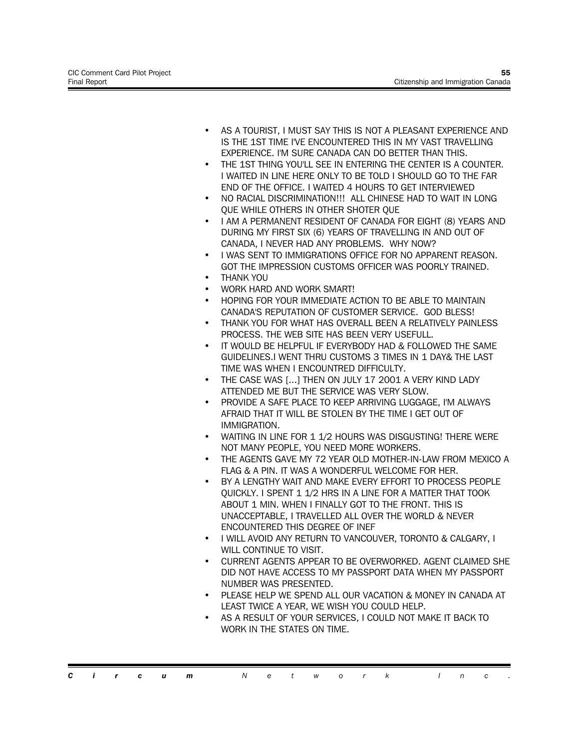- AS A TOURIST, I MUST SAY THIS IS NOT A PLEASANT EXPERIENCE AND IS THE 1ST TIME I'VE ENCOUNTERED THIS IN MY VAST TRAVELLING EXPERIENCE. I'M SURE CANADA CAN DO BETTER THAN THIS.
- THE 1ST THING YOU'LL SEE IN ENTERING THE CENTER IS A COUNTER. I WAITED IN LINE HERE ONLY TO BE TOLD I SHOULD GO TO THE FAR END OF THE OFFICE. I WAITED 4 HOURS TO GET INTERVIEWED
- NO RACIAL DISCRIMINATION!!! ALL CHINESE HAD TO WAIT IN LONG QUE WHILE OTHERS IN OTHER SHOTER QUE
- I AM A PERMANENT RESIDENT OF CANADA FOR EIGHT (8) YEARS AND DURING MY FIRST SIX (6) YEARS OF TRAVELLING IN AND OUT OF CANADA, I NEVER HAD ANY PROBLEMS. WHY NOW?
- I WAS SENT TO IMMIGRATIONS OFFICE FOR NO APPARENT REASON. GOT THE IMPRESSION CUSTOMS OFFICER WAS POORLY TRAINED.
- THANK YOU
- WORK HARD AND WORK SMART!
- HOPING FOR YOUR IMMEDIATE ACTION TO BE ABLE TO MAINTAIN CANADA'S REPUTATION OF CUSTOMER SERVICE. GOD BLESS!
- THANK YOU FOR WHAT HAS OVERALL BEEN A RELATIVELY PAINLESS PROCESS. THE WEB SITE HAS BEEN VERY USEFULL.
- IT WOULD BE HELPFUL IF EVERYBODY HAD & FOLLOWED THE SAME GUIDELINES.I WENT THRU CUSTOMS 3 TIMES IN 1 DAY& THE LAST TIME WAS WHEN I ENCOUNTRED DIFFICULTY.
- THE CASE WAS [...] THEN ON JULY 17 2001 A VERY KIND LADY ATTENDED ME BUT THE SERVICE WAS VERY SLOW.
- PROVIDE A SAFE PLACE TO KEEP ARRIVING LUGGAGE, I'M ALWAYS AFRAID THAT IT WILL BE STOLEN BY THE TIME I GET OUT OF IMMIGRATION.
- WAITING IN LINE FOR 1 1/2 HOURS WAS DISGUSTING! THERE WERE NOT MANY PEOPLE, YOU NEED MORE WORKERS.
- THE AGENTS GAVE MY 72 YEAR OLD MOTHER-IN-LAW FROM MEXICO A FLAG & A PIN. IT WAS A WONDERFUL WELCOME FOR HER.
- BY A LENGTHY WAIT AND MAKE EVERY EFFORT TO PROCESS PEOPLE QUICKLY. I SPENT 1 1/2 HRS IN A LINE FOR A MATTER THAT TOOK ABOUT 1 MIN. WHEN I FINALLY GOT TO THE FRONT. THIS IS UNACCEPTABLE, I TRAVELLED ALL OVER THE WORLD & NEVER ENCOUNTERED THIS DEGREE OF INEF
- I WILL AVOID ANY RETURN TO VANCOUVER, TORONTO & CALGARY, I WILL CONTINUE TO VISIT.
- CURRENT AGENTS APPEAR TO BE OVERWORKED. AGENT CLAIMED SHE DID NOT HAVE ACCESS TO MY PASSPORT DATA WHEN MY PASSPORT NUMBER WAS PRESENTED.
- PLEASE HELP WE SPEND ALL OUR VACATION & MONEY IN CANADA AT LEAST TWICE A YEAR, WE WISH YOU COULD HELP.
- AS A RESULT OF YOUR SERVICES, I COULD NOT MAKE IT BACK TO WORK IN THE STATES ON TIME.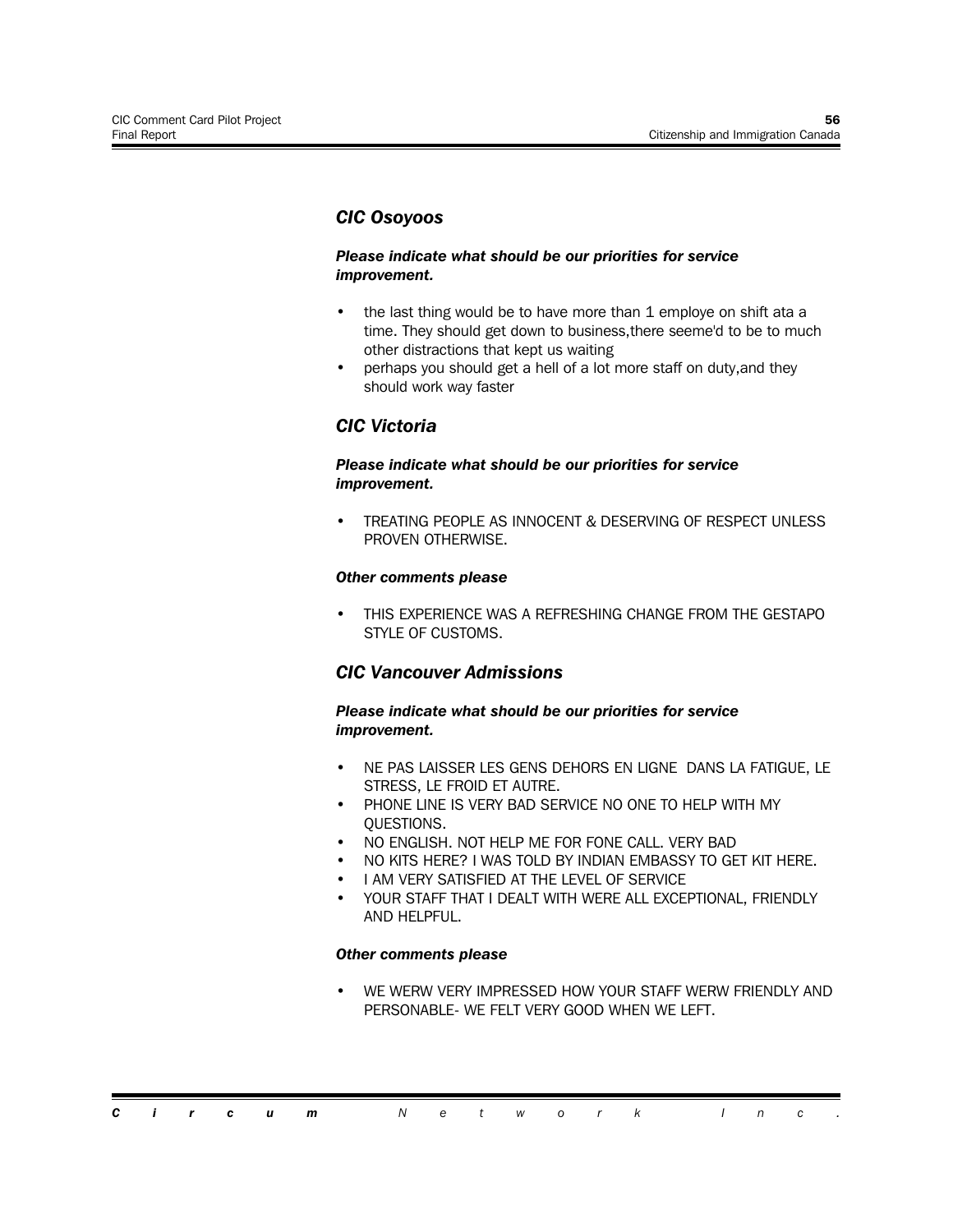## CIC Osoyoos

***Please indicate what should be our priorities for service improvement.***

- the last thing would be to have more than 1 employe on shift ata a time. They should get down to business,there seeme'd to be to much other distractions that kept us waiting
- perhaps you should get a hell of a lot more staff on duty,and they should work way faster

## CIC Victoria

***Please indicate what should be our priorities for service improvement.***

- TREATING PEOPLE AS INNOCENT & DESERVING OF RESPECT UNLESS PROVEN OTHERWISE.

***Other comments please***

- THIS EXPERIENCE WAS A REFRESHING CHANGE FROM THE GESTAPO STYLE OF CUSTOMS.

## CIC Vancouver Admissions

***Please indicate what should be our priorities for service improvement.***

- NE PAS LAISSER LES GENS DEHORS EN LIGNE DANS LA FATIGUE, LE STRESS, LE FROID ET AUTRE.
- PHONE LINE IS VERY BAD SERVICE NO ONE TO HELP WITH MY QUESTIONS.
- NO ENGLISH. NOT HELP ME FOR FONE CALL. VERY BAD
- NO KITS HERE? I WAS TOLD BY INDIAN EMBASSY TO GET KIT HERE.
- I AM VERY SATISFIED AT THE LEVEL OF SERVICE
- YOUR STAFF THAT I DEALT WITH WERE ALL EXCEPTIONAL, FRIENDLY AND HELPFUL.

***Other comments please***

- WE WERW VERY IMPRESSED HOW YOUR STAFF WERW FRIENDLY AND PERSONABLE- WE FELT VERY GOOD WHEN WE LEFT.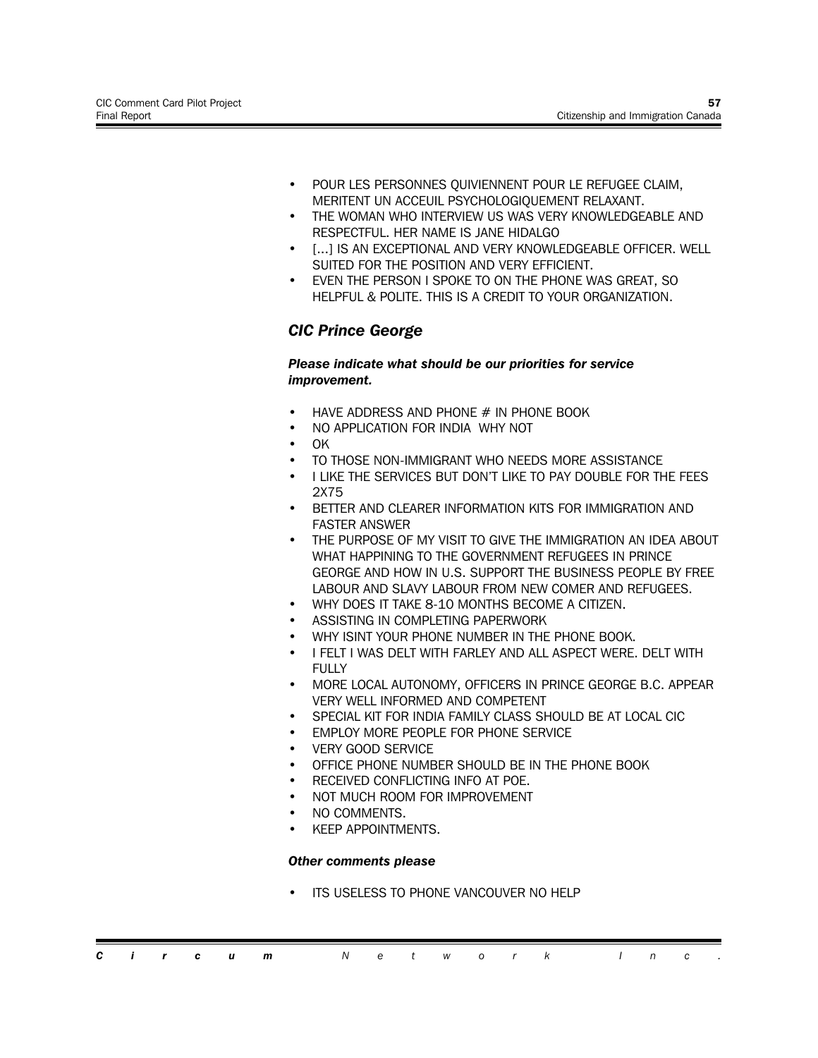- POUR LES PERSONNES QUIVIENNENT POUR LE REFUGEE CLAIM, MERITENT UN ACCEUIL PSYCHOLOGIQUEMENT RELAXANT.
- THE WOMAN WHO INTERVIEW US WAS VERY KNOWLEDGEABLE AND RESPECTFUL. HER NAME IS JANE HIDALGO
- [...] IS AN EXCEPTIONAL AND VERY KNOWLEDGEABLE OFFICER. WELL SUITED FOR THE POSITION AND VERY EFFICIENT.
- EVEN THE PERSON I SPOKE TO ON THE PHONE WAS GREAT, SO HELPFUL & POLITE. THIS IS A CREDIT TO YOUR ORGANIZATION.

## *CIC Prince George*

***Please indicate what should be our priorities for service improvement.***

- HAVE ADDRESS AND PHONE # IN PHONE BOOK
- NO APPLICATION FOR INDIA WHY NOT
- OK
- TO THOSE NON-IMMIGRANT WHO NEEDS MORE ASSISTANCE
- I LIKE THE SERVICES BUT DON'T LIKE TO PAY DOUBLE FOR THE FEES 2X75
- BETTER AND CLEARER INFORMATION KITS FOR IMMIGRATION AND FASTER ANSWER
- THE PURPOSE OF MY VISIT TO GIVE THE IMMIGRATION AN IDEA ABOUT WHAT HAPPINING TO THE GOVERNMENT REFUGEES IN PRINCE GEORGE AND HOW IN U.S. SUPPORT THE BUSINESS PEOPLE BY FREE LABOUR AND SLAVY LABOUR FROM NEW COMER AND REFUGEES.
- WHY DOES IT TAKE 8-10 MONTHS BECOME A CITIZEN.
- ASSISTING IN COMPLETING PAPERWORK
- WHY ISINT YOUR PHONE NUMBER IN THE PHONE BOOK.
- I FELT I WAS DELT WITH FARLEY AND ALL ASPECT WERE. DELT WITH FULLY
- MORE LOCAL AUTONOMY, OFFICERS IN PRINCE GEORGE B.C. APPEAR VERY WELL INFORMED AND COMPETENT
- SPECIAL KIT FOR INDIA FAMILY CLASS SHOULD BE AT LOCAL CIC
- EMPLOY MORE PEOPLE FOR PHONE SERVICE
- VERY GOOD SERVICE
- OFFICE PHONE NUMBER SHOULD BE IN THE PHONE BOOK
- RECEIVED CONFLICTING INFO AT POE.
- NOT MUCH ROOM FOR IMPROVEMENT
- NO COMMENTS.
- KEEP APPOINTMENTS.

***Other comments please***

- ITS USELESS TO PHONE VANCOUVER NO HELP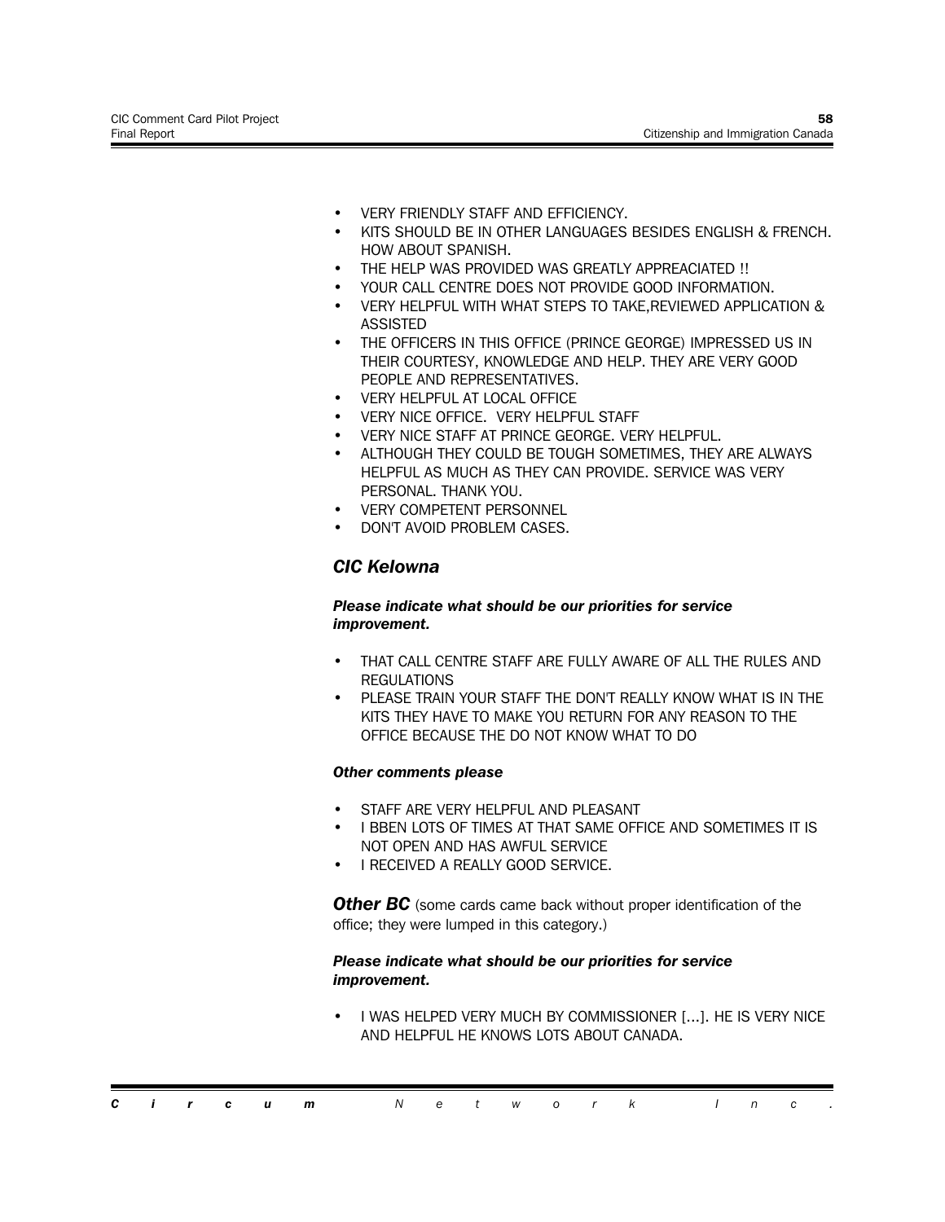- VERY FRIENDLY STAFF AND EFFICIENCY.
- KITS SHOULD BE IN OTHER LANGUAGES BESIDES ENGLISH & FRENCH. HOW ABOUT SPANISH.
- THE HELP WAS PROVIDED WAS GREATLY APPREACIATED !!
- YOUR CALL CENTRE DOES NOT PROVIDE GOOD INFORMATION.
- VERY HELPFUL WITH WHAT STEPS TO TAKE,REVIEWED APPLICATION & ASSISTED
- THE OFFICERS IN THIS OFFICE (PRINCE GEORGE) IMPRESSED US IN THEIR COURTESY, KNOWLEDGE AND HELP. THEY ARE VERY GOOD PEOPLE AND REPRESENTATIVES.
- VERY HELPFUL AT LOCAL OFFICE
- VERY NICE OFFICE.  VERY HELPFUL STAFF
- VERY NICE STAFF AT PRINCE GEORGE. VERY HELPFUL.
- ALTHOUGH THEY COULD BE TOUGH SOMETIMES, THEY ARE ALWAYS HELPFUL AS MUCH AS THEY CAN PROVIDE. SERVICE WAS VERY PERSONAL. THANK YOU.
- VERY COMPETENT PERSONNEL
- DON'T AVOID PROBLEM CASES.

## *CIC Kelowna*

***Please indicate what should be our priorities for service improvement.***

- THAT CALL CENTRE STAFF ARE FULLY AWARE OF ALL THE RULES AND REGULATIONS
- PLEASE TRAIN YOUR STAFF THE DON'T REALLY KNOW WHAT IS IN THE KITS THEY HAVE TO MAKE YOU RETURN FOR ANY REASON TO THE OFFICE BECAUSE THE DO NOT KNOW WHAT TO DO

***Other comments please***

- STAFF ARE VERY HELPFUL AND PLEASANT
- I BBEN LOTS OF TIMES AT THAT SAME OFFICE AND SOMETIMES IT IS NOT OPEN AND HAS AWFUL SERVICE
- I RECEIVED A REALLY GOOD SERVICE.

***Other BC*** (some cards came back without proper identification of the office; they were lumped in this category.)

***Please indicate what should be our priorities for service improvement.***

- I WAS HELPED VERY MUCH BY COMMISSIONER [...]. HE IS VERY NICE AND HELPFUL HE KNOWS LOTS ABOUT CANADA.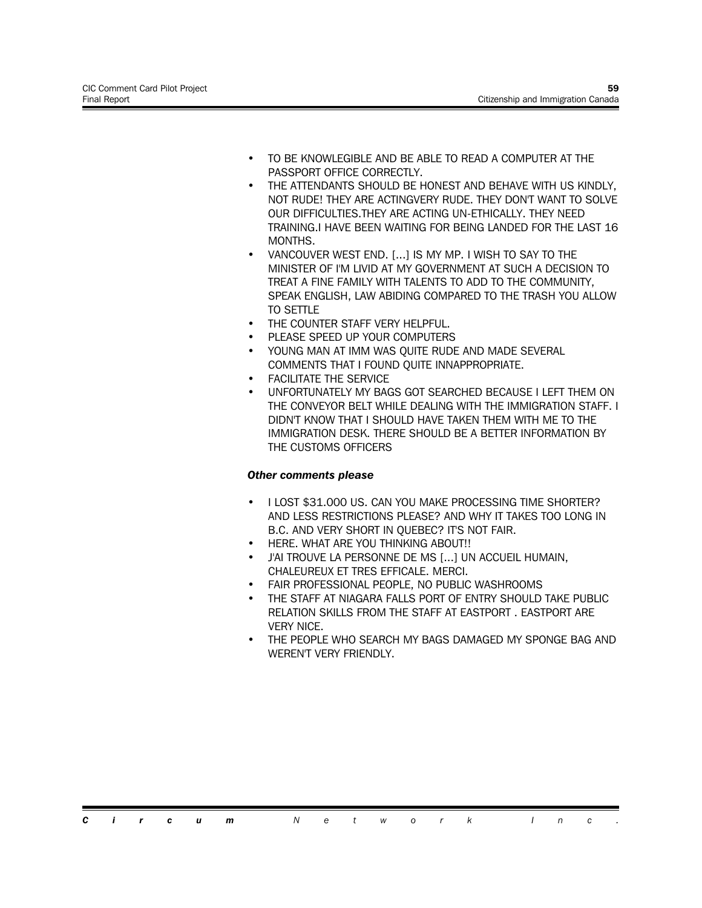- TO BE KNOWLEGIBLE AND BE ABLE TO READ A COMPUTER AT THE PASSPORT OFFICE CORRECTLY.
- THE ATTENDANTS SHOULD BE HONEST AND BEHAVE WITH US KINDLY, NOT RUDE! THEY ARE ACTINGVERY RUDE. THEY DON'T WANT TO SOLVE OUR DIFFICULTIES.THEY ARE ACTING UN-ETHICALLY. THEY NEED TRAINING.I HAVE BEEN WAITING FOR BEING LANDED FOR THE LAST 16 MONTHS.
- VANCOUVER WEST END. [...] IS MY MP. I WISH TO SAY TO THE MINISTER OF I'M LIVID AT MY GOVERNMENT AT SUCH A DECISION TO TREAT A FINE FAMILY WITH TALENTS TO ADD TO THE COMMUNITY, SPEAK ENGLISH, LAW ABIDING COMPARED TO THE TRASH YOU ALLOW TO SETTLE
- THE COUNTER STAFF VERY HELPFUL.
- PLEASE SPEED UP YOUR COMPUTERS
- YOUNG MAN AT IMM WAS QUITE RUDE AND MADE SEVERAL COMMENTS THAT I FOUND QUITE INNAPPROPRIATE.
- FACILITATE THE SERVICE
- UNFORTUNATELY MY BAGS GOT SEARCHED BECAUSE I LEFT THEM ON THE CONVEYOR BELT WHILE DEALING WITH THE IMMIGRATION STAFF. I DIDN'T KNOW THAT I SHOULD HAVE TAKEN THEM WITH ME TO THE IMMIGRATION DESK. THERE SHOULD BE A BETTER INFORMATION BY THE CUSTOMS OFFICERS

***Other comments please***

- I LOST $31.000 US. CAN YOU MAKE PROCESSING TIME SHORTER? AND LESS RESTRICTIONS PLEASE? AND WHY IT TAKES TOO LONG IN B.C. AND VERY SHORT IN QUEBEC? IT'S NOT FAIR.
- HERE. WHAT ARE YOU THINKING ABOUT!!
- J'AI TROUVE LA PERSONNE DE MS [...] UN ACCUEIL HUMAIN, CHALEUREUX ET TRES EFFICALE. MERCI.
- FAIR PROFESSIONAL PEOPLE, NO PUBLIC WASHROOMS
- THE STAFF AT NIAGARA FALLS PORT OF ENTRY SHOULD TAKE PUBLIC RELATION SKILLS FROM THE STAFF AT EASTPORT . EASTPORT ARE VERY NICE.
- THE PEOPLE WHO SEARCH MY BAGS DAMAGED MY SPONGE BAG AND WEREN'T VERY FRIENDLY.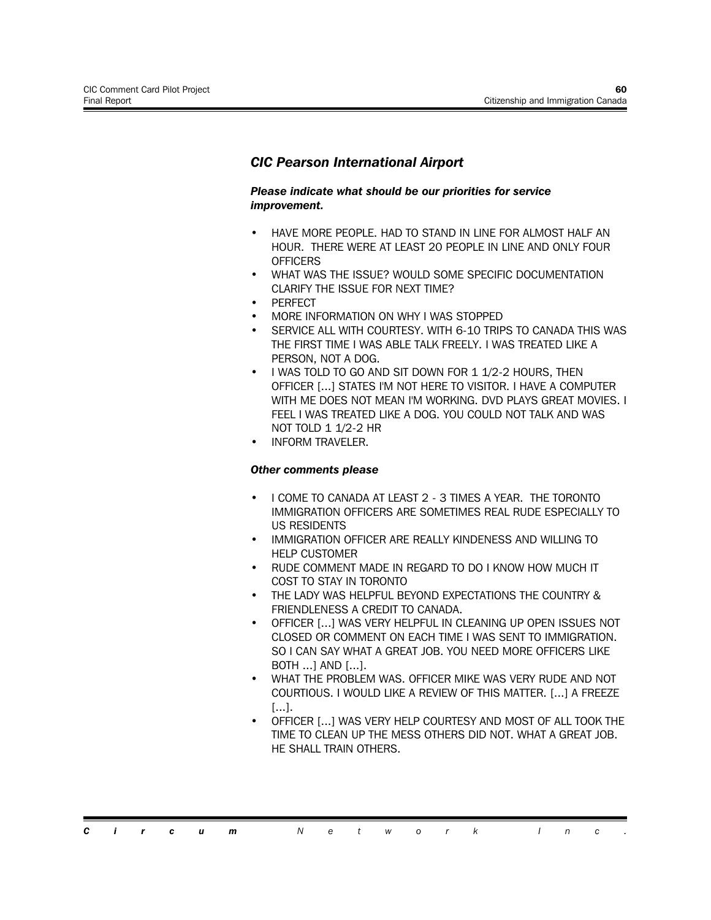### *CIC Pearson International Airport*

***Please indicate what should be our priorities for service improvement.***

- HAVE MORE PEOPLE. HAD TO STAND IN LINE FOR ALMOST HALF AN HOUR. THERE WERE AT LEAST 20 PEOPLE IN LINE AND ONLY FOUR OFFICERS
- WHAT WAS THE ISSUE? WOULD SOME SPECIFIC DOCUMENTATION CLARIFY THE ISSUE FOR NEXT TIME?
- PERFECT
- MORE INFORMATION ON WHY I WAS STOPPED
- SERVICE ALL WITH COURTESY. WITH 6-10 TRIPS TO CANADA THIS WAS THE FIRST TIME I WAS ABLE TALK FREELY. I WAS TREATED LIKE A PERSON, NOT A DOG.
- I WAS TOLD TO GO AND SIT DOWN FOR 1 1/2-2 HOURS, THEN OFFICER [...] STATES I'M NOT HERE TO VISITOR. I HAVE A COMPUTER WITH ME DOES NOT MEAN I'M WORKING. DVD PLAYS GREAT MOVIES. I FEEL I WAS TREATED LIKE A DOG. YOU COULD NOT TALK AND WAS NOT TOLD 1 1/2-2 HR
- INFORM TRAVELER.

***Other comments please***

- I COME TO CANADA AT LEAST 2 - 3 TIMES A YEAR. THE TORONTO IMMIGRATION OFFICERS ARE SOMETIMES REAL RUDE ESPECIALLY TO US RESIDENTS
- IMMIGRATION OFFICER ARE REALLY KINDENESS AND WILLING TO HELP CUSTOMER
- RUDE COMMENT MADE IN REGARD TO DO I KNOW HOW MUCH IT COST TO STAY IN TORONTO
- THE LADY WAS HELPFUL BEYOND EXPECTATIONS THE COUNTRY & FRIENDLENESS A CREDIT TO CANADA.
- OFFICER [...] WAS VERY HELPFUL IN CLEANING UP OPEN ISSUES NOT CLOSED OR COMMENT ON EACH TIME I WAS SENT TO IMMIGRATION. SO I CAN SAY WHAT A GREAT JOB. YOU NEED MORE OFFICERS LIKE BOTH ...] AND [...].
- WHAT THE PROBLEM WAS. OFFICER MIKE WAS VERY RUDE AND NOT COURTIOUS. I WOULD LIKE A REVIEW OF THIS MATTER. [...] A FREEZE [...].
- OFFICER [...] WAS VERY HELP COURTESY AND MOST OF ALL TOOK THE TIME TO CLEAN UP THE MESS OTHERS DID NOT. WHAT A GREAT JOB. HE SHALL TRAIN OTHERS.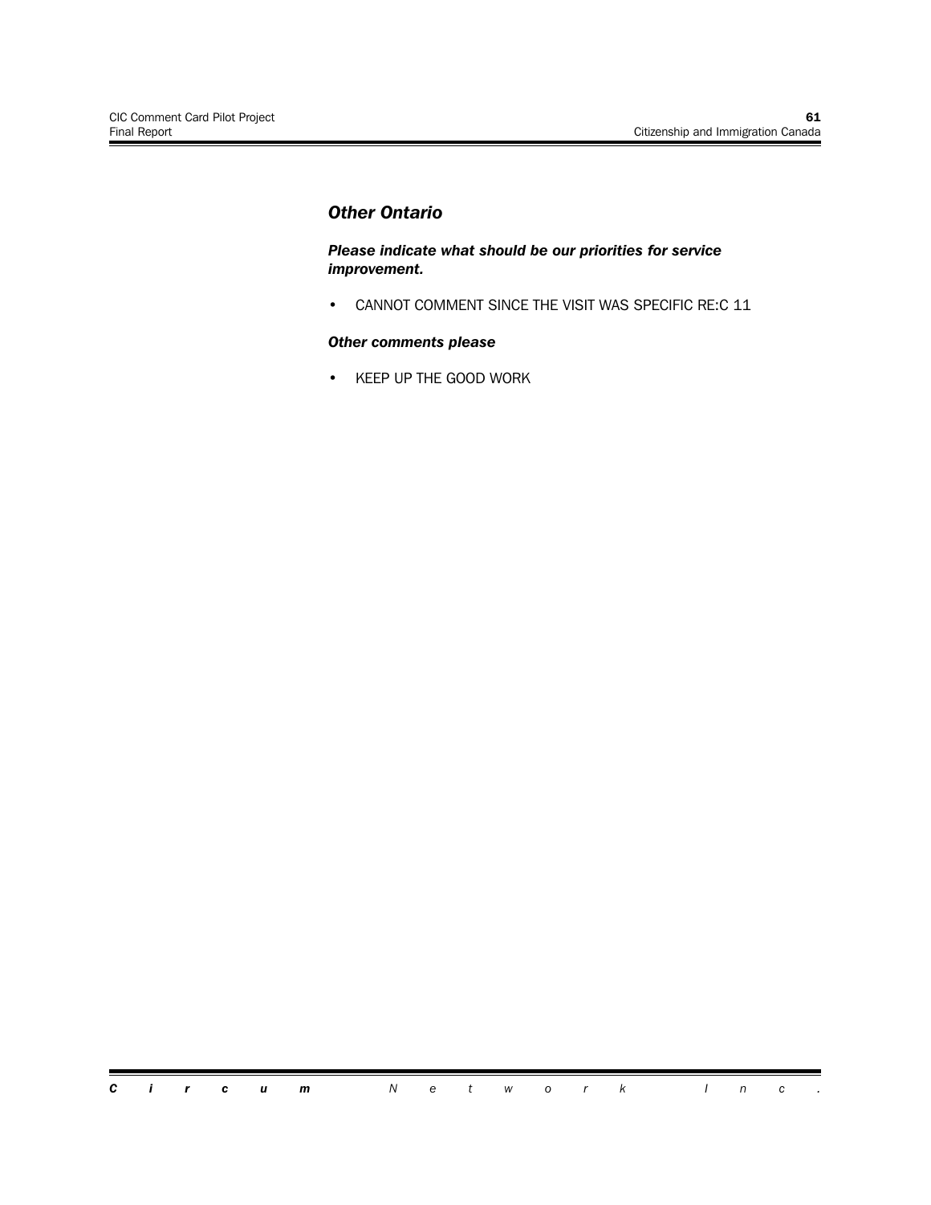## *Other Ontario*

***Please indicate what should be our priorities for service improvement.***

- CANNOT COMMENT SINCE THE VISIT WAS SPECIFIC RE:C 11

***Other comments please***

- KEEP UP THE GOOD WORK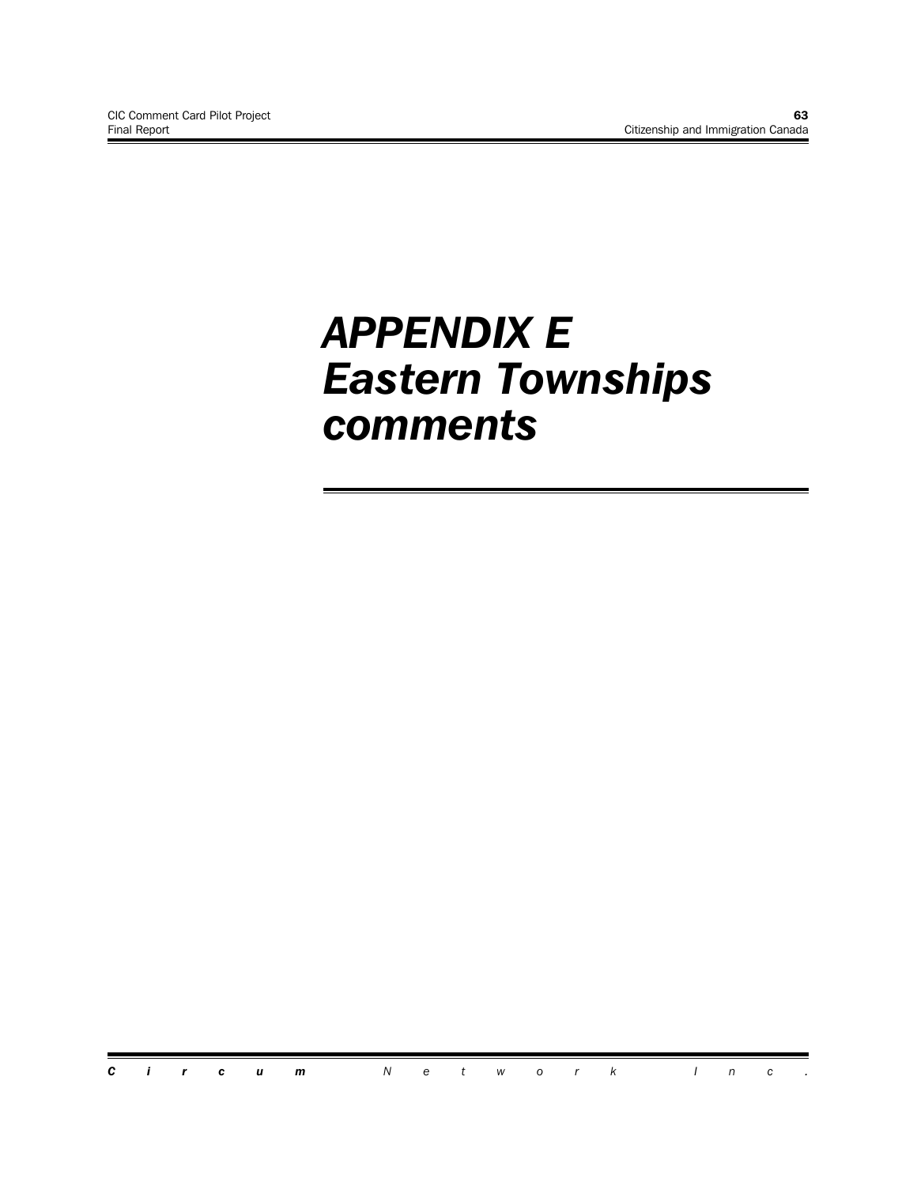# *APPENDIX E Eastern Townships comments*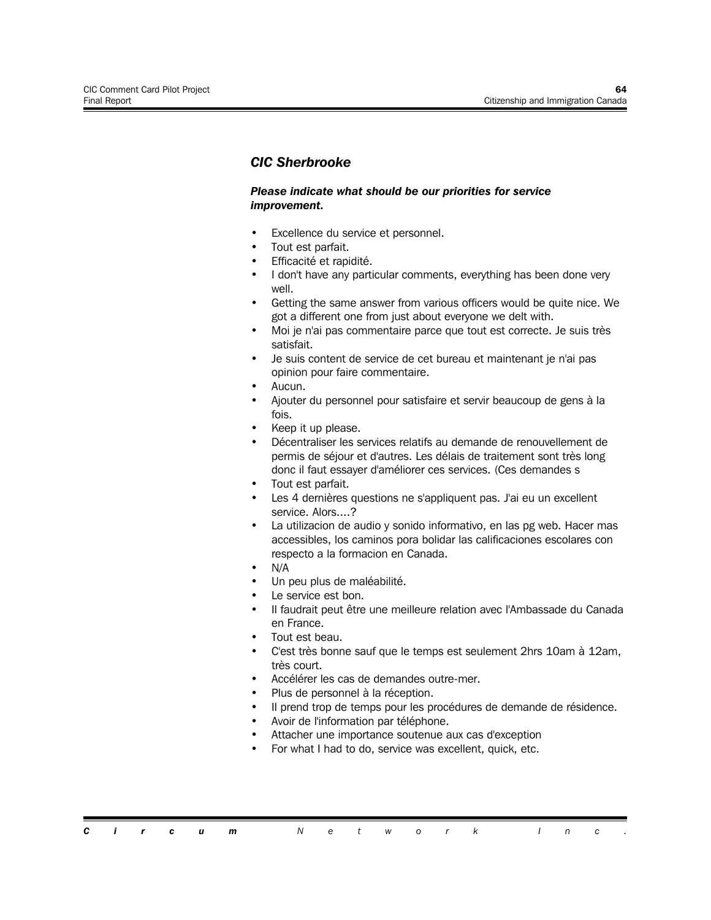### *CIC Sherbrooke*

***Please indicate what should be our priorities for service improvement.***

- Excellence du service et personnel.
- Tout est parfait.
- Efficacité et rapidité.
- I don't have any particular comments, everything has been done very well.
- Getting the same answer from various officers would be quite nice. We got a different one from just about everyone we delt with.
- Moi je n'ai pas commentaire parce que tout est correcte. Je suis très satisfait.
- Je suis content de service de cet bureau et maintenant je n'ai pas opinion pour faire commentaire.
- Aucun.
- Ajouter du personnel pour satisfaire et servir beaucoup de gens à la fois.
- Keep it up please.
- Décentraliser les services relatifs au demande de renouvellement de permis de séjour et d'autres. Les délais de traitement sont très long donc il faut essayer d'améliorer ces services. (Ces demandes s
- Tout est parfait.
- Les 4 dernières questions ne s'appliquent pas. J'ai eu un excellent service. Alors....?
- La utilizacion de audio y sonido informativo, en las pg web. Hacer mas accessibles, los caminos pora bolidar las calificaciones escolares con respecto a la formacion en Canada.
- N/A
- Un peu plus de maléabilité.
- Le service est bon.
- Il faudrait peut être une meilleure relation avec l'Ambassade du Canada en France.
- Tout est beau.
- C'est très bonne sauf que le temps est seulement 2hrs 10am à 12am, très court.
- Accélérer les cas de demandes outre-mer.
- Plus de personnel à la réception.
- Il prend trop de temps pour les procédures de demande de résidence.
- Avoir de l'information par téléphone.
- Attacher une importance soutenue aux cas d'exception
- For what I had to do, service was excellent, quick, etc.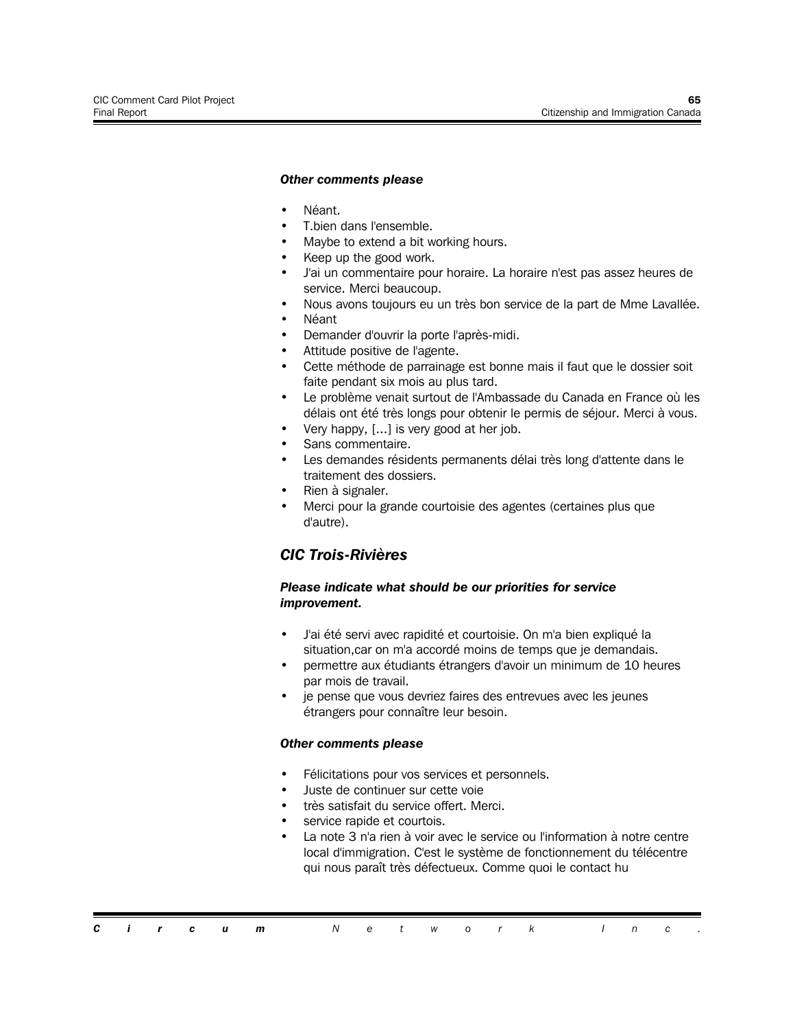***Other comments please***

- Néant.
- T.bien dans l'ensemble.
- Maybe to extend a bit working hours.
- Keep up the good work.
- J'ai un commentaire pour horaire. La horaire n'est pas assez heures de service. Merci beaucoup.
- Nous avons toujours eu un très bon service de la part de Mme Lavallée.
- Néant
- Demander d'ouvrir la porte l'après-midi.
- Attitude positive de l'agente.
- Cette méthode de parrainage est bonne mais il faut que le dossier soit faite pendant six mois au plus tard.
- Le problème venait surtout de l'Ambassade du Canada en France où les délais ont été très longs pour obtenir le permis de séjour. Merci à vous.
- Very happy, [...] is very good at her job.
- Sans commentaire.
- Les demandes résidents permanents délai très long d'attente dans le traitement des dossiers.
- Rien à signaler.
- Merci pour la grande courtoisie des agentes (certaines plus que d'autre).

## *CIC Trois-Rivières*

***Please indicate what should be our priorities for service improvement.***

- J'ai été servi avec rapidité et courtoisie. On m'a bien expliqué la situation,car on m'a accordé moins de temps que je demandais.
- permettre aux étudiants étrangers d'avoir un minimum de 10 heures par mois de travail.
- je pense que vous devriez faires des entrevues avec les jeunes étrangers pour connaître leur besoin.

***Other comments please***

- Félicitations pour vos services et personnels.
- Juste de continuer sur cette voie
- très satisfait du service offert. Merci.
- service rapide et courtois.
- La note 3 n'a rien à voir avec le service ou l'information à notre centre local d'immigration. C'est le système de fonctionnement du télécentre qui nous paraît très défectueux. Comme quoi le contact hu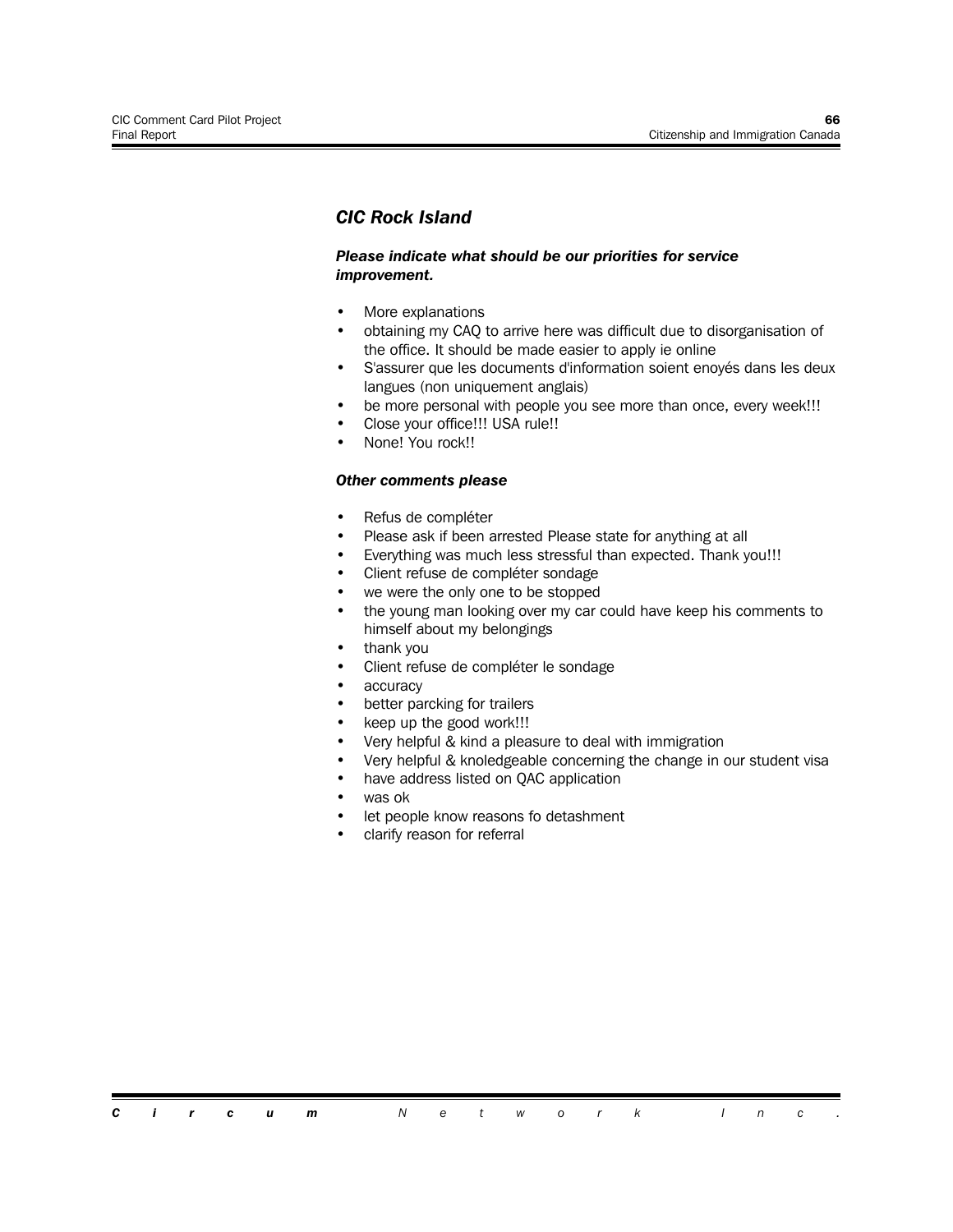## *CIC Rock Island*

***Please indicate what should be our priorities for service improvement.***

- More explanations
- obtaining my CAQ to arrive here was difficult due to disorganisation of the office. It should be made easier to apply ie online
- S'assurer que les documents d'information soient enoyés dans les deux langues (non uniquement anglais)
- be more personal with people you see more than once, every week!!!
- Close your office!!! USA rule!!
- None! You rock!!

***Other comments please***

- Refus de compléter
- Please ask if been arrested Please state for anything at all
- Everything was much less stressful than expected. Thank you!!!
- Client refuse de compléter sondage
- we were the only one to be stopped
- the young man looking over my car could have keep his comments to himself about my belongings
- thank you
- Client refuse de compléter le sondage
- accuracy
- better parcking for trailers
- keep up the good work!!!
- Very helpful & kind a pleasure to deal with immigration
- Very helpful & knoledgeable concerning the change in our student visa
- have address listed on QAC application
- was ok
- let people know reasons fo detashment
- clarify reason for referral